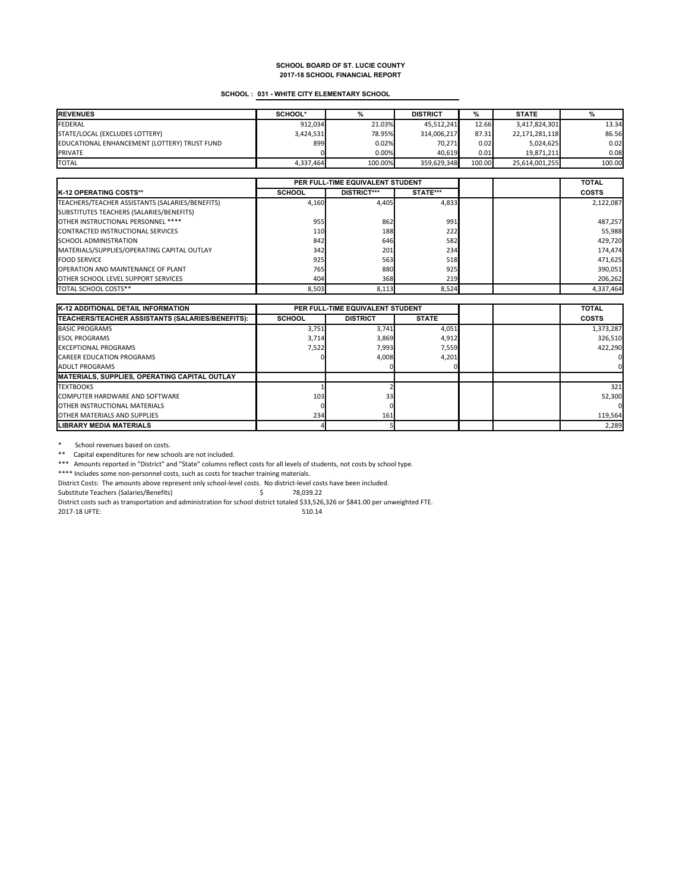**SCHOOL BOARD OF ST. LUCIE COUNTY**
**2017-18 SCHOOL FINANCIAL REPORT**

**SCHOOL : 031 - WHITE CITY ELEMENTARY SCHOOL**

| REVENUES | SCHOOL* | % | DISTRICT | % | STATE | % |
|---|---|---|---|---|---|---|
| FEDERAL | 912,034 | 21.03% | 45,512,241 | 12.66 | 3,417,824,301 | 13.34 |
| STATE/LOCAL (EXCLUDES LOTTERY) | 3,424,531 | 78.95% | 314,006,217 | 87.31 | 22,171,281,118 | 86.56 |
| EDUCATIONAL ENHANCEMENT (LOTTERY) TRUST FUND | 899 | 0.02% | 70,271 | 0.02 | 5,024,625 | 0.02 |
| PRIVATE | 0 | 0.00% | 40,619 | 0.01 | 19,871,211 | 0.08 |
| TOTAL | 4,337,464 | 100.00% | 359,629,348 | 100.00 | 25,614,001,255 | 100.00 |

| | PER FULL-TIME EQUIVALENT STUDENT | | | | | TOTAL |
|---|---|---|---|---|---|---|
| **K-12 OPERATING COSTS**** | **SCHOOL** | **DISTRICT***** | **STATE***** | | | **COSTS** |
| TEACHERS/TEACHER ASSISTANTS (SALARIES/BENEFITS) | 4,160 | 4,405 | 4,833 | | | 2,122,087 |
| SUBSTITUTES TEACHERS (SALARIES/BENEFITS) | | | | | | |
| OTHER INSTRUCTIONAL PERSONNEL **** | 955 | 862 | 991 | | | 487,257 |
| CONTRACTED INSTRUCTIONAL SERVICES | 110 | 188 | 222 | | | 55,988 |
| SCHOOL ADMINISTRATION | 842 | 646 | 582 | | | 429,720 |
| MATERIALS/SUPPLIES/OPERATING CAPITAL OUTLAY | 342 | 201 | 234 | | | 174,474 |
| FOOD SERVICE | 925 | 563 | 518 | | | 471,625 |
| OPERATION AND MAINTENANCE OF PLANT | 765 | 880 | 925 | | | 390,051 |
| OTHER SCHOOL LEVEL SUPPORT SERVICES | 404 | 368 | 219 | | | 206,262 |
| TOTAL SCHOOL COSTS** | 8,503 | 8,113 | 8,524 | | | 4,337,464 |

| K-12 ADDITIONAL DETAIL INFORMATION | PER FULL-TIME EQUIVALENT STUDENT | | | | | TOTAL |
|---|---|---|---|---|---|---|
| **TEACHERS/TEACHER ASSISTANTS (SALARIES/BENEFITS):** | **SCHOOL** | **DISTRICT** | **STATE** | | | **COSTS** |
| BASIC PROGRAMS | 3,751 | 3,741 | 4,051 | | | 1,373,287 |
| ESOL PROGRAMS | 3,714 | 3,869 | 4,912 | | | 326,510 |
| EXCEPTIONAL PROGRAMS | 7,522 | 7,993 | 7,559 | | | 422,290 |
| CAREER EDUCATION PROGRAMS | 0 | 4,008 | 4,201 | | | 0 |
| ADULT PROGRAMS | | 0 | 0 | | | 0 |
| **MATERIALS, SUPPLIES, OPERATING CAPITAL OUTLAY** | | | | | | |
| TEXTBOOKS | 1 | 2 | | | | 321 |
| COMPUTER HARDWARE AND SOFTWARE | 103 | 33 | | | | 52,300 |
| OTHER INSTRUCTIONAL MATERIALS | 0 | 0 | | | | 0 |
| OTHER MATERIALS AND SUPPLIES | 234 | 161 | | | | 119,564 |
| **LIBRARY MEDIA MATERIALS** | 4 | 5 | | | | 2,289 |

\* School revenues based on costs.

** Capital expenditures for new schools are not included.

*** Amounts reported in "District" and "State" columns reflect costs for all levels of students, not costs by school type.

**** Includes some non-personnel costs, such as costs for teacher training materials.

District Costs: The amounts above represent only school-level costs. No district-level costs have been included.

Substitute Teachers (Salaries/Benefits) $ 78,039.22

District costs such as transportation and administration for school district totaled $33,526,326 or $841.00 per unweighted FTE.

2017-18 UFTE: 510.14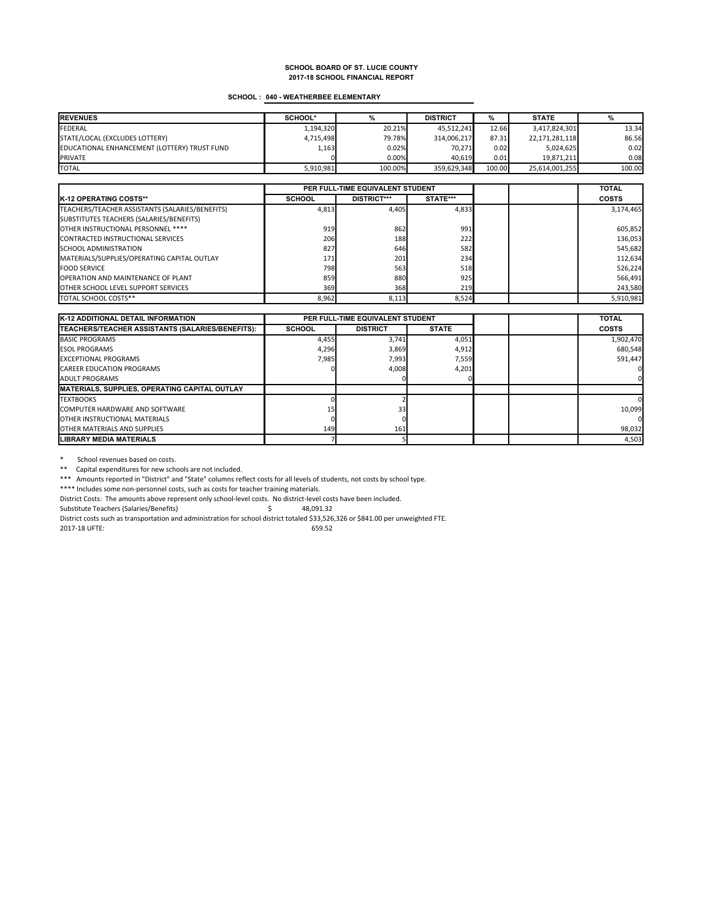**SCHOOL BOARD OF ST. LUCIE COUNTY**
**2017-18 SCHOOL FINANCIAL REPORT**

**SCHOOL : 040 - WEATHERBEE ELEMENTARY**

| REVENUES | SCHOOL* | % | DISTRICT | % | STATE | % |
|---|---|---|---|---|---|---|
| FEDERAL | 1,194,320 | 20.21% | 45,512,241 | 12.66 | 3,417,824,301 | 13.34 |
| STATE/LOCAL (EXCLUDES LOTTERY) | 4,715,498 | 79.78% | 314,006,217 | 87.31 | 22,171,281,118 | 86.56 |
| EDUCATIONAL ENHANCEMENT (LOTTERY) TRUST FUND | 1,163 | 0.02% | 70,271 | 0.02 | 5,024,625 | 0.02 |
| PRIVATE | 0 | 0.00% | 40,619 | 0.01 | 19,871,211 | 0.08 |
| TOTAL | 5,910,981 | 100.00% | 359,629,348 | 100.00 | 25,614,001,255 | 100.00 |

| | PER FULL-TIME EQUIVALENT STUDENT | | | | | TOTAL |
|---|---|---|---|---|---|---|
| **K-12 OPERATING COSTS**** | **SCHOOL** | **DISTRICT***** | **STATE***** | | | **COSTS** |
| TEACHERS/TEACHER ASSISTANTS (SALARIES/BENEFITS) | 4,813 | 4,405 | 4,833 | | | 3,174,465 |
| SUBSTITUTES TEACHERS (SALARIES/BENEFITS) | | | | | | |
| OTHER INSTRUCTIONAL PERSONNEL **** | 919 | 862 | 991 | | | 605,852 |
| CONTRACTED INSTRUCTIONAL SERVICES | 206 | 188 | 222 | | | 136,053 |
| SCHOOL ADMINISTRATION | 827 | 646 | 582 | | | 545,682 |
| MATERIALS/SUPPLIES/OPERATING CAPITAL OUTLAY | 171 | 201 | 234 | | | 112,634 |
| FOOD SERVICE | 798 | 563 | 518 | | | 526,224 |
| OPERATION AND MAINTENANCE OF PLANT | 859 | 880 | 925 | | | 566,491 |
| OTHER SCHOOL LEVEL SUPPORT SERVICES | 369 | 368 | 219 | | | 243,580 |
| TOTAL SCHOOL COSTS** | 8,962 | 8,113 | 8,524 | | | 5,910,981 |

| **K-12 ADDITIONAL DETAIL INFORMATION** | PER FULL-TIME EQUIVALENT STUDENT | | | | | TOTAL |
|---|---|---|---|---|---|---|
| **TEACHERS/TEACHER ASSISTANTS (SALARIES/BENEFITS):** | **SCHOOL** | **DISTRICT** | **STATE** | | | **COSTS** |
| BASIC PROGRAMS | 4,455 | 3,741 | 4,051 | | | 1,902,470 |
| ESOL PROGRAMS | 4,296 | 3,869 | 4,912 | | | 680,548 |
| EXCEPTIONAL PROGRAMS | 7,985 | 7,993 | 7,559 | | | 591,447 |
| CAREER EDUCATION PROGRAMS | 0 | 4,008 | 4,201 | | | 0 |
| ADULT PROGRAMS | | 0 | 0 | | | 0 |
| **MATERIALS, SUPPLIES, OPERATING CAPITAL OUTLAY** | | | | | | |
| TEXTBOOKS | 0 | 2 | | | | 0 |
| COMPUTER HARDWARE AND SOFTWARE | 15 | 33 | | | | 10,099 |
| OTHER INSTRUCTIONAL MATERIALS | 0 | 0 | | | | 0 |
| OTHER MATERIALS AND SUPPLIES | 149 | 161 | | | | 98,032 |
| **LIBRARY MEDIA MATERIALS** | 7 | 5 | | | | 4,503 |

\* School revenues based on costs.

** Capital expenditures for new schools are not included.

*** Amounts reported in "District" and "State" columns reflect costs for all levels of students, not costs by school type.

**** Includes some non-personnel costs, such as costs for teacher training materials.

District Costs: The amounts above represent only school-level costs. No district-level costs have been included.

Substitute Teachers (Salaries/Benefits) $ 48,091.32

District costs such as transportation and administration for school district totaled $33,526,326 or $841.00 per unweighted FTE.

2017-18 UFTE: 659.52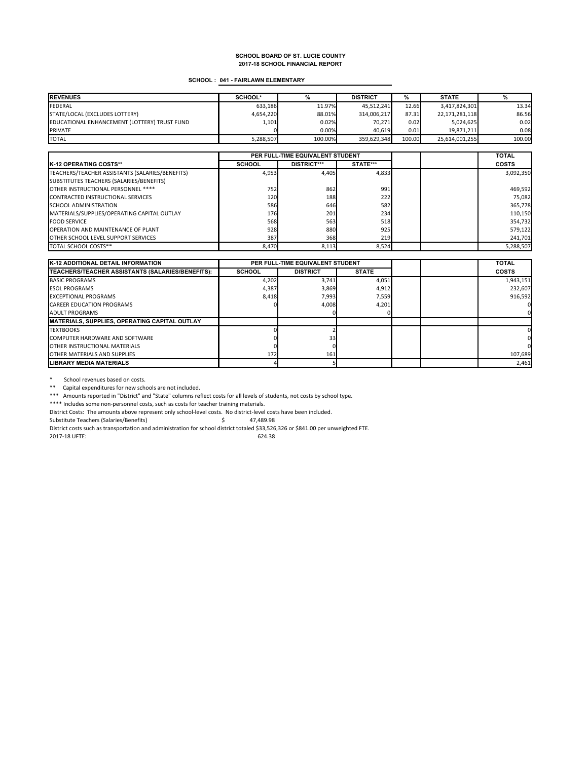**SCHOOL BOARD OF ST. LUCIE COUNTY**
**2017-18 SCHOOL FINANCIAL REPORT**

**SCHOOL : 041 - FAIRLAWN ELEMENTARY**

| REVENUES | SCHOOL* | % | DISTRICT | % | STATE | % |
|---|---|---|---|---|---|---|
| FEDERAL | 633,186 | 11.97% | 45,512,241 | 12.66 | 3,417,824,301 | 13.34 |
| STATE/LOCAL (EXCLUDES LOTTERY) | 4,654,220 | 88.01% | 314,006,217 | 87.31 | 22,171,281,118 | 86.56 |
| EDUCATIONAL ENHANCEMENT (LOTTERY) TRUST FUND | 1,101 | 0.02% | 70,271 | 0.02 | 5,024,625 | 0.02 |
| PRIVATE | 0 | 0.00% | 40,619 | 0.01 | 19,871,211 | 0.08 |
| TOTAL | 5,288,507 | 100.00% | 359,629,348 | 100.00 | 25,614,001,255 | 100.00 |

| | PER FULL-TIME EQUIVALENT STUDENT | | | | | TOTAL |
|---|---|---|---|---|---|---|
| **K-12 OPERATING COSTS**** | **SCHOOL** | **DISTRICT***** | **STATE***** | | | **COSTS** |
| TEACHERS/TEACHER ASSISTANTS (SALARIES/BENEFITS) | 4,953 | 4,405 | 4,833 | | | 3,092,350 |
| SUBSTITUTES TEACHERS (SALARIES/BENEFITS) | | | | | | |
| OTHER INSTRUCTIONAL PERSONNEL **** | 752 | 862 | 991 | | | 469,592 |
| CONTRACTED INSTRUCTIONAL SERVICES | 120 | 188 | 222 | | | 75,082 |
| SCHOOL ADMINISTRATION | 586 | 646 | 582 | | | 365,778 |
| MATERIALS/SUPPLIES/OPERATING CAPITAL OUTLAY | 176 | 201 | 234 | | | 110,150 |
| FOOD SERVICE | 568 | 563 | 518 | | | 354,732 |
| OPERATION AND MAINTENANCE OF PLANT | 928 | 880 | 925 | | | 579,122 |
| OTHER SCHOOL LEVEL SUPPORT SERVICES | 387 | 368 | 219 | | | 241,701 |
| TOTAL SCHOOL COSTS** | 8,470 | 8,113 | 8,524 | | | 5,288,507 |

| K-12 ADDITIONAL DETAIL INFORMATION | PER FULL-TIME EQUIVALENT STUDENT | | | | | TOTAL |
|---|---|---|---|---|---|---|
| **TEACHERS/TEACHER ASSISTANTS (SALARIES/BENEFITS):** | **SCHOOL** | **DISTRICT** | **STATE** | | | **COSTS** |
| BASIC PROGRAMS | 4,202 | 3,741 | 4,051 | | | 1,943,151 |
| ESOL PROGRAMS | 4,387 | 3,869 | 4,912 | | | 232,607 |
| EXCEPTIONAL PROGRAMS | 8,418 | 7,993 | 7,559 | | | 916,592 |
| CAREER EDUCATION PROGRAMS | 0 | 4,008 | 4,201 | | | 0 |
| ADULT PROGRAMS | | 0 | 0 | | | 0 |
| **MATERIALS, SUPPLIES, OPERATING CAPITAL OUTLAY** | | | | | | |
| TEXTBOOKS | 0 | 2 | | | | 0 |
| COMPUTER HARDWARE AND SOFTWARE | 0 | 33 | | | | 0 |
| OTHER INSTRUCTIONAL MATERIALS | 0 | 0 | | | | 0 |
| OTHER MATERIALS AND SUPPLIES | 172 | 161 | | | | 107,689 |
| **LIBRARY MEDIA MATERIALS** | 4 | 5 | | | | 2,461 |

\* School revenues based on costs.

** Capital expenditures for new schools are not included.

*** Amounts reported in "District" and "State" columns reflect costs for all levels of students, not costs by school type.

**** Includes some non-personnel costs, such as costs for teacher training materials.

District Costs: The amounts above represent only school-level costs. No district-level costs have been included.

Substitute Teachers (Salaries/Benefits) $ 47,489.98

District costs such as transportation and administration for school district totaled $33,526,326 or $841.00 per unweighted FTE.

2017-18 UFTE: 624.38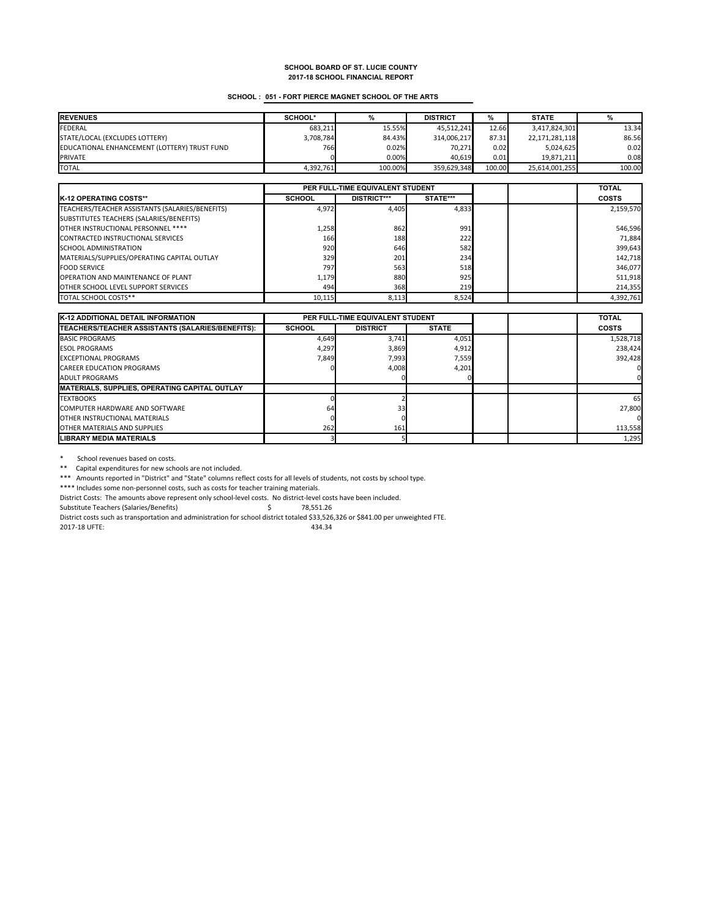**SCHOOL BOARD OF ST. LUCIE COUNTY**
**2017-18 SCHOOL FINANCIAL REPORT**

**SCHOOL : 051 - FORT PIERCE MAGNET SCHOOL OF THE ARTS**

| REVENUES | SCHOOL* | % | DISTRICT | % | STATE | % |
|---|---|---|---|---|---|---|
| FEDERAL | 683,211 | 15.55% | 45,512,241 | 12.66 | 3,417,824,301 | 13.34 |
| STATE/LOCAL (EXCLUDES LOTTERY) | 3,708,784 | 84.43% | 314,006,217 | 87.31 | 22,171,281,118 | 86.56 |
| EDUCATIONAL ENHANCEMENT (LOTTERY) TRUST FUND | 766 | 0.02% | 70,271 | 0.02 | 5,024,625 | 0.02 |
| PRIVATE | 0 | 0.00% | 40,619 | 0.01 | 19,871,211 | 0.08 |
| TOTAL | 4,392,761 | 100.00% | 359,629,348 | 100.00 | 25,614,001,255 | 100.00 |

| | PER FULL-TIME EQUIVALENT STUDENT | | | | | TOTAL |
|---|---|---|---|---|---|---|
| **K-12 OPERATING COSTS**** | **SCHOOL** | **DISTRICT***** | **STATE***** | | | **COSTS** |
| TEACHERS/TEACHER ASSISTANTS (SALARIES/BENEFITS) | 4,972 | 4,405 | 4,833 | | | 2,159,570 |
| SUBSTITUTES TEACHERS (SALARIES/BENEFITS) | | | | | | |
| OTHER INSTRUCTIONAL PERSONNEL **** | 1,258 | 862 | 991 | | | 546,596 |
| CONTRACTED INSTRUCTIONAL SERVICES | 166 | 188 | 222 | | | 71,884 |
| SCHOOL ADMINISTRATION | 920 | 646 | 582 | | | 399,643 |
| MATERIALS/SUPPLIES/OPERATING CAPITAL OUTLAY | 329 | 201 | 234 | | | 142,718 |
| FOOD SERVICE | 797 | 563 | 518 | | | 346,077 |
| OPERATION AND MAINTENANCE OF PLANT | 1,179 | 880 | 925 | | | 511,918 |
| OTHER SCHOOL LEVEL SUPPORT SERVICES | 494 | 368 | 219 | | | 214,355 |
| TOTAL SCHOOL COSTS** | 10,115 | 8,113 | 8,524 | | | 4,392,761 |

| **K-12 ADDITIONAL DETAIL INFORMATION** | PER FULL-TIME EQUIVALENT STUDENT | | | | | TOTAL |
|---|---|---|---|---|---|---|
| **TEACHERS/TEACHER ASSISTANTS (SALARIES/BENEFITS):** | **SCHOOL** | **DISTRICT** | **STATE** | | | **COSTS** |
| BASIC PROGRAMS | 4,649 | 3,741 | 4,051 | | | 1,528,718 |
| ESOL PROGRAMS | 4,297 | 3,869 | 4,912 | | | 238,424 |
| EXCEPTIONAL PROGRAMS | 7,849 | 7,993 | 7,559 | | | 392,428 |
| CAREER EDUCATION PROGRAMS | 0 | 4,008 | 4,201 | | | 0 |
| ADULT PROGRAMS | | 0 | 0 | | | 0 |
| **MATERIALS, SUPPLIES, OPERATING CAPITAL OUTLAY** | | | | | | |
| TEXTBOOKS | 0 | 2 | | | | 65 |
| COMPUTER HARDWARE AND SOFTWARE | 64 | 33 | | | | 27,800 |
| OTHER INSTRUCTIONAL MATERIALS | 0 | 0 | | | | 0 |
| OTHER MATERIALS AND SUPPLIES | 262 | 161 | | | | 113,558 |
| **LIBRARY MEDIA MATERIALS** | 3 | 5 | | | | 1,295 |

\* School revenues based on costs.

** Capital expenditures for new schools are not included.

*** Amounts reported in "District" and "State" columns reflect costs for all levels of students, not costs by school type.

**** Includes some non-personnel costs, such as costs for teacher training materials.

District Costs: The amounts above represent only school-level costs. No district-level costs have been included.

Substitute Teachers (Salaries/Benefits) $ 78,551.26

District costs such as transportation and administration for school district totaled $33,526,326 or $841.00 per unweighted FTE.

2017-18 UFTE: 434.34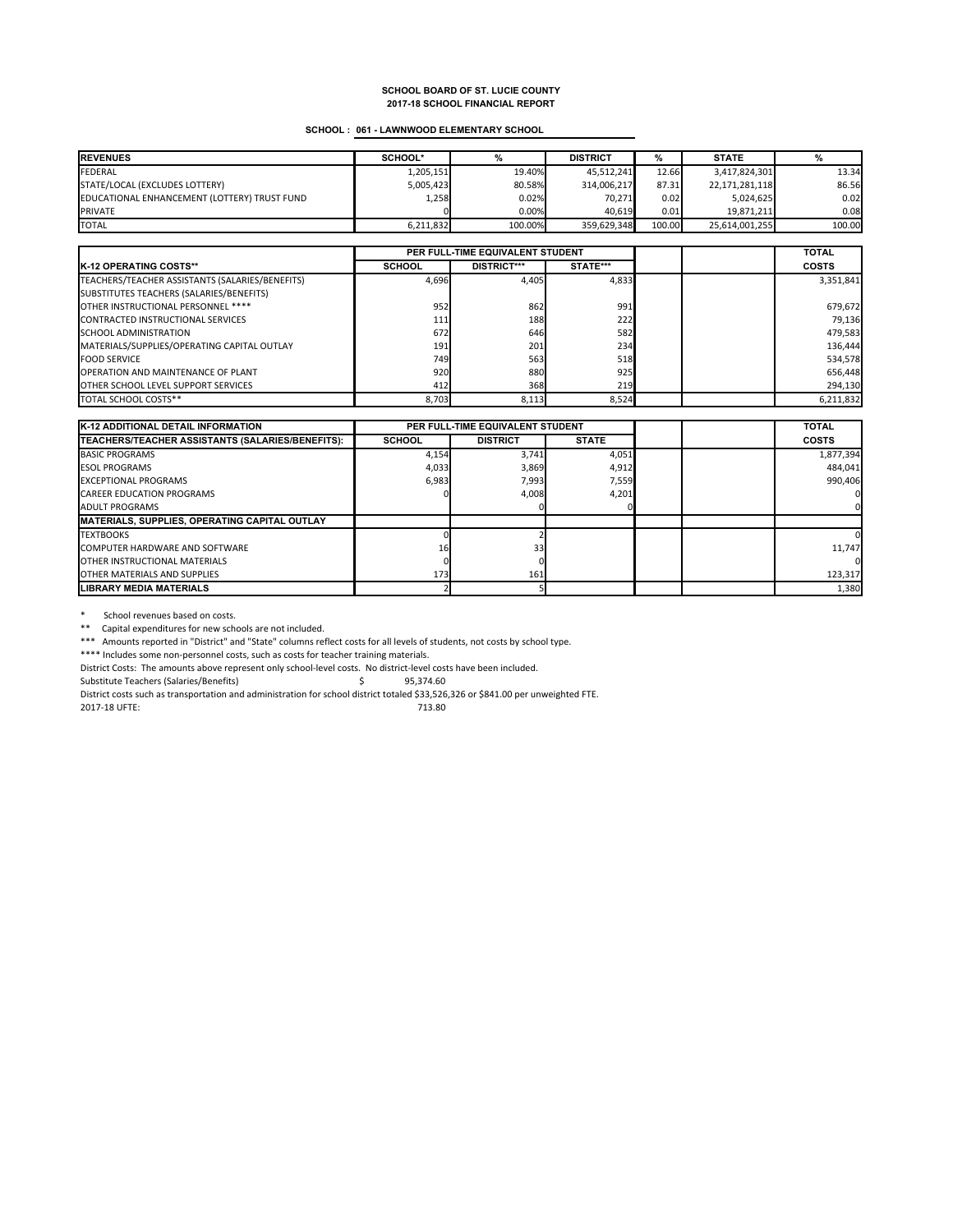**SCHOOL BOARD OF ST. LUCIE COUNTY**
**2017-18 SCHOOL FINANCIAL REPORT**

**SCHOOL : 061 - LAWNWOOD ELEMENTARY SCHOOL**

| REVENUES | SCHOOL* | % | DISTRICT | % | STATE | % |
|---|---|---|---|---|---|---|
| FEDERAL | 1,205,151 | 19.40% | 45,512,241 | 12.66 | 3,417,824,301 | 13.34 |
| STATE/LOCAL (EXCLUDES LOTTERY) | 5,005,423 | 80.58% | 314,006,217 | 87.31 | 22,171,281,118 | 86.56 |
| EDUCATIONAL ENHANCEMENT (LOTTERY) TRUST FUND | 1,258 | 0.02% | 70,271 | 0.02 | 5,024,625 | 0.02 |
| PRIVATE | 0 | 0.00% | 40,619 | 0.01 | 19,871,211 | 0.08 |
| TOTAL | 6,211,832 | 100.00% | 359,629,348 | 100.00 | 25,614,001,255 | 100.00 |

| | PER FULL-TIME EQUIVALENT STUDENT | | | | | TOTAL |
|---|---|---|---|---|---|---|
| **K-12 OPERATING COSTS**** | **SCHOOL** | **DISTRICT***** | **STATE***** | | | **COSTS** |
| TEACHERS/TEACHER ASSISTANTS (SALARIES/BENEFITS) | 4,696 | 4,405 | 4,833 | | | 3,351,841 |
| SUBSTITUTES TEACHERS (SALARIES/BENEFITS) | | | | | | |
| OTHER INSTRUCTIONAL PERSONNEL **** | 952 | 862 | 991 | | | 679,672 |
| CONTRACTED INSTRUCTIONAL SERVICES | 111 | 188 | 222 | | | 79,136 |
| SCHOOL ADMINISTRATION | 672 | 646 | 582 | | | 479,583 |
| MATERIALS/SUPPLIES/OPERATING CAPITAL OUTLAY | 191 | 201 | 234 | | | 136,444 |
| FOOD SERVICE | 749 | 563 | 518 | | | 534,578 |
| OPERATION AND MAINTENANCE OF PLANT | 920 | 880 | 925 | | | 656,448 |
| OTHER SCHOOL LEVEL SUPPORT SERVICES | 412 | 368 | 219 | | | 294,130 |
| TOTAL SCHOOL COSTS** | 8,703 | 8,113 | 8,524 | | | 6,211,832 |

| **K-12 ADDITIONAL DETAIL INFORMATION** | PER FULL-TIME EQUIVALENT STUDENT | | | | | TOTAL |
|---|---|---|---|---|---|---|
| **TEACHERS/TEACHER ASSISTANTS (SALARIES/BENEFITS):** | **SCHOOL** | **DISTRICT** | **STATE** | | | **COSTS** |
| BASIC PROGRAMS | 4,154 | 3,741 | 4,051 | | | 1,877,394 |
| ESOL PROGRAMS | 4,033 | 3,869 | 4,912 | | | 484,041 |
| EXCEPTIONAL PROGRAMS | 6,983 | 7,993 | 7,559 | | | 990,406 |
| CAREER EDUCATION PROGRAMS | 0 | 4,008 | 4,201 | | | 0 |
| ADULT PROGRAMS | | 0 | 0 | | | 0 |
| **MATERIALS, SUPPLIES, OPERATING CAPITAL OUTLAY** | | | | | | |
| TEXTBOOKS | 0 | 2 | | | | 0 |
| COMPUTER HARDWARE AND SOFTWARE | 16 | 33 | | | | 11,747 |
| OTHER INSTRUCTIONAL MATERIALS | 0 | 0 | | | | 0 |
| OTHER MATERIALS AND SUPPLIES | 173 | 161 | | | | 123,317 |
| **LIBRARY MEDIA MATERIALS** | 2 | 5 | | | | 1,380 |

\* School revenues based on costs.

** Capital expenditures for new schools are not included.

*** Amounts reported in "District" and "State" columns reflect costs for all levels of students, not costs by school type.

**** Includes some non-personnel costs, such as costs for teacher training materials.

District Costs: The amounts above represent only school-level costs. No district-level costs have been included.

Substitute Teachers (Salaries/Benefits) $ 95,374.60

District costs such as transportation and administration for school district totaled $33,526,326 or $841.00 per unweighted FTE.

2017-18 UFTE: 713.80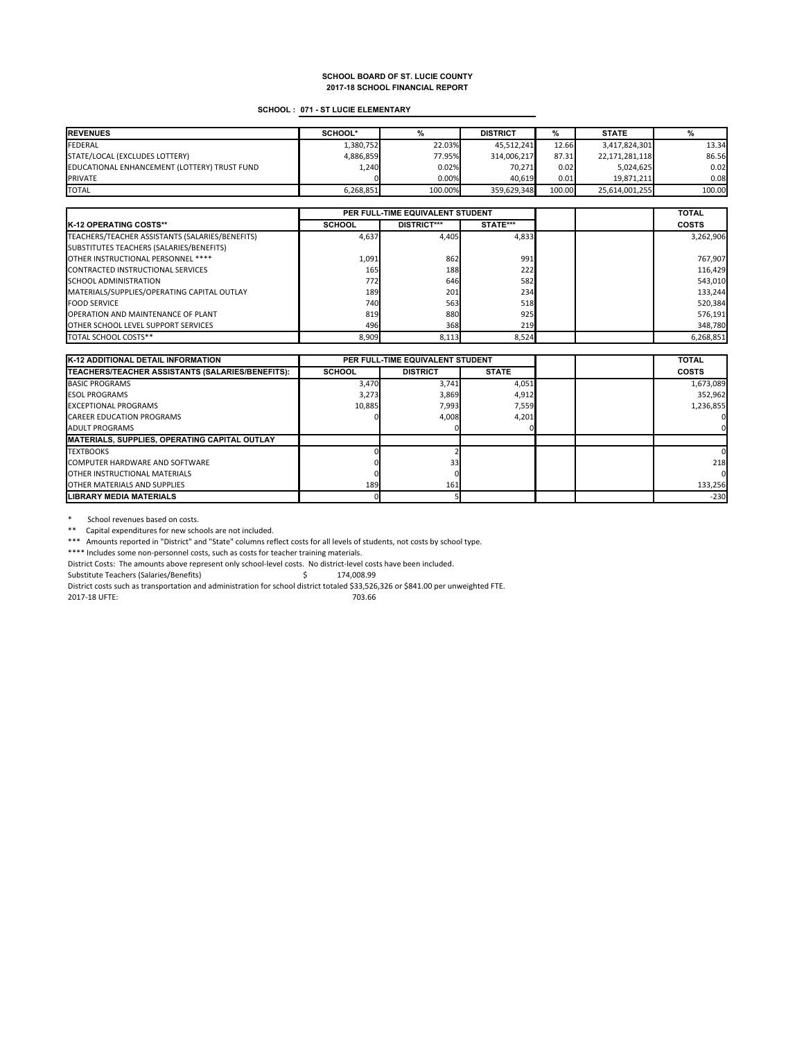**SCHOOL BOARD OF ST. LUCIE COUNTY**
**2017-18 SCHOOL FINANCIAL REPORT**

**SCHOOL : 071 - ST LUCIE ELEMENTARY**

| REVENUES | SCHOOL* | % | DISTRICT | % | STATE | % |
|---|---|---|---|---|---|---|
| FEDERAL | 1,380,752 | 22.03% | 45,512,241 | 12.66 | 3,417,824,301 | 13.34 |
| STATE/LOCAL (EXCLUDES LOTTERY) | 4,886,859 | 77.95% | 314,006,217 | 87.31 | 22,171,281,118 | 86.56 |
| EDUCATIONAL ENHANCEMENT (LOTTERY) TRUST FUND | 1,240 | 0.02% | 70,271 | 0.02 | 5,024,625 | 0.02 |
| PRIVATE | 0 | 0.00% | 40,619 | 0.01 | 19,871,211 | 0.08 |
| TOTAL | 6,268,851 | 100.00% | 359,629,348 | 100.00 | 25,614,001,255 | 100.00 |

| | PER FULL-TIME EQUIVALENT STUDENT | | | | | TOTAL |
|---|---|---|---|---|---|---|
| **K-12 OPERATING COSTS\*\*** | **SCHOOL** | **DISTRICT\*\*\*** | **STATE\*\*\*** | | | **COSTS** |
| TEACHERS/TEACHER ASSISTANTS (SALARIES/BENEFITS) | 4,637 | 4,405 | 4,833 | | | 3,262,906 |
| SUBSTITUTES TEACHERS (SALARIES/BENEFITS) | | | | | | |
| OTHER INSTRUCTIONAL PERSONNEL **** | 1,091 | 862 | 991 | | | 767,907 |
| CONTRACTED INSTRUCTIONAL SERVICES | 165 | 188 | 222 | | | 116,429 |
| SCHOOL ADMINISTRATION | 772 | 646 | 582 | | | 543,010 |
| MATERIALS/SUPPLIES/OPERATING CAPITAL OUTLAY | 189 | 201 | 234 | | | 133,244 |
| FOOD SERVICE | 740 | 563 | 518 | | | 520,384 |
| OPERATION AND MAINTENANCE OF PLANT | 819 | 880 | 925 | | | 576,191 |
| OTHER SCHOOL LEVEL SUPPORT SERVICES | 496 | 368 | 219 | | | 348,780 |
| TOTAL SCHOOL COSTS** | 8,909 | 8,113 | 8,524 | | | 6,268,851 |

| **K-12 ADDITIONAL DETAIL INFORMATION** | PER FULL-TIME EQUIVALENT STUDENT | | | | | TOTAL |
|---|---|---|---|---|---|---|
| **TEACHERS/TEACHER ASSISTANTS (SALARIES/BENEFITS):** | **SCHOOL** | **DISTRICT** | **STATE** | | | **COSTS** |
| BASIC PROGRAMS | 3,470 | 3,741 | 4,051 | | | 1,673,089 |
| ESOL PROGRAMS | 3,273 | 3,869 | 4,912 | | | 352,962 |
| EXCEPTIONAL PROGRAMS | 10,885 | 7,993 | 7,559 | | | 1,236,855 |
| CAREER EDUCATION PROGRAMS | 0 | 4,008 | 4,201 | | | 0 |
| ADULT PROGRAMS | | 0 | 0 | | | 0 |
| **MATERIALS, SUPPLIES, OPERATING CAPITAL OUTLAY** | | | | | | |
| TEXTBOOKS | 0 | 2 | | | | 0 |
| COMPUTER HARDWARE AND SOFTWARE | 0 | 33 | | | | 218 |
| OTHER INSTRUCTIONAL MATERIALS | 0 | 0 | | | | 0 |
| OTHER MATERIALS AND SUPPLIES | 189 | 161 | | | | 133,256 |
| **LIBRARY MEDIA MATERIALS** | 0 | 5 | | | | -230 |

\* School revenues based on costs.

\*\* Capital expenditures for new schools are not included.

\*\*\* Amounts reported in "District" and "State" columns reflect costs for all levels of students, not costs by school type.

\*\*\*\* Includes some non-personnel costs, such as costs for teacher training materials.

District Costs: The amounts above represent only school-level costs. No district-level costs have been included.

Substitute Teachers (Salaries/Benefits) $ 174,008.99

District costs such as transportation and administration for school district totaled $33,526,326 or $841.00 per unweighted FTE.

2017-18 UFTE: 703.66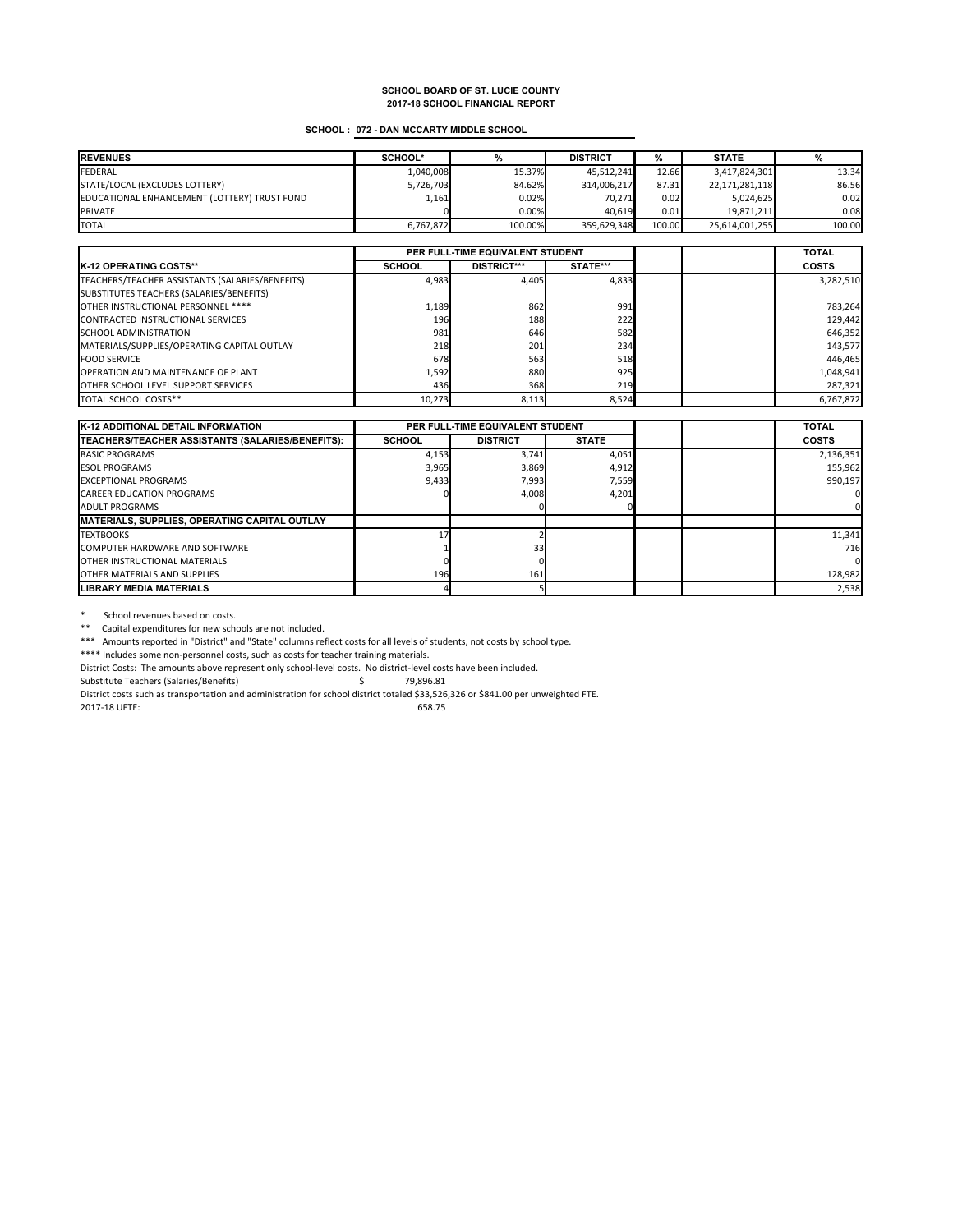**SCHOOL BOARD OF ST. LUCIE COUNTY**
**2017-18 SCHOOL FINANCIAL REPORT**

**SCHOOL : 072 - DAN MCCARTY MIDDLE SCHOOL**

| REVENUES | SCHOOL* | % | DISTRICT | % | STATE | % |
|---|---|---|---|---|---|---|
| FEDERAL | 1,040,008 | 15.37% | 45,512,241 | 12.66 | 3,417,824,301 | 13.34 |
| STATE/LOCAL (EXCLUDES LOTTERY) | 5,726,703 | 84.62% | 314,006,217 | 87.31 | 22,171,281,118 | 86.56 |
| EDUCATIONAL ENHANCEMENT (LOTTERY) TRUST FUND | 1,161 | 0.02% | 70,271 | 0.02 | 5,024,625 | 0.02 |
| PRIVATE | 0 | 0.00% | 40,619 | 0.01 | 19,871,211 | 0.08 |
| TOTAL | 6,767,872 | 100.00% | 359,629,348 | 100.00 | 25,614,001,255 | 100.00 |

| | PER FULL-TIME EQUIVALENT STUDENT | | | | | TOTAL |
|---|---|---|---|---|---|---|
| K-12 OPERATING COSTS** | SCHOOL | DISTRICT*** | STATE*** | | | COSTS |
| TEACHERS/TEACHER ASSISTANTS (SALARIES/BENEFITS) | 4,983 | 4,405 | 4,833 | | | 3,282,510 |
| SUBSTITUTES TEACHERS (SALARIES/BENEFITS) | | | | | | |
| OTHER INSTRUCTIONAL PERSONNEL **** | 1,189 | 862 | 991 | | | 783,264 |
| CONTRACTED INSTRUCTIONAL SERVICES | 196 | 188 | 222 | | | 129,442 |
| SCHOOL ADMINISTRATION | 981 | 646 | 582 | | | 646,352 |
| MATERIALS/SUPPLIES/OPERATING CAPITAL OUTLAY | 218 | 201 | 234 | | | 143,577 |
| FOOD SERVICE | 678 | 563 | 518 | | | 446,465 |
| OPERATION AND MAINTENANCE OF PLANT | 1,592 | 880 | 925 | | | 1,048,941 |
| OTHER SCHOOL LEVEL SUPPORT SERVICES | 436 | 368 | 219 | | | 287,321 |
| TOTAL SCHOOL COSTS** | 10,273 | 8,113 | 8,524 | | | 6,767,872 |

| K-12 ADDITIONAL DETAIL INFORMATION | PER FULL-TIME EQUIVALENT STUDENT | | | | | TOTAL |
|---|---|---|---|---|---|---|
| TEACHERS/TEACHER ASSISTANTS (SALARIES/BENEFITS): | SCHOOL | DISTRICT | STATE | | | COSTS |
| BASIC PROGRAMS | 4,153 | 3,741 | 4,051 | | | 2,136,351 |
| ESOL PROGRAMS | 3,965 | 3,869 | 4,912 | | | 155,962 |
| EXCEPTIONAL PROGRAMS | 9,433 | 7,993 | 7,559 | | | 990,197 |
| CAREER EDUCATION PROGRAMS | 0 | 4,008 | 4,201 | | | 0 |
| ADULT PROGRAMS | | 0 | 0 | | | 0 |
| MATERIALS, SUPPLIES, OPERATING CAPITAL OUTLAY | | | | | | |
| TEXTBOOKS | 17 | 2 | | | | 11,341 |
| COMPUTER HARDWARE AND SOFTWARE | 1 | 33 | | | | 716 |
| OTHER INSTRUCTIONAL MATERIALS | 0 | 0 | | | | 0 |
| OTHER MATERIALS AND SUPPLIES | 196 | 161 | | | | 128,982 |
| LIBRARY MEDIA MATERIALS | 4 | 5 | | | | 2,538 |

\* School revenues based on costs.

** Capital expenditures for new schools are not included.

*** Amounts reported in "District" and "State" columns reflect costs for all levels of students, not costs by school type.

**** Includes some non-personnel costs, such as costs for teacher training materials.

District Costs: The amounts above represent only school-level costs. No district-level costs have been included.

Substitute Teachers (Salaries/Benefits) $ 79,896.81

District costs such as transportation and administration for school district totaled $33,526,326 or $841.00 per unweighted FTE.

2017-18 UFTE: 658.75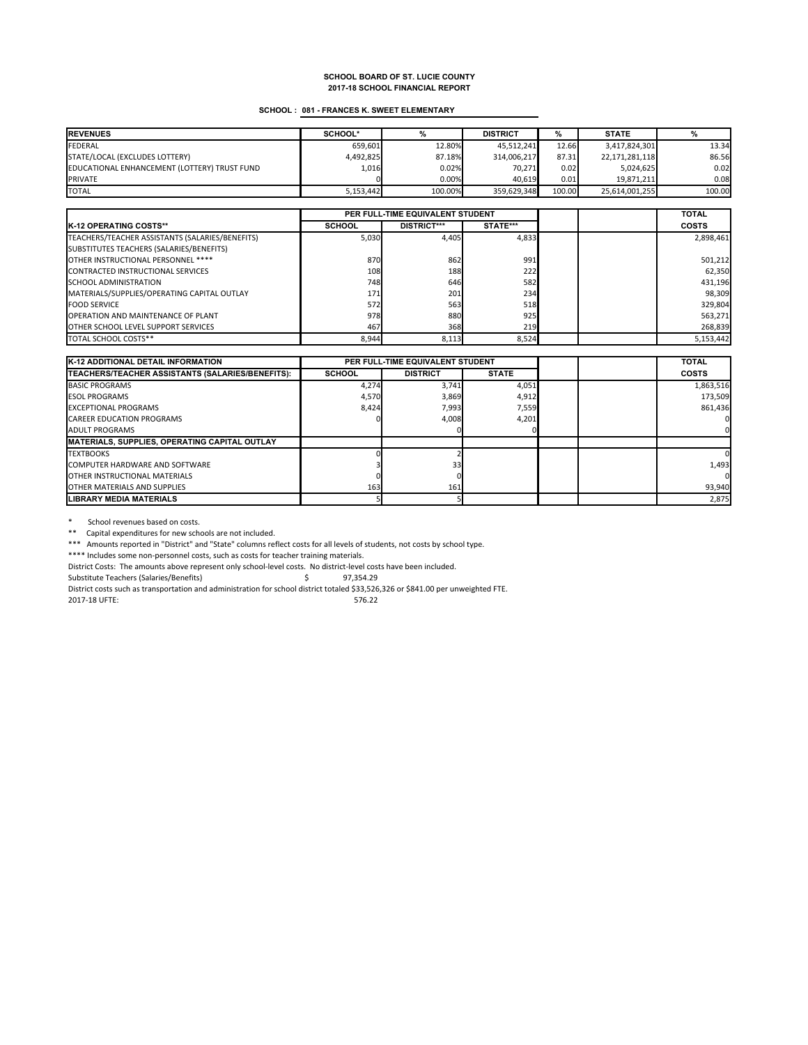**SCHOOL BOARD OF ST. LUCIE COUNTY**
**2017-18 SCHOOL FINANCIAL REPORT**

**SCHOOL : 081 - FRANCES K. SWEET ELEMENTARY**

| REVENUES | SCHOOL* | % | DISTRICT | % | STATE | % |
|---|---|---|---|---|---|---|
| FEDERAL | 659,601 | 12.80% | 45,512,241 | 12.66 | 3,417,824,301 | 13.34 |
| STATE/LOCAL (EXCLUDES LOTTERY) | 4,492,825 | 87.18% | 314,006,217 | 87.31 | 22,171,281,118 | 86.56 |
| EDUCATIONAL ENHANCEMENT (LOTTERY) TRUST FUND | 1,016 | 0.02% | 70,271 | 0.02 | 5,024,625 | 0.02 |
| PRIVATE | 0 | 0.00% | 40,619 | 0.01 | 19,871,211 | 0.08 |
| TOTAL | 5,153,442 | 100.00% | 359,629,348 | 100.00 | 25,614,001,255 | 100.00 |

| | PER FULL-TIME EQUIVALENT STUDENT | | | | | TOTAL |
|---|---|---|---|---|---|---|
| K-12 OPERATING COSTS** | SCHOOL | DISTRICT*** | STATE*** | | | COSTS |
| TEACHERS/TEACHER ASSISTANTS (SALARIES/BENEFITS) | 5,030 | 4,405 | 4,833 | | | 2,898,461 |
| SUBSTITUTES TEACHERS (SALARIES/BENEFITS) | | | | | | |
| OTHER INSTRUCTIONAL PERSONNEL **** | 870 | 862 | 991 | | | 501,212 |
| CONTRACTED INSTRUCTIONAL SERVICES | 108 | 188 | 222 | | | 62,350 |
| SCHOOL ADMINISTRATION | 748 | 646 | 582 | | | 431,196 |
| MATERIALS/SUPPLIES/OPERATING CAPITAL OUTLAY | 171 | 201 | 234 | | | 98,309 |
| FOOD SERVICE | 572 | 563 | 518 | | | 329,804 |
| OPERATION AND MAINTENANCE OF PLANT | 978 | 880 | 925 | | | 563,271 |
| OTHER SCHOOL LEVEL SUPPORT SERVICES | 467 | 368 | 219 | | | 268,839 |
| TOTAL SCHOOL COSTS** | 8,944 | 8,113 | 8,524 | | | 5,153,442 |

| K-12 ADDITIONAL DETAIL INFORMATION | PER FULL-TIME EQUIVALENT STUDENT | | | | | TOTAL |
|---|---|---|---|---|---|---|
| TEACHERS/TEACHER ASSISTANTS (SALARIES/BENEFITS): | SCHOOL | DISTRICT | STATE | | | COSTS |
| BASIC PROGRAMS | 4,274 | 3,741 | 4,051 | | | 1,863,516 |
| ESOL PROGRAMS | 4,570 | 3,869 | 4,912 | | | 173,509 |
| EXCEPTIONAL PROGRAMS | 8,424 | 7,993 | 7,559 | | | 861,436 |
| CAREER EDUCATION PROGRAMS | 0 | 4,008 | 4,201 | | | 0 |
| ADULT PROGRAMS | | 0 | 0 | | | 0 |
| MATERIALS, SUPPLIES, OPERATING CAPITAL OUTLAY | | | | | | |
| TEXTBOOKS | 0 | 2 | | | | 0 |
| COMPUTER HARDWARE AND SOFTWARE | 3 | 33 | | | | 1,493 |
| OTHER INSTRUCTIONAL MATERIALS | 0 | 0 | | | | 0 |
| OTHER MATERIALS AND SUPPLIES | 163 | 161 | | | | 93,940 |
| LIBRARY MEDIA MATERIALS | 5 | 5 | | | | 2,875 |

\* School revenues based on costs.

\*\* Capital expenditures for new schools are not included.

\*\*\* Amounts reported in "District" and "State" columns reflect costs for all levels of students, not costs by school type.

\*\*\*\* Includes some non-personnel costs, such as costs for teacher training materials.

District Costs: The amounts above represent only school-level costs. No district-level costs have been included.

Substitute Teachers (Salaries/Benefits) $ 97,354.29

District costs such as transportation and administration for school district totaled $33,526,326 or $841.00 per unweighted FTE.

2017-18 UFTE: 576.22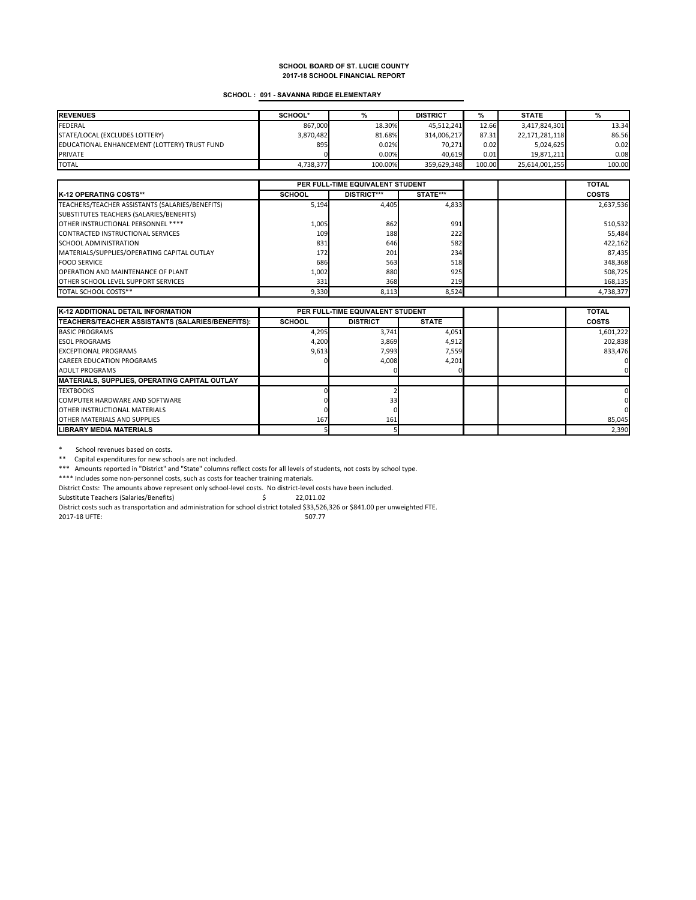**SCHOOL BOARD OF ST. LUCIE COUNTY**
**2017-18 SCHOOL FINANCIAL REPORT**

**SCHOOL : 091 - SAVANNA RIDGE ELEMENTARY**

| REVENUES | SCHOOL* | % | DISTRICT | % | STATE | % |
|---|---|---|---|---|---|---|
| FEDERAL | 867,000 | 18.30% | 45,512,241 | 12.66 | 3,417,824,301 | 13.34 |
| STATE/LOCAL (EXCLUDES LOTTERY) | 3,870,482 | 81.68% | 314,006,217 | 87.31 | 22,171,281,118 | 86.56 |
| EDUCATIONAL ENHANCEMENT (LOTTERY) TRUST FUND | 895 | 0.02% | 70,271 | 0.02 | 5,024,625 | 0.02 |
| PRIVATE | 0 | 0.00% | 40,619 | 0.01 | 19,871,211 | 0.08 |
| TOTAL | 4,738,377 | 100.00% | 359,629,348 | 100.00 | 25,614,001,255 | 100.00 |

| | PER FULL-TIME EQUIVALENT STUDENT | | | | | TOTAL |
|---|---|---|---|---|---|---|
| **K-12 OPERATING COSTS**** | **SCHOOL** | **DISTRICT***** | **STATE***** | | | **COSTS** |
| TEACHERS/TEACHER ASSISTANTS (SALARIES/BENEFITS) | 5,194 | 4,405 | 4,833 | | | 2,637,536 |
| SUBSTITUTES TEACHERS (SALARIES/BENEFITS) | | | | | | |
| OTHER INSTRUCTIONAL PERSONNEL **** | 1,005 | 862 | 991 | | | 510,532 |
| CONTRACTED INSTRUCTIONAL SERVICES | 109 | 188 | 222 | | | 55,484 |
| SCHOOL ADMINISTRATION | 831 | 646 | 582 | | | 422,162 |
| MATERIALS/SUPPLIES/OPERATING CAPITAL OUTLAY | 172 | 201 | 234 | | | 87,435 |
| FOOD SERVICE | 686 | 563 | 518 | | | 348,368 |
| OPERATION AND MAINTENANCE OF PLANT | 1,002 | 880 | 925 | | | 508,725 |
| OTHER SCHOOL LEVEL SUPPORT SERVICES | 331 | 368 | 219 | | | 168,135 |
| TOTAL SCHOOL COSTS** | 9,330 | 8,113 | 8,524 | | | 4,738,377 |

| K-12 ADDITIONAL DETAIL INFORMATION | PER FULL-TIME EQUIVALENT STUDENT | | | | | TOTAL |
|---|---|---|---|---|---|---|
| **TEACHERS/TEACHER ASSISTANTS (SALARIES/BENEFITS):** | **SCHOOL** | **DISTRICT** | **STATE** | | | **COSTS** |
| BASIC PROGRAMS | 4,295 | 3,741 | 4,051 | | | 1,601,222 |
| ESOL PROGRAMS | 4,200 | 3,869 | 4,912 | | | 202,838 |
| EXCEPTIONAL PROGRAMS | 9,613 | 7,993 | 7,559 | | | 833,476 |
| CAREER EDUCATION PROGRAMS | 0 | 4,008 | 4,201 | | | 0 |
| ADULT PROGRAMS | | 0 | 0 | | | 0 |
| **MATERIALS, SUPPLIES, OPERATING CAPITAL OUTLAY** | | | | | | |
| TEXTBOOKS | 0 | 2 | | | | 0 |
| COMPUTER HARDWARE AND SOFTWARE | 0 | 33 | | | | 0 |
| OTHER INSTRUCTIONAL MATERIALS | 0 | 0 | | | | 0 |
| OTHER MATERIALS AND SUPPLIES | 167 | 161 | | | | 85,045 |
| **LIBRARY MEDIA MATERIALS** | 5 | 5 | | | | 2,390 |

\* School revenues based on costs.

** Capital expenditures for new schools are not included.

*** Amounts reported in "District" and "State" columns reflect costs for all levels of students, not costs by school type.

**** Includes some non-personnel costs, such as costs for teacher training materials.

District Costs: The amounts above represent only school-level costs. No district-level costs have been included.

Substitute Teachers (Salaries/Benefits) $ 22,011.02

District costs such as transportation and administration for school district totaled $33,526,326 or $841.00 per unweighted FTE.

2017-18 UFTE: 507.77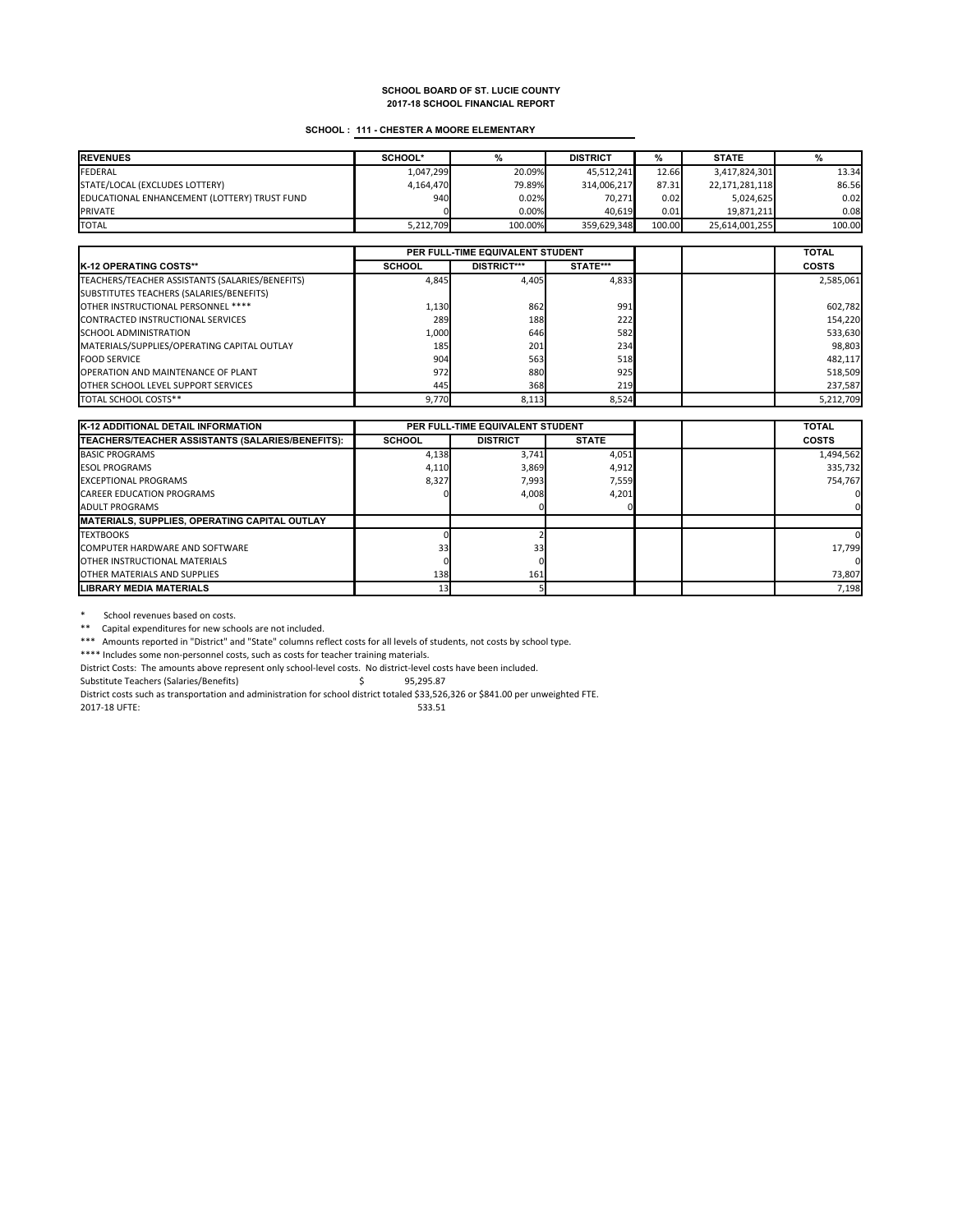**SCHOOL BOARD OF ST. LUCIE COUNTY**
**2017-18 SCHOOL FINANCIAL REPORT**

**SCHOOL : 111 - CHESTER A MOORE ELEMENTARY**

| REVENUES | SCHOOL* | % | DISTRICT | % | STATE | % |
|---|---|---|---|---|---|---|
| FEDERAL | 1,047,299 | 20.09% | 45,512,241 | 12.66 | 3,417,824,301 | 13.34 |
| STATE/LOCAL (EXCLUDES LOTTERY) | 4,164,470 | 79.89% | 314,006,217 | 87.31 | 22,171,281,118 | 86.56 |
| EDUCATIONAL ENHANCEMENT (LOTTERY) TRUST FUND | 940 | 0.02% | 70,271 | 0.02 | 5,024,625 | 0.02 |
| PRIVATE | 0 | 0.00% | 40,619 | 0.01 | 19,871,211 | 0.08 |
| TOTAL | 5,212,709 | 100.00% | 359,629,348 | 100.00 | 25,614,001,255 | 100.00 |

| | PER FULL-TIME EQUIVALENT STUDENT | | | | | TOTAL |
|---|---|---|---|---|---|---|
| **K-12 OPERATING COSTS**** | **SCHOOL** | **DISTRICT***** | **STATE***** | | | **COSTS** |
| TEACHERS/TEACHER ASSISTANTS (SALARIES/BENEFITS) | 4,845 | 4,405 | 4,833 | | | 2,585,061 |
| SUBSTITUTES TEACHERS (SALARIES/BENEFITS) | | | | | | |
| OTHER INSTRUCTIONAL PERSONNEL **** | 1,130 | 862 | 991 | | | 602,782 |
| CONTRACTED INSTRUCTIONAL SERVICES | 289 | 188 | 222 | | | 154,220 |
| SCHOOL ADMINISTRATION | 1,000 | 646 | 582 | | | 533,630 |
| MATERIALS/SUPPLIES/OPERATING CAPITAL OUTLAY | 185 | 201 | 234 | | | 98,803 |
| FOOD SERVICE | 904 | 563 | 518 | | | 482,117 |
| OPERATION AND MAINTENANCE OF PLANT | 972 | 880 | 925 | | | 518,509 |
| OTHER SCHOOL LEVEL SUPPORT SERVICES | 445 | 368 | 219 | | | 237,587 |
| TOTAL SCHOOL COSTS** | 9,770 | 8,113 | 8,524 | | | 5,212,709 |

| K-12 ADDITIONAL DETAIL INFORMATION | PER FULL-TIME EQUIVALENT STUDENT | | | | | TOTAL |
|---|---|---|---|---|---|---|
| **TEACHERS/TEACHER ASSISTANTS (SALARIES/BENEFITS):** | **SCHOOL** | **DISTRICT** | **STATE** | | | **COSTS** |
| BASIC PROGRAMS | 4,138 | 3,741 | 4,051 | | | 1,494,562 |
| ESOL PROGRAMS | 4,110 | 3,869 | 4,912 | | | 335,732 |
| EXCEPTIONAL PROGRAMS | 8,327 | 7,993 | 7,559 | | | 754,767 |
| CAREER EDUCATION PROGRAMS | 0 | 4,008 | 4,201 | | | 0 |
| ADULT PROGRAMS | | 0 | 0 | | | 0 |
| **MATERIALS, SUPPLIES, OPERATING CAPITAL OUTLAY** | | | | | | |
| TEXTBOOKS | 0 | 2 | | | | 0 |
| COMPUTER HARDWARE AND SOFTWARE | 33 | 33 | | | | 17,799 |
| OTHER INSTRUCTIONAL MATERIALS | 0 | 0 | | | | 0 |
| OTHER MATERIALS AND SUPPLIES | 138 | 161 | | | | 73,807 |
| **LIBRARY MEDIA MATERIALS** | 13 | 5 | | | | 7,198 |

\* School revenues based on costs.

\** Capital expenditures for new schools are not included.

\*** Amounts reported in "District" and "State" columns reflect costs for all levels of students, not costs by school type.

\**** Includes some non-personnel costs, such as costs for teacher training materials.

District Costs: The amounts above represent only school-level costs. No district-level costs have been included.

Substitute Teachers (Salaries/Benefits) $ 95,295.87

District costs such as transportation and administration for school district totaled $33,526,326 or $841.00 per unweighted FTE.

2017-18 UFTE: 533.51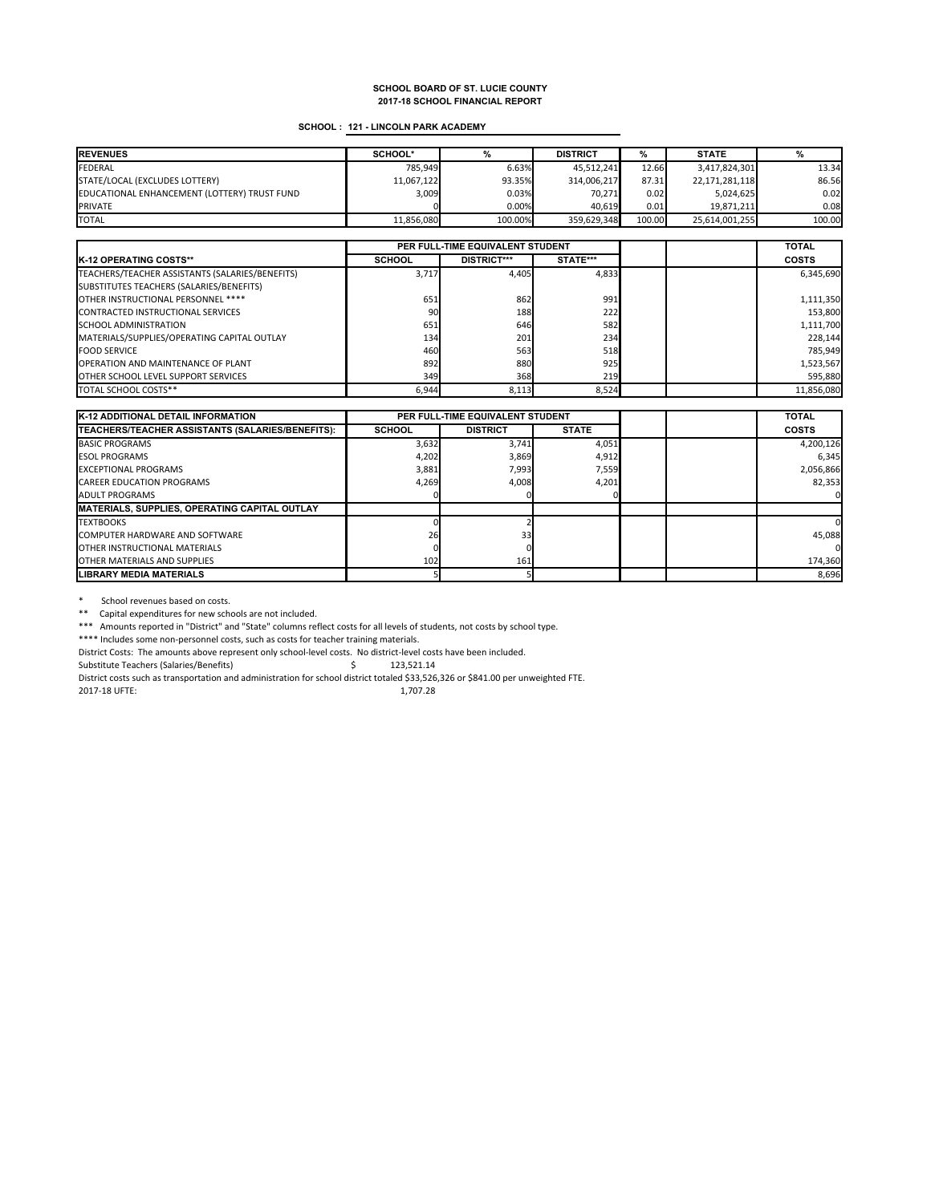**SCHOOL BOARD OF ST. LUCIE COUNTY**
**2017-18 SCHOOL FINANCIAL REPORT**

**SCHOOL : 121 - LINCOLN PARK ACADEMY**

| REVENUES | SCHOOL* | % | DISTRICT | % | STATE | % |
|---|---|---|---|---|---|---|
| FEDERAL | 785,949 | 6.63% | 45,512,241 | 12.66 | 3,417,824,301 | 13.34 |
| STATE/LOCAL (EXCLUDES LOTTERY) | 11,067,122 | 93.35% | 314,006,217 | 87.31 | 22,171,281,118 | 86.56 |
| EDUCATIONAL ENHANCEMENT (LOTTERY) TRUST FUND | 3,009 | 0.03% | 70,271 | 0.02 | 5,024,625 | 0.02 |
| PRIVATE | 0 | 0.00% | 40,619 | 0.01 | 19,871,211 | 0.08 |
| TOTAL | 11,856,080 | 100.00% | 359,629,348 | 100.00 | 25,614,001,255 | 100.00 |

| | PER FULL-TIME EQUIVALENT STUDENT | | | | | TOTAL |
|---|---|---|---|---|---|---|
| K-12 OPERATING COSTS** | SCHOOL | DISTRICT*** | STATE*** | | | COSTS |
| TEACHERS/TEACHER ASSISTANTS (SALARIES/BENEFITS) | 3,717 | 4,405 | 4,833 | | | 6,345,690 |
| SUBSTITUTES TEACHERS (SALARIES/BENEFITS) | | | | | | |
| OTHER INSTRUCTIONAL PERSONNEL **** | 651 | 862 | 991 | | | 1,111,350 |
| CONTRACTED INSTRUCTIONAL SERVICES | 90 | 188 | 222 | | | 153,800 |
| SCHOOL ADMINISTRATION | 651 | 646 | 582 | | | 1,111,700 |
| MATERIALS/SUPPLIES/OPERATING CAPITAL OUTLAY | 134 | 201 | 234 | | | 228,144 |
| FOOD SERVICE | 460 | 563 | 518 | | | 785,949 |
| OPERATION AND MAINTENANCE OF PLANT | 892 | 880 | 925 | | | 1,523,567 |
| OTHER SCHOOL LEVEL SUPPORT SERVICES | 349 | 368 | 219 | | | 595,880 |
| TOTAL SCHOOL COSTS** | 6,944 | 8,113 | 8,524 | | | 11,856,080 |

| K-12 ADDITIONAL DETAIL INFORMATION | PER FULL-TIME EQUIVALENT STUDENT | | | | | TOTAL |
|---|---|---|---|---|---|---|
| TEACHERS/TEACHER ASSISTANTS (SALARIES/BENEFITS): | SCHOOL | DISTRICT | STATE | | | COSTS |
| BASIC PROGRAMS | 3,632 | 3,741 | 4,051 | | | 4,200,126 |
| ESOL PROGRAMS | 4,202 | 3,869 | 4,912 | | | 6,345 |
| EXCEPTIONAL PROGRAMS | 3,881 | 7,993 | 7,559 | | | 2,056,866 |
| CAREER EDUCATION PROGRAMS | 4,269 | 4,008 | 4,201 | | | 82,353 |
| ADULT PROGRAMS | 0 | 0 | 0 | | | 0 |
| MATERIALS, SUPPLIES, OPERATING CAPITAL OUTLAY | | | | | | |
| TEXTBOOKS | 0 | 2 | | | | 0 |
| COMPUTER HARDWARE AND SOFTWARE | 26 | 33 | | | | 45,088 |
| OTHER INSTRUCTIONAL MATERIALS | 0 | 0 | | | | 0 |
| OTHER MATERIALS AND SUPPLIES | 102 | 161 | | | | 174,360 |
| LIBRARY MEDIA MATERIALS | 5 | 5 | | | | 8,696 |

\* School revenues based on costs.

\*\* Capital expenditures for new schools are not included.

\*\*\* Amounts reported in "District" and "State" columns reflect costs for all levels of students, not costs by school type.

\*\*\*\* Includes some non-personnel costs, such as costs for teacher training materials.

District Costs: The amounts above represent only school-level costs. No district-level costs have been included.

Substitute Teachers (Salaries/Benefits) $ 123,521.14

District costs such as transportation and administration for school district totaled $33,526,326 or $841.00 per unweighted FTE.

2017-18 UFTE: 1,707.28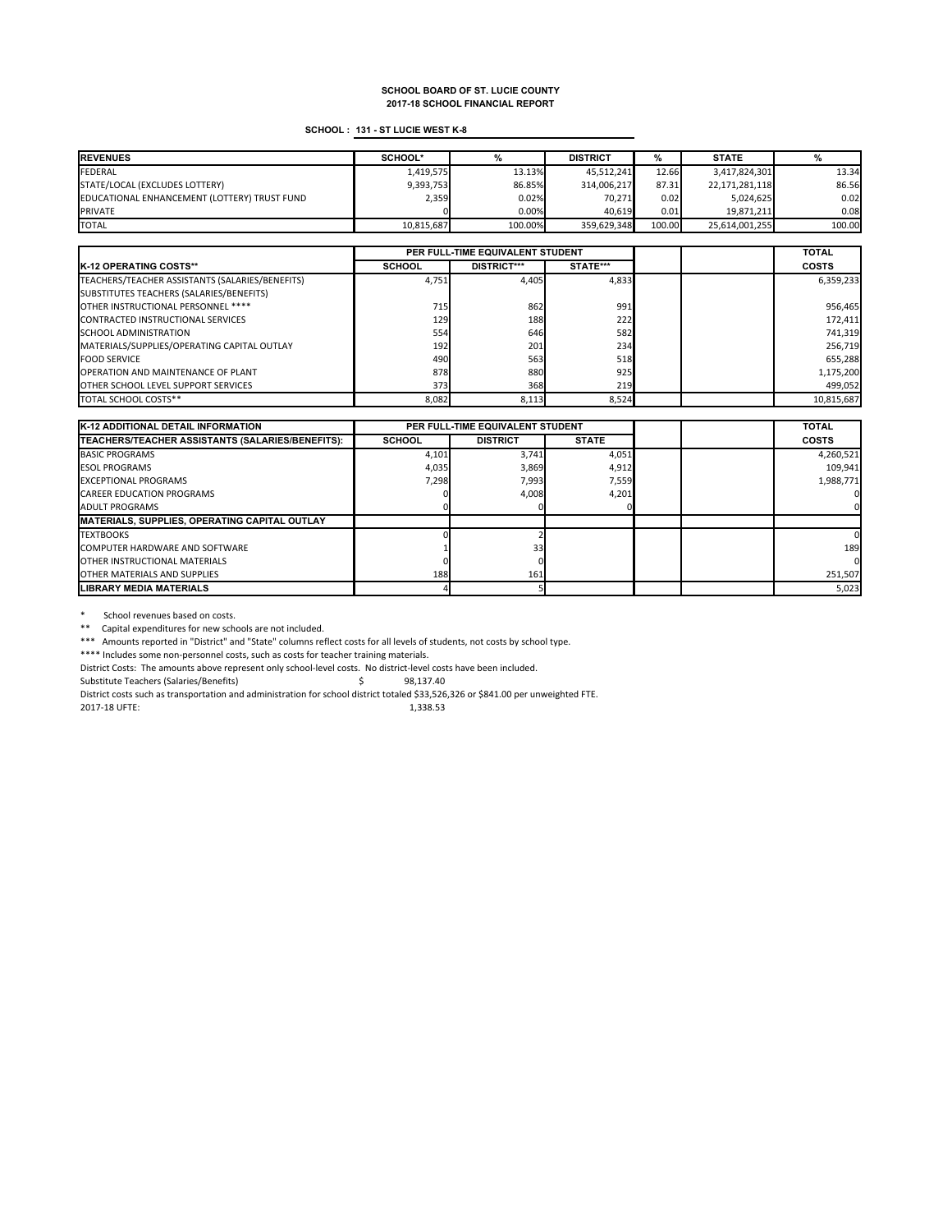**SCHOOL BOARD OF ST. LUCIE COUNTY**
**2017-18 SCHOOL FINANCIAL REPORT**

**SCHOOL : 131 - ST LUCIE WEST K-8**

| REVENUES | SCHOOL* | % | DISTRICT | % | STATE | % |
|---|---|---|---|---|---|---|
| FEDERAL | 1,419,575 | 13.13% | 45,512,241 | 12.66 | 3,417,824,301 | 13.34 |
| STATE/LOCAL (EXCLUDES LOTTERY) | 9,393,753 | 86.85% | 314,006,217 | 87.31 | 22,171,281,118 | 86.56 |
| EDUCATIONAL ENHANCEMENT (LOTTERY) TRUST FUND | 2,359 | 0.02% | 70,271 | 0.02 | 5,024,625 | 0.02 |
| PRIVATE | 0 | 0.00% | 40,619 | 0.01 | 19,871,211 | 0.08 |
| TOTAL | 10,815,687 | 100.00% | 359,629,348 | 100.00 | 25,614,001,255 | 100.00 |

| | PER FULL-TIME EQUIVALENT STUDENT | | | | | TOTAL |
|---|---|---|---|---|---|---|
| **K-12 OPERATING COSTS**** | **SCHOOL** | **DISTRICT***** | **STATE***** | | | **COSTS** |
| TEACHERS/TEACHER ASSISTANTS (SALARIES/BENEFITS) | 4,751 | 4,405 | 4,833 | | | 6,359,233 |
| SUBSTITUTES TEACHERS (SALARIES/BENEFITS) | | | | | | |
| OTHER INSTRUCTIONAL PERSONNEL **** | 715 | 862 | 991 | | | 956,465 |
| CONTRACTED INSTRUCTIONAL SERVICES | 129 | 188 | 222 | | | 172,411 |
| SCHOOL ADMINISTRATION | 554 | 646 | 582 | | | 741,319 |
| MATERIALS/SUPPLIES/OPERATING CAPITAL OUTLAY | 192 | 201 | 234 | | | 256,719 |
| FOOD SERVICE | 490 | 563 | 518 | | | 655,288 |
| OPERATION AND MAINTENANCE OF PLANT | 878 | 880 | 925 | | | 1,175,200 |
| OTHER SCHOOL LEVEL SUPPORT SERVICES | 373 | 368 | 219 | | | 499,052 |
| TOTAL SCHOOL COSTS** | 8,082 | 8,113 | 8,524 | | | 10,815,687 |

| **K-12 ADDITIONAL DETAIL INFORMATION** | PER FULL-TIME EQUIVALENT STUDENT | | | | | TOTAL |
|---|---|---|---|---|---|---|
| **TEACHERS/TEACHER ASSISTANTS (SALARIES/BENEFITS):** | **SCHOOL** | **DISTRICT** | **STATE** | | | **COSTS** |
| BASIC PROGRAMS | 4,101 | 3,741 | 4,051 | | | 4,260,521 |
| ESOL PROGRAMS | 4,035 | 3,869 | 4,912 | | | 109,941 |
| EXCEPTIONAL PROGRAMS | 7,298 | 7,993 | 7,559 | | | 1,988,771 |
| CAREER EDUCATION PROGRAMS | 0 | 4,008 | 4,201 | | | 0 |
| ADULT PROGRAMS | 0 | 0 | 0 | | | 0 |
| **MATERIALS, SUPPLIES, OPERATING CAPITAL OUTLAY** | | | | | | |
| TEXTBOOKS | 0 | 2 | | | | 0 |
| COMPUTER HARDWARE AND SOFTWARE | 1 | 33 | | | | 189 |
| OTHER INSTRUCTIONAL MATERIALS | 0 | 0 | | | | 0 |
| OTHER MATERIALS AND SUPPLIES | 188 | 161 | | | | 251,507 |
| **LIBRARY MEDIA MATERIALS** | 4 | 5 | | | | 5,023 |

\* School revenues based on costs.
** Capital expenditures for new schools are not included.
*** Amounts reported in "District" and "State" columns reflect costs for all levels of students, not costs by school type.
**** Includes some non-personnel costs, such as costs for teacher training materials.
District Costs: The amounts above represent only school-level costs. No district-level costs have been included.
Substitute Teachers (Salaries/Benefits) $ 98,137.40
District costs such as transportation and administration for school district totaled $33,526,326 or $841.00 per unweighted FTE.
2017-18 UFTE: 1,338.53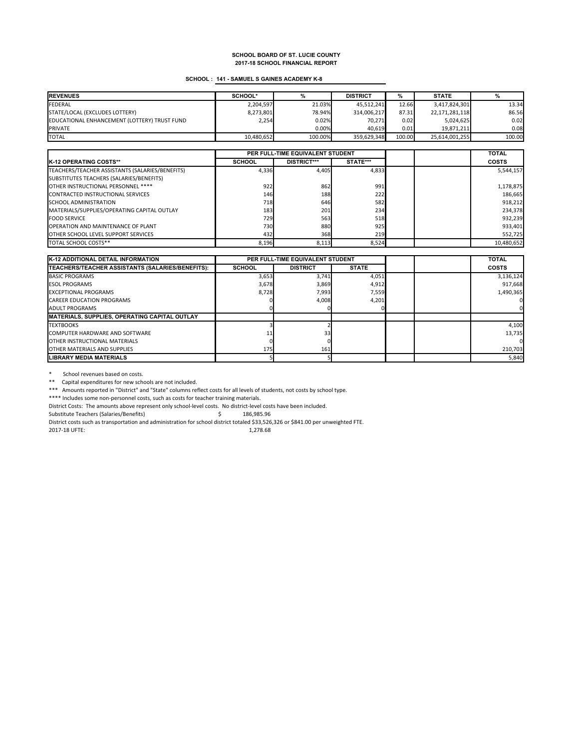**SCHOOL BOARD OF ST. LUCIE COUNTY**
**2017-18 SCHOOL FINANCIAL REPORT**

**SCHOOL : 141 - SAMUEL S GAINES ACADEMY K-8**

| REVENUES | SCHOOL* | % | DISTRICT | % | STATE | % |
|---|---|---|---|---|---|---|
| FEDERAL | 2,204,597 | 21.03% | 45,512,241 | 12.66 | 3,417,824,301 | 13.34 |
| STATE/LOCAL (EXCLUDES LOTTERY) | 8,273,801 | 78.94% | 314,006,217 | 87.31 | 22,171,281,118 | 86.56 |
| EDUCATIONAL ENHANCEMENT (LOTTERY) TRUST FUND | 2,254 | 0.02% | 70,271 | 0.02 | 5,024,625 | 0.02 |
| PRIVATE | | 0.00% | 40,619 | 0.01 | 19,871,211 | 0.08 |
| TOTAL | 10,480,652 | 100.00% | 359,629,348 | 100.00 | 25,614,001,255 | 100.00 |

| | PER FULL-TIME EQUIVALENT STUDENT | | | | | TOTAL |
|---|---|---|---|---|---|---|
| **K-12 OPERATING COSTS**** | **SCHOOL** | **DISTRICT***** | **STATE***** | | | **COSTS** |
| TEACHERS/TEACHER ASSISTANTS (SALARIES/BENEFITS) | 4,336 | 4,405 | 4,833 | | | 5,544,157 |
| SUBSTITUTES TEACHERS (SALARIES/BENEFITS) | | | | | | |
| OTHER INSTRUCTIONAL PERSONNEL **** | 922 | 862 | 991 | | | 1,178,875 |
| CONTRACTED INSTRUCTIONAL SERVICES | 146 | 188 | 222 | | | 186,665 |
| SCHOOL ADMINISTRATION | 718 | 646 | 582 | | | 918,212 |
| MATERIALS/SUPPLIES/OPERATING CAPITAL OUTLAY | 183 | 201 | 234 | | | 234,378 |
| FOOD SERVICE | 729 | 563 | 518 | | | 932,239 |
| OPERATION AND MAINTENANCE OF PLANT | 730 | 880 | 925 | | | 933,401 |
| OTHER SCHOOL LEVEL SUPPORT SERVICES | 432 | 368 | 219 | | | 552,725 |
| TOTAL SCHOOL COSTS** | 8,196 | 8,113 | 8,524 | | | 10,480,652 |

| **K-12 ADDITIONAL DETAIL INFORMATION** | PER FULL-TIME EQUIVALENT STUDENT | | | | | TOTAL |
|---|---|---|---|---|---|---|
| **TEACHERS/TEACHER ASSISTANTS (SALARIES/BENEFITS):** | **SCHOOL** | **DISTRICT** | **STATE** | | | **COSTS** |
| BASIC PROGRAMS | 3,653 | 3,741 | 4,051 | | | 3,136,124 |
| ESOL PROGRAMS | 3,678 | 3,869 | 4,912 | | | 917,668 |
| EXCEPTIONAL PROGRAMS | 8,728 | 7,993 | 7,559 | | | 1,490,365 |
| CAREER EDUCATION PROGRAMS | 0 | 4,008 | 4,201 | | | 0 |
| ADULT PROGRAMS | 0 | 0 | 0 | | | 0 |
| **MATERIALS, SUPPLIES, OPERATING CAPITAL OUTLAY** | | | | | | |
| TEXTBOOKS | 3 | 2 | | | | 4,100 |
| COMPUTER HARDWARE AND SOFTWARE | 11 | 33 | | | | 13,735 |
| OTHER INSTRUCTIONAL MATERIALS | 0 | 0 | | | | 0 |
| OTHER MATERIALS AND SUPPLIES | 175 | 161 | | | | 210,703 |
| **LIBRARY MEDIA MATERIALS** | 5 | 5 | | | | 5,840 |

\* School revenues based on costs.

** Capital expenditures for new schools are not included.

*** Amounts reported in "District" and "State" columns reflect costs for all levels of students, not costs by school type.

**** Includes some non-personnel costs, such as costs for teacher training materials.

District Costs: The amounts above represent only school-level costs. No district-level costs have been included.

Substitute Teachers (Salaries/Benefits) $ 186,985.96

District costs such as transportation and administration for school district totaled $33,526,326 or $841.00 per unweighted FTE.

2017-18 UFTE: 1,278.68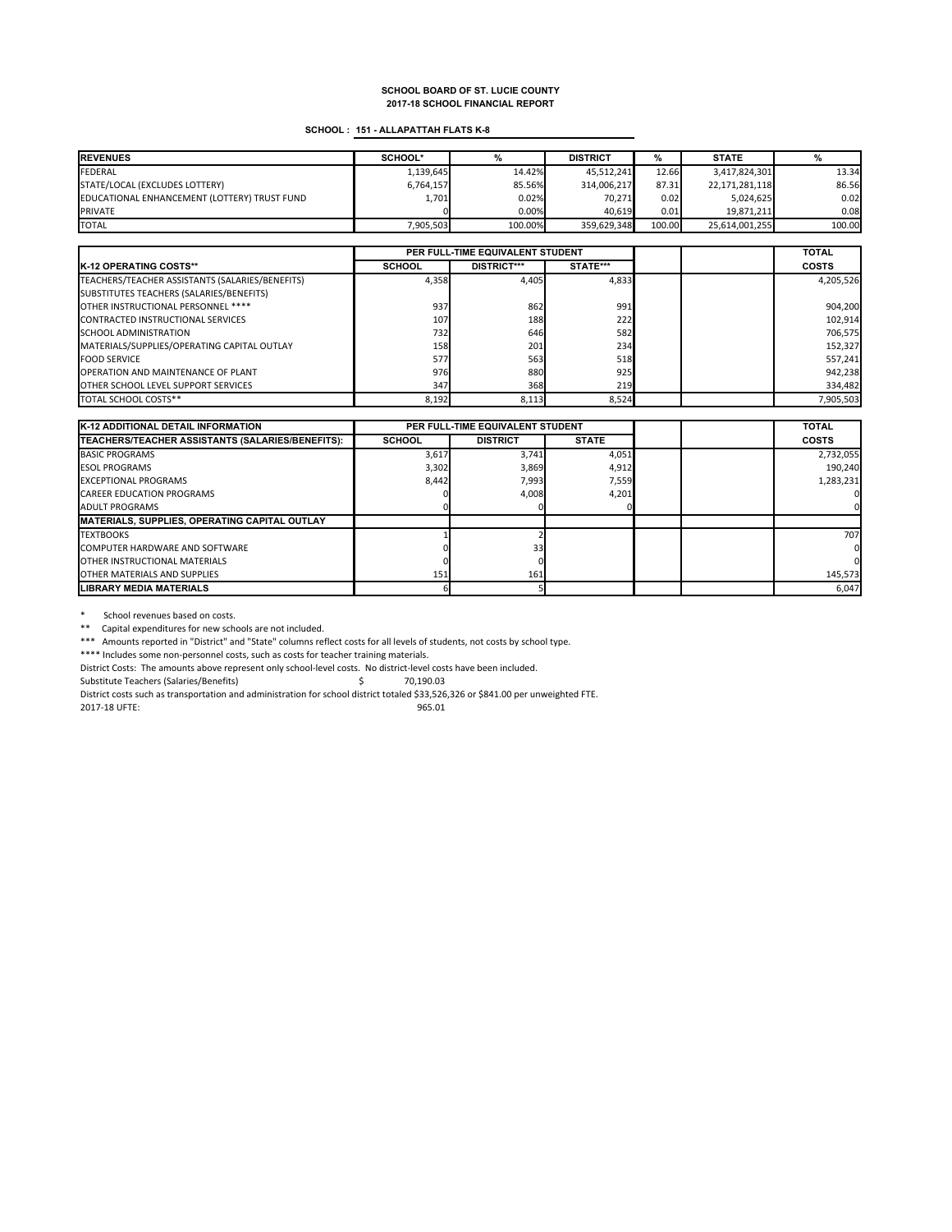**SCHOOL BOARD OF ST. LUCIE COUNTY**
**2017-18 SCHOOL FINANCIAL REPORT**

**SCHOOL : 151 - ALLAPATTAH FLATS K-8**

| REVENUES | SCHOOL* | % | DISTRICT | % | STATE | % |
|---|---|---|---|---|---|---|
| FEDERAL | 1,139,645 | 14.42% | 45,512,241 | 12.66 | 3,417,824,301 | 13.34 |
| STATE/LOCAL (EXCLUDES LOTTERY) | 6,764,157 | 85.56% | 314,006,217 | 87.31 | 22,171,281,118 | 86.56 |
| EDUCATIONAL ENHANCEMENT (LOTTERY) TRUST FUND | 1,701 | 0.02% | 70,271 | 0.02 | 5,024,625 | 0.02 |
| PRIVATE | 0 | 0.00% | 40,619 | 0.01 | 19,871,211 | 0.08 |
| TOTAL | 7,905,503 | 100.00% | 359,629,348 | 100.00 | 25,614,001,255 | 100.00 |

| | PER FULL-TIME EQUIVALENT STUDENT | | | | | TOTAL |
|---|---|---|---|---|---|---|
| **K-12 OPERATING COSTS\*\*** | **SCHOOL** | **DISTRICT\*\*\*** | **STATE\*\*\*** | | | **COSTS** |
| TEACHERS/TEACHER ASSISTANTS (SALARIES/BENEFITS) | 4,358 | 4,405 | 4,833 | | | 4,205,526 |
| SUBSTITUTES TEACHERS (SALARIES/BENEFITS) | | | | | | |
| OTHER INSTRUCTIONAL PERSONNEL **** | 937 | 862 | 991 | | | 904,200 |
| CONTRACTED INSTRUCTIONAL SERVICES | 107 | 188 | 222 | | | 102,914 |
| SCHOOL ADMINISTRATION | 732 | 646 | 582 | | | 706,575 |
| MATERIALS/SUPPLIES/OPERATING CAPITAL OUTLAY | 158 | 201 | 234 | | | 152,327 |
| FOOD SERVICE | 577 | 563 | 518 | | | 557,241 |
| OPERATION AND MAINTENANCE OF PLANT | 976 | 880 | 925 | | | 942,238 |
| OTHER SCHOOL LEVEL SUPPORT SERVICES | 347 | 368 | 219 | | | 334,482 |
| TOTAL SCHOOL COSTS** | 8,192 | 8,113 | 8,524 | | | 7,905,503 |

| **K-12 ADDITIONAL DETAIL INFORMATION** | PER FULL-TIME EQUIVALENT STUDENT | | | | | TOTAL |
|---|---|---|---|---|---|---|
| **TEACHERS/TEACHER ASSISTANTS (SALARIES/BENEFITS):** | **SCHOOL** | **DISTRICT** | **STATE** | | | **COSTS** |
| BASIC PROGRAMS | 3,617 | 3,741 | 4,051 | | | 2,732,055 |
| ESOL PROGRAMS | 3,302 | 3,869 | 4,912 | | | 190,240 |
| EXCEPTIONAL PROGRAMS | 8,442 | 7,993 | 7,559 | | | 1,283,231 |
| CAREER EDUCATION PROGRAMS | 0 | 4,008 | 4,201 | | | 0 |
| ADULT PROGRAMS | 0 | 0 | 0 | | | 0 |
| **MATERIALS, SUPPLIES, OPERATING CAPITAL OUTLAY** | | | | | | |
| TEXTBOOKS | 1 | 2 | | | | 707 |
| COMPUTER HARDWARE AND SOFTWARE | 0 | 33 | | | | 0 |
| OTHER INSTRUCTIONAL MATERIALS | 0 | 0 | | | | 0 |
| OTHER MATERIALS AND SUPPLIES | 151 | 161 | | | | 145,573 |
| **LIBRARY MEDIA MATERIALS** | 6 | 5 | | | | 6,047 |

\* School revenues based on costs.
\** Capital expenditures for new schools are not included.
\*** Amounts reported in "District" and "State" columns reflect costs for all levels of students, not costs by school type.
\**** Includes some non-personnel costs, such as costs for teacher training materials.

District Costs: The amounts above represent only school-level costs. No district-level costs have been included.

Substitute Teachers (Salaries/Benefits) $ 70,190.03

District costs such as transportation and administration for school district totaled $33,526,326 or $841.00 per unweighted FTE.

2017-18 UFTE: 965.01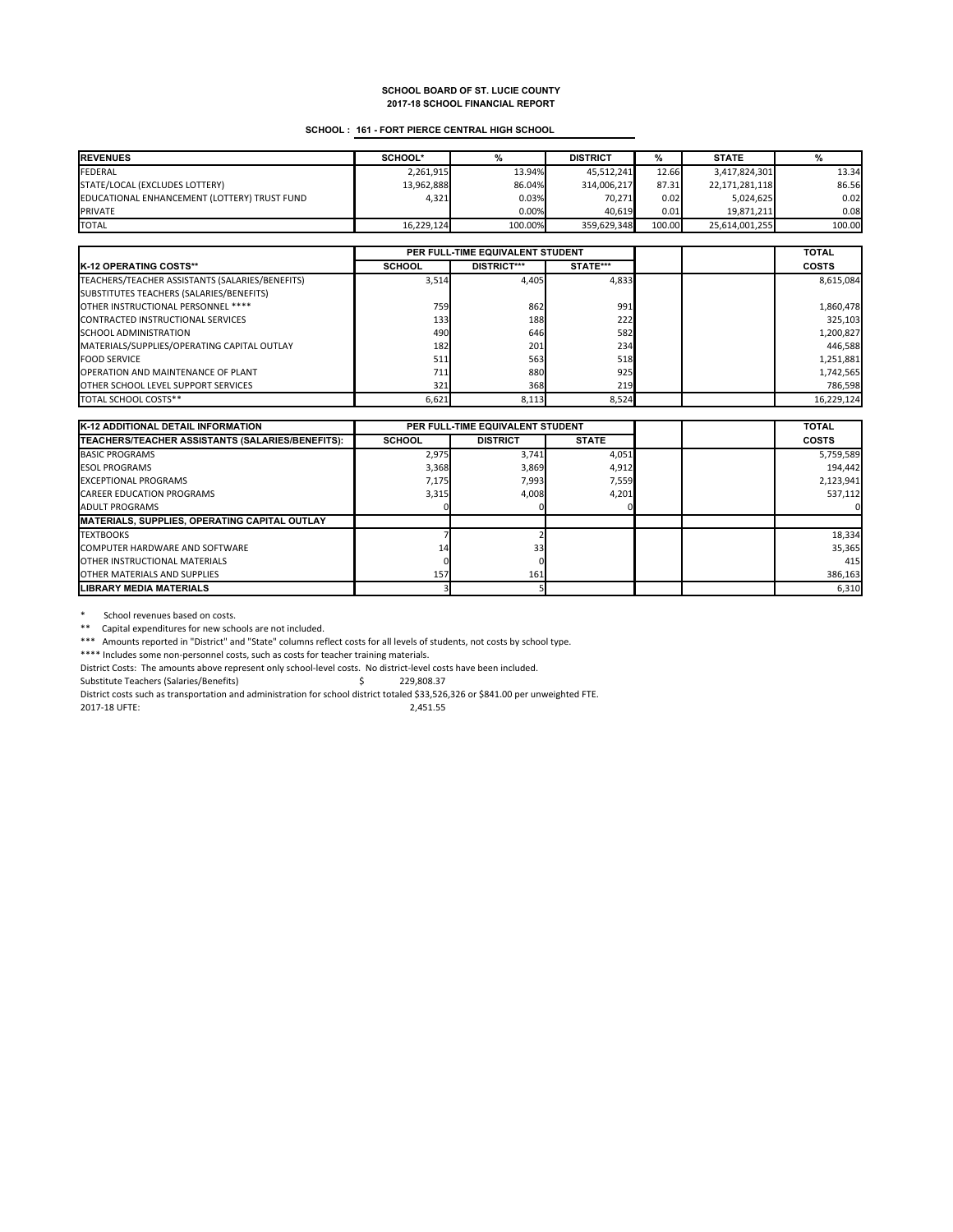**SCHOOL BOARD OF ST. LUCIE COUNTY**
**2017-18 SCHOOL FINANCIAL REPORT**

**SCHOOL : 161 - FORT PIERCE CENTRAL HIGH SCHOOL**

| REVENUES | SCHOOL* | % | DISTRICT | % | STATE | % |
|---|---|---|---|---|---|---|
| FEDERAL | 2,261,915 | 13.94% | 45,512,241 | 12.66 | 3,417,824,301 | 13.34 |
| STATE/LOCAL (EXCLUDES LOTTERY) | 13,962,888 | 86.04% | 314,006,217 | 87.31 | 22,171,281,118 | 86.56 |
| EDUCATIONAL ENHANCEMENT (LOTTERY) TRUST FUND | 4,321 | 0.03% | 70,271 | 0.02 | 5,024,625 | 0.02 |
| PRIVATE | | 0.00% | 40,619 | 0.01 | 19,871,211 | 0.08 |
| TOTAL | 16,229,124 | 100.00% | 359,629,348 | 100.00 | 25,614,001,255 | 100.00 |

| | PER FULL-TIME EQUIVALENT STUDENT | | | | | TOTAL |
|---|---|---|---|---|---|---|
| K-12 OPERATING COSTS** | SCHOOL | DISTRICT*** | STATE*** | | | COSTS |
| TEACHERS/TEACHER ASSISTANTS (SALARIES/BENEFITS) | 3,514 | 4,405 | 4,833 | | | 8,615,084 |
| SUBSTITUTES TEACHERS (SALARIES/BENEFITS) | | | | | | |
| OTHER INSTRUCTIONAL PERSONNEL **** | 759 | 862 | 991 | | | 1,860,478 |
| CONTRACTED INSTRUCTIONAL SERVICES | 133 | 188 | 222 | | | 325,103 |
| SCHOOL ADMINISTRATION | 490 | 646 | 582 | | | 1,200,827 |
| MATERIALS/SUPPLIES/OPERATING CAPITAL OUTLAY | 182 | 201 | 234 | | | 446,588 |
| FOOD SERVICE | 511 | 563 | 518 | | | 1,251,881 |
| OPERATION AND MAINTENANCE OF PLANT | 711 | 880 | 925 | | | 1,742,565 |
| OTHER SCHOOL LEVEL SUPPORT SERVICES | 321 | 368 | 219 | | | 786,598 |
| TOTAL SCHOOL COSTS** | 6,621 | 8,113 | 8,524 | | | 16,229,124 |

| K-12 ADDITIONAL DETAIL INFORMATION | PER FULL-TIME EQUIVALENT STUDENT | | | | | TOTAL |
|---|---|---|---|---|---|---|
| TEACHERS/TEACHER ASSISTANTS (SALARIES/BENEFITS): | SCHOOL | DISTRICT | STATE | | | COSTS |
| BASIC PROGRAMS | 2,975 | 3,741 | 4,051 | | | 5,759,589 |
| ESOL PROGRAMS | 3,368 | 3,869 | 4,912 | | | 194,442 |
| EXCEPTIONAL PROGRAMS | 7,175 | 7,993 | 7,559 | | | 2,123,941 |
| CAREER EDUCATION PROGRAMS | 3,315 | 4,008 | 4,201 | | | 537,112 |
| ADULT PROGRAMS | 0 | 0 | 0 | | | 0 |
| MATERIALS, SUPPLIES, OPERATING CAPITAL OUTLAY | | | | | | |
| TEXTBOOKS | 7 | 2 | | | | 18,334 |
| COMPUTER HARDWARE AND SOFTWARE | 14 | 33 | | | | 35,365 |
| OTHER INSTRUCTIONAL MATERIALS | 0 | 0 | | | | 415 |
| OTHER MATERIALS AND SUPPLIES | 157 | 161 | | | | 386,163 |
| LIBRARY MEDIA MATERIALS | 3 | 5 | | | | 6,310 |

\* School revenues based on costs.

\*\* Capital expenditures for new schools are not included.

\*\*\* Amounts reported in "District" and "State" columns reflect costs for all levels of students, not costs by school type.

\*\*\*\* Includes some non-personnel costs, such as costs for teacher training materials.

District Costs: The amounts above represent only school-level costs. No district-level costs have been included.

Substitute Teachers (Salaries/Benefits) $ 229,808.37

District costs such as transportation and administration for school district totaled $33,526,326 or $841.00 per unweighted FTE.

2017-18 UFTE: 2,451.55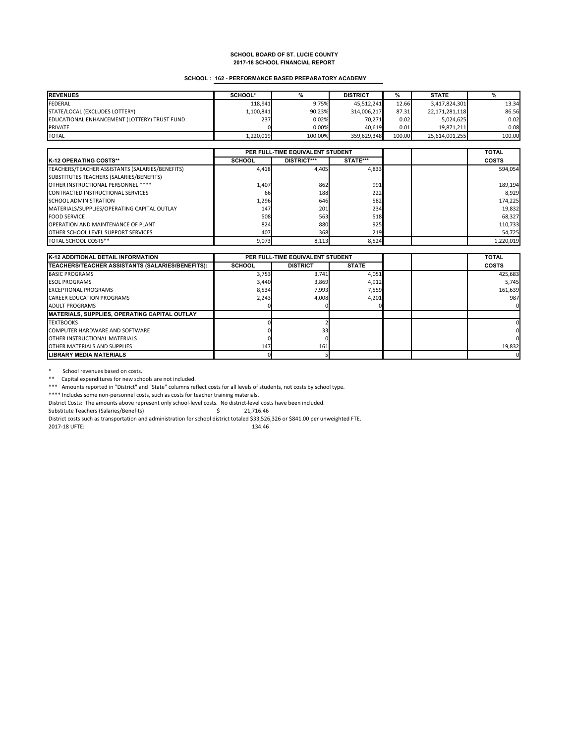**SCHOOL BOARD OF ST. LUCIE COUNTY**
**2017-18 SCHOOL FINANCIAL REPORT**

**SCHOOL : 162 - PERFORMANCE BASED PREPARATORY ACADEMY**

| REVENUES | SCHOOL* | % | DISTRICT | % | STATE | % |
|---|---|---|---|---|---|---|
| FEDERAL | 118,941 | 9.75% | 45,512,241 | 12.66 | 3,417,824,301 | 13.34 |
| STATE/LOCAL (EXCLUDES LOTTERY) | 1,100,841 | 90.23% | 314,006,217 | 87.31 | 22,171,281,118 | 86.56 |
| EDUCATIONAL ENHANCEMENT (LOTTERY) TRUST FUND | 237 | 0.02% | 70,271 | 0.02 | 5,024,625 | 0.02 |
| PRIVATE | 0 | 0.00% | 40,619 | 0.01 | 19,871,211 | 0.08 |
| TOTAL | 1,220,019 | 100.00% | 359,629,348 | 100.00 | 25,614,001,255 | 100.00 |

| | PER FULL-TIME EQUIVALENT STUDENT | | | | | TOTAL |
|---|---|---|---|---|---|---|
| **K-12 OPERATING COSTS**** | SCHOOL | DISTRICT*** | STATE*** | | | COSTS |
| TEACHERS/TEACHER ASSISTANTS (SALARIES/BENEFITS) | 4,418 | 4,405 | 4,833 | | | 594,054 |
| SUBSTITUTES TEACHERS (SALARIES/BENEFITS) | | | | | | |
| OTHER INSTRUCTIONAL PERSONNEL **** | 1,407 | 862 | 991 | | | 189,194 |
| CONTRACTED INSTRUCTIONAL SERVICES | 66 | 188 | 222 | | | 8,929 |
| SCHOOL ADMINISTRATION | 1,296 | 646 | 582 | | | 174,225 |
| MATERIALS/SUPPLIES/OPERATING CAPITAL OUTLAY | 147 | 201 | 234 | | | 19,832 |
| FOOD SERVICE | 508 | 563 | 518 | | | 68,327 |
| OPERATION AND MAINTENANCE OF PLANT | 824 | 880 | 925 | | | 110,733 |
| OTHER SCHOOL LEVEL SUPPORT SERVICES | 407 | 368 | 219 | | | 54,725 |
| TOTAL SCHOOL COSTS** | 9,073 | 8,113 | 8,524 | | | 1,220,019 |

| K-12 ADDITIONAL DETAIL INFORMATION | PER FULL-TIME EQUIVALENT STUDENT | | | | | TOTAL |
|---|---|---|---|---|---|---|
| **TEACHERS/TEACHER ASSISTANTS (SALARIES/BENEFITS):** | SCHOOL | DISTRICT | STATE | | | COSTS |
| BASIC PROGRAMS | 3,753 | 3,741 | 4,051 | | | 425,683 |
| ESOL PROGRAMS | 3,440 | 3,869 | 4,912 | | | 5,745 |
| EXCEPTIONAL PROGRAMS | 8,534 | 7,993 | 7,559 | | | 161,639 |
| CAREER EDUCATION PROGRAMS | 2,243 | 4,008 | 4,201 | | | 987 |
| ADULT PROGRAMS | 0 | 0 | 0 | | | 0 |
| **MATERIALS, SUPPLIES, OPERATING CAPITAL OUTLAY** | | | | | | |
| TEXTBOOKS | 0 | 2 | | | | 0 |
| COMPUTER HARDWARE AND SOFTWARE | 0 | 33 | | | | 0 |
| OTHER INSTRUCTIONAL MATERIALS | 0 | 0 | | | | 0 |
| OTHER MATERIALS AND SUPPLIES | 147 | 161 | | | | 19,832 |
| **LIBRARY MEDIA MATERIALS** | 0 | 5 | | | | 0 |

\* School revenues based on costs.

\** Capital expenditures for new schools are not included.

\*** Amounts reported in "District" and "State" columns reflect costs for all levels of students, not costs by school type.

\**** Includes some non-personnel costs, such as costs for teacher training materials.

District Costs: The amounts above represent only school-level costs. No district-level costs have been included.

Substitute Teachers (Salaries/Benefits) $ 21,716.46

District costs such as transportation and administration for school district totaled $33,526,326 or $841.00 per unweighted FTE.

2017-18 UFTE: 134.46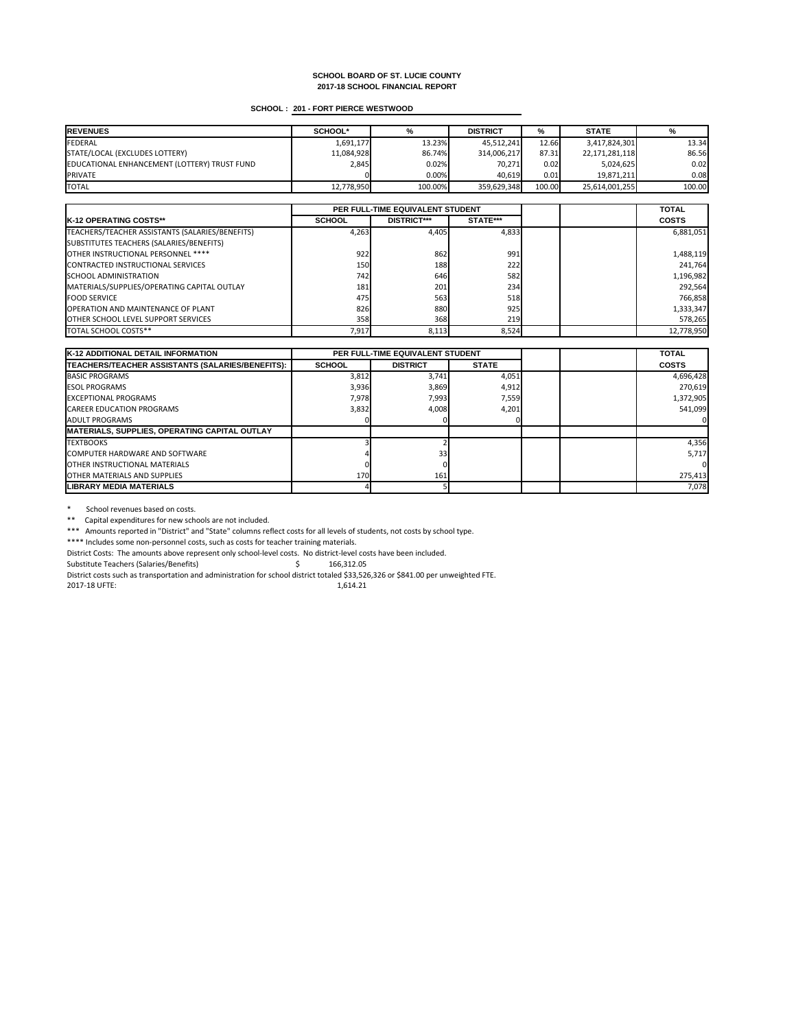**SCHOOL BOARD OF ST. LUCIE COUNTY**
**2017-18 SCHOOL FINANCIAL REPORT**

**SCHOOL : 201 - FORT PIERCE WESTWOOD**

| REVENUES | SCHOOL* | % | DISTRICT | % | STATE | % |
|---|---|---|---|---|---|---|
| FEDERAL | 1,691,177 | 13.23% | 45,512,241 | 12.66 | 3,417,824,301 | 13.34 |
| STATE/LOCAL (EXCLUDES LOTTERY) | 11,084,928 | 86.74% | 314,006,217 | 87.31 | 22,171,281,118 | 86.56 |
| EDUCATIONAL ENHANCEMENT (LOTTERY) TRUST FUND | 2,845 | 0.02% | 70,271 | 0.02 | 5,024,625 | 0.02 |
| PRIVATE | 0 | 0.00% | 40,619 | 0.01 | 19,871,211 | 0.08 |
| TOTAL | 12,778,950 | 100.00% | 359,629,348 | 100.00 | 25,614,001,255 | 100.00 |

| | PER FULL-TIME EQUIVALENT STUDENT | | | | | TOTAL |
|---|---|---|---|---|---|---|
| **K-12 OPERATING COSTS**** | **SCHOOL** | **DISTRICT***** | **STATE***** | | | **COSTS** |
| TEACHERS/TEACHER ASSISTANTS (SALARIES/BENEFITS) | 4,263 | 4,405 | 4,833 | | | 6,881,051 |
| SUBSTITUTES TEACHERS (SALARIES/BENEFITS) | | | | | | |
| OTHER INSTRUCTIONAL PERSONNEL **** | 922 | 862 | 991 | | | 1,488,119 |
| CONTRACTED INSTRUCTIONAL SERVICES | 150 | 188 | 222 | | | 241,764 |
| SCHOOL ADMINISTRATION | 742 | 646 | 582 | | | 1,196,982 |
| MATERIALS/SUPPLIES/OPERATING CAPITAL OUTLAY | 181 | 201 | 234 | | | 292,564 |
| FOOD SERVICE | 475 | 563 | 518 | | | 766,858 |
| OPERATION AND MAINTENANCE OF PLANT | 826 | 880 | 925 | | | 1,333,347 |
| OTHER SCHOOL LEVEL SUPPORT SERVICES | 358 | 368 | 219 | | | 578,265 |
| TOTAL SCHOOL COSTS** | 7,917 | 8,113 | 8,524 | | | 12,778,950 |

| **K-12 ADDITIONAL DETAIL INFORMATION** | PER FULL-TIME EQUIVALENT STUDENT | | | | | TOTAL |
|---|---|---|---|---|---|---|
| **TEACHERS/TEACHER ASSISTANTS (SALARIES/BENEFITS):** | **SCHOOL** | **DISTRICT** | **STATE** | | | **COSTS** |
| BASIC PROGRAMS | 3,812 | 3,741 | 4,051 | | | 4,696,428 |
| ESOL PROGRAMS | 3,936 | 3,869 | 4,912 | | | 270,619 |
| EXCEPTIONAL PROGRAMS | 7,978 | 7,993 | 7,559 | | | 1,372,905 |
| CAREER EDUCATION PROGRAMS | 3,832 | 4,008 | 4,201 | | | 541,099 |
| ADULT PROGRAMS | 0 | 0 | 0 | | | 0 |
| **MATERIALS, SUPPLIES, OPERATING CAPITAL OUTLAY** | | | | | | |
| TEXTBOOKS | 3 | 2 | | | | 4,356 |
| COMPUTER HARDWARE AND SOFTWARE | 4 | 33 | | | | 5,717 |
| OTHER INSTRUCTIONAL MATERIALS | 0 | 0 | | | | 0 |
| OTHER MATERIALS AND SUPPLIES | 170 | 161 | | | | 275,413 |
| **LIBRARY MEDIA MATERIALS** | 4 | 5 | | | | 7,078 |

\* School revenues based on costs.

** Capital expenditures for new schools are not included.

*** Amounts reported in "District" and "State" columns reflect costs for all levels of students, not costs by school type.

**** Includes some non-personnel costs, such as costs for teacher training materials.

District Costs: The amounts above represent only school-level costs. No district-level costs have been included.

Substitute Teachers (Salaries/Benefits) $ 166,312.05

District costs such as transportation and administration for school district totaled $33,526,326 or $841.00 per unweighted FTE.

2017-18 UFTE: 1,614.21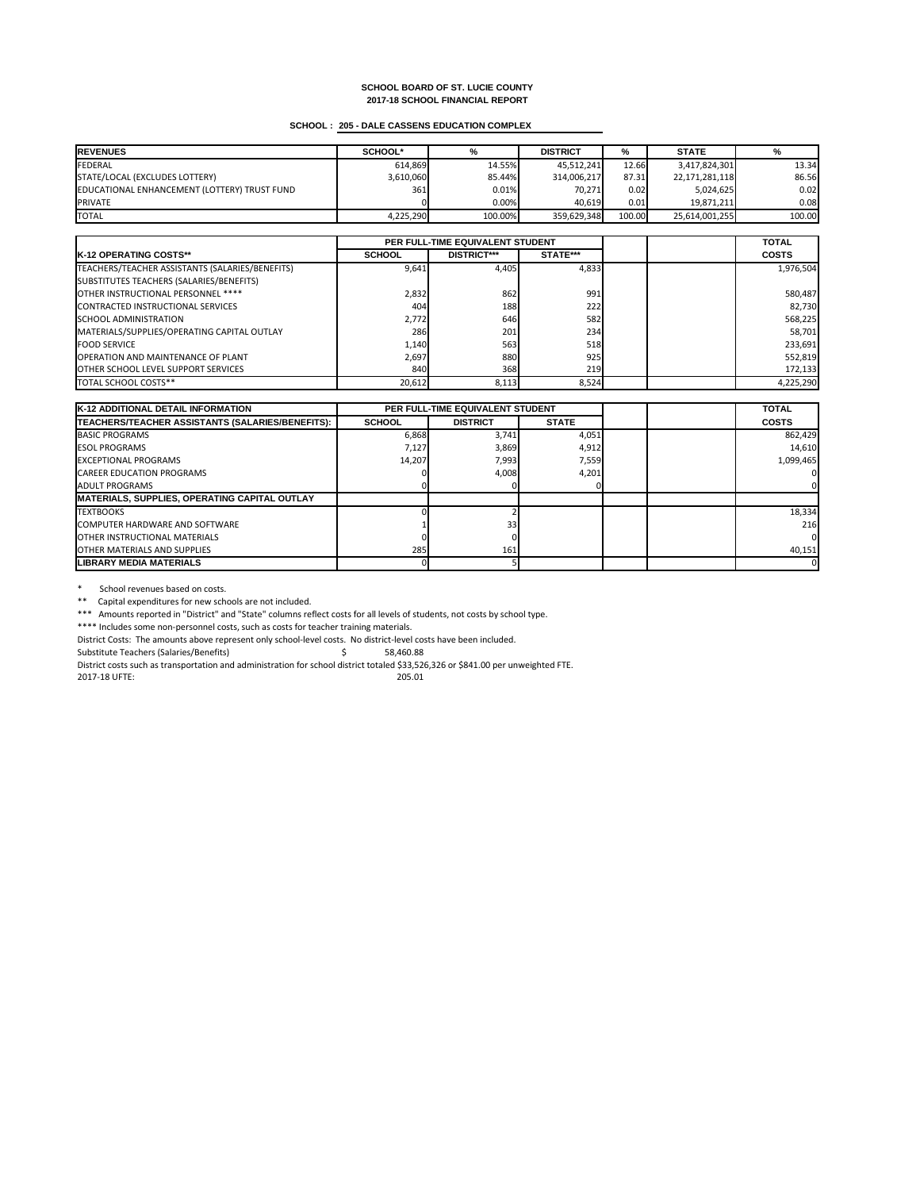# SCHOOL BOARD OF ST. LUCIE COUNTY
## 2017-18 SCHOOL FINANCIAL REPORT

**SCHOOL : 205 - DALE CASSENS EDUCATION COMPLEX**

| REVENUES | SCHOOL* | % | DISTRICT | % | STATE | % |
|---|---|---|---|---|---|---|
| FEDERAL | 614,869 | 14.55% | 45,512,241 | 12.66 | 3,417,824,301 | 13.34 |
| STATE/LOCAL (EXCLUDES LOTTERY) | 3,610,060 | 85.44% | 314,006,217 | 87.31 | 22,171,281,118 | 86.56 |
| EDUCATIONAL ENHANCEMENT (LOTTERY) TRUST FUND | 361 | 0.01% | 70,271 | 0.02 | 5,024,625 | 0.02 |
| PRIVATE | 0 | 0.00% | 40,619 | 0.01 | 19,871,211 | 0.08 |
| TOTAL | 4,225,290 | 100.00% | 359,629,348 | 100.00 | 25,614,001,255 | 100.00 |

| | PER FULL-TIME EQUIVALENT STUDENT | | | | | TOTAL |
|---|---|---|---|---|---|---|
| **K-12 OPERATING COSTS**** | **SCHOOL** | **DISTRICT***** | **STATE***** | | | **COSTS** |
| TEACHERS/TEACHER ASSISTANTS (SALARIES/BENEFITS) | 9,641 | 4,405 | 4,833 | | | 1,976,504 |
| SUBSTITUTES TEACHERS (SALARIES/BENEFITS) | | | | | | |
| OTHER INSTRUCTIONAL PERSONNEL **** | 2,832 | 862 | 991 | | | 580,487 |
| CONTRACTED INSTRUCTIONAL SERVICES | 404 | 188 | 222 | | | 82,730 |
| SCHOOL ADMINISTRATION | 2,772 | 646 | 582 | | | 568,225 |
| MATERIALS/SUPPLIES/OPERATING CAPITAL OUTLAY | 286 | 201 | 234 | | | 58,701 |
| FOOD SERVICE | 1,140 | 563 | 518 | | | 233,691 |
| OPERATION AND MAINTENANCE OF PLANT | 2,697 | 880 | 925 | | | 552,819 |
| OTHER SCHOOL LEVEL SUPPORT SERVICES | 840 | 368 | 219 | | | 172,133 |
| TOTAL SCHOOL COSTS** | 20,612 | 8,113 | 8,524 | | | 4,225,290 |

| K-12 ADDITIONAL DETAIL INFORMATION | PER FULL-TIME EQUIVALENT STUDENT | | | | | TOTAL |
|---|---|---|---|---|---|---|
| **TEACHERS/TEACHER ASSISTANTS (SALARIES/BENEFITS):** | **SCHOOL** | **DISTRICT** | **STATE** | | | **COSTS** |
| BASIC PROGRAMS | 6,868 | 3,741 | 4,051 | | | 862,429 |
| ESOL PROGRAMS | 7,127 | 3,869 | 4,912 | | | 14,610 |
| EXCEPTIONAL PROGRAMS | 14,207 | 7,993 | 7,559 | | | 1,099,465 |
| CAREER EDUCATION PROGRAMS | 0 | 4,008 | 4,201 | | | 0 |
| ADULT PROGRAMS | 0 | 0 | 0 | | | 0 |
| **MATERIALS, SUPPLIES, OPERATING CAPITAL OUTLAY** | | | | | | |
| TEXTBOOKS | 0 | 2 | | | | 18,334 |
| COMPUTER HARDWARE AND SOFTWARE | 1 | 33 | | | | 216 |
| OTHER INSTRUCTIONAL MATERIALS | 0 | 0 | | | | 0 |
| OTHER MATERIALS AND SUPPLIES | 285 | 161 | | | | 40,151 |
| **LIBRARY MEDIA MATERIALS** | 0 | 5 | | | | 0 |

\* School revenues based on costs.

** Capital expenditures for new schools are not included.

*** Amounts reported in "District" and "State" columns reflect costs for all levels of students, not costs by school type.

**** Includes some non-personnel costs, such as costs for teacher training materials.

District Costs: The amounts above represent only school-level costs. No district-level costs have been included.

Substitute Teachers (Salaries/Benefits) $ 58,460.88

District costs such as transportation and administration for school district totaled $33,526,326 or $841.00 per unweighted FTE.

2017-18 UFTE: 205.01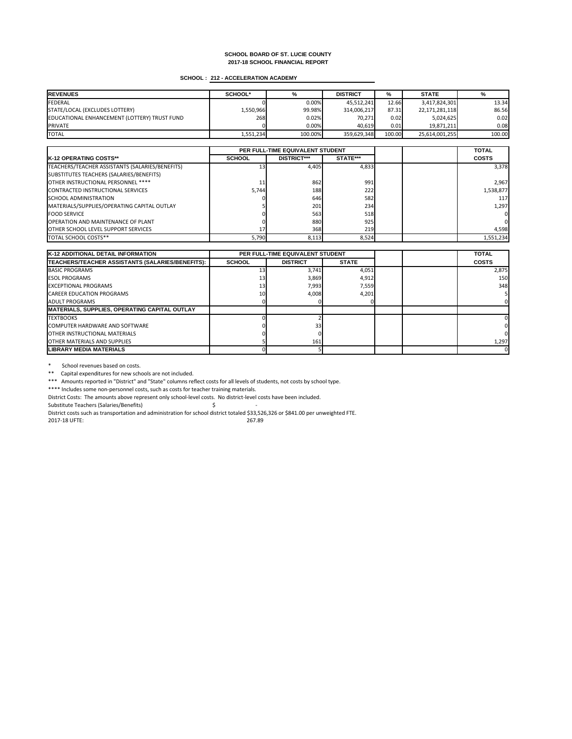**SCHOOL BOARD OF ST. LUCIE COUNTY**
**2017-18 SCHOOL FINANCIAL REPORT**

**SCHOOL : 212 - ACCELERATION ACADEMY**

| REVENUES | SCHOOL* | % | DISTRICT | % | STATE | % |
|---|---|---|---|---|---|---|
| FEDERAL | 0 | 0.00% | 45,512,241 | 12.66 | 3,417,824,301 | 13.34 |
| STATE/LOCAL (EXCLUDES LOTTERY) | 1,550,966 | 99.98% | 314,006,217 | 87.31 | 22,171,281,118 | 86.56 |
| EDUCATIONAL ENHANCEMENT (LOTTERY) TRUST FUND | 268 | 0.02% | 70,271 | 0.02 | 5,024,625 | 0.02 |
| PRIVATE | 0 | 0.00% | 40,619 | 0.01 | 19,871,211 | 0.08 |
| TOTAL | 1,551,234 | 100.00% | 359,629,348 | 100.00 | 25,614,001,255 | 100.00 |

| | PER FULL-TIME EQUIVALENT STUDENT | | | | | TOTAL |
|---|---|---|---|---|---|---|
| K-12 OPERATING COSTS** | SCHOOL | DISTRICT*** | STATE*** | | | COSTS |
| TEACHERS/TEACHER ASSISTANTS (SALARIES/BENEFITS) | 13 | 4,405 | 4,833 | | | 3,378 |
| SUBSTITUTES TEACHERS (SALARIES/BENEFITS) | | | | | | |
| OTHER INSTRUCTIONAL PERSONNEL **** | 11 | 862 | 991 | | | 2,967 |
| CONTRACTED INSTRUCTIONAL SERVICES | 5,744 | 188 | 222 | | | 1,538,877 |
| SCHOOL ADMINISTRATION | 0 | 646 | 582 | | | 117 |
| MATERIALS/SUPPLIES/OPERATING CAPITAL OUTLAY | 5 | 201 | 234 | | | 1,297 |
| FOOD SERVICE | 0 | 563 | 518 | | | 0 |
| OPERATION AND MAINTENANCE OF PLANT | 0 | 880 | 925 | | | 0 |
| OTHER SCHOOL LEVEL SUPPORT SERVICES | 17 | 368 | 219 | | | 4,598 |
| TOTAL SCHOOL COSTS** | 5,790 | 8,113 | 8,524 | | | 1,551,234 |

| K-12 ADDITIONAL DETAIL INFORMATION | PER FULL-TIME EQUIVALENT STUDENT | | | | | TOTAL |
|---|---|---|---|---|---|---|
| TEACHERS/TEACHER ASSISTANTS (SALARIES/BENEFITS): | SCHOOL | DISTRICT | STATE | | | COSTS |
| BASIC PROGRAMS | 13 | 3,741 | 4,051 | | | 2,875 |
| ESOL PROGRAMS | 13 | 3,869 | 4,912 | | | 150 |
| EXCEPTIONAL PROGRAMS | 13 | 7,993 | 7,559 | | | 348 |
| CAREER EDUCATION PROGRAMS | 10 | 4,008 | 4,201 | | | 5 |
| ADULT PROGRAMS | 0 | 0 | 0 | | | 0 |
| MATERIALS, SUPPLIES, OPERATING CAPITAL OUTLAY | | | | | | |
| TEXTBOOKS | 0 | 2 | | | | 0 |
| COMPUTER HARDWARE AND SOFTWARE | 0 | 33 | | | | 0 |
| OTHER INSTRUCTIONAL MATERIALS | 0 | 0 | | | | 0 |
| OTHER MATERIALS AND SUPPLIES | 5 | 161 | | | | 1,297 |
| LIBRARY MEDIA MATERIALS | 0 | 5 | | | | 0 |

\* School revenues based on costs.

\*\* Capital expenditures for new schools are not included.

\*\*\* Amounts reported in "District" and "State" columns reflect costs for all levels of students, not costs by school type.

\*\*\*\* Includes some non-personnel costs, such as costs for teacher training materials.

District Costs: The amounts above represent only school-level costs. No district-level costs have been included.

Substitute Teachers (Salaries/Benefits) $ -

District costs such as transportation and administration for school district totaled $33,526,326 or $841.00 per unweighted FTE.

2017-18 UFTE: 267.89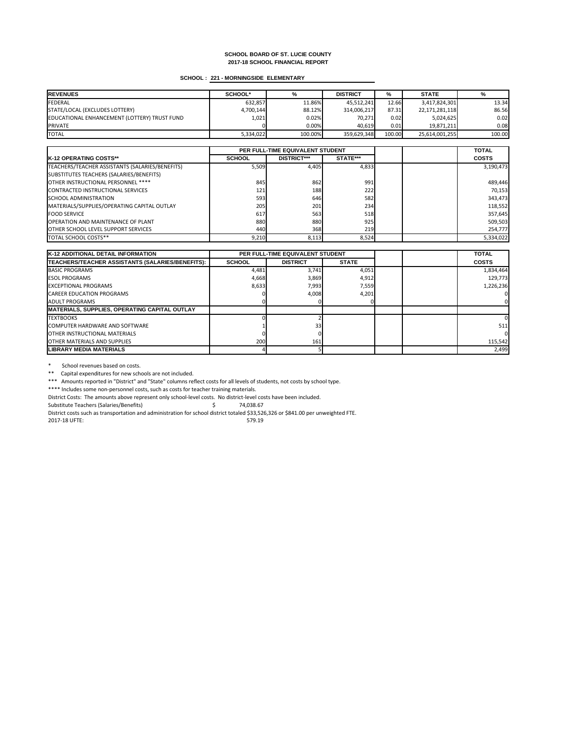**SCHOOL BOARD OF ST. LUCIE COUNTY**
**2017-18 SCHOOL FINANCIAL REPORT**

**SCHOOL : 221 - MORNINGSIDE ELEMENTARY**

| REVENUES | SCHOOL* | % | DISTRICT | % | STATE | % |
|---|---|---|---|---|---|---|
| FEDERAL | 632,857 | 11.86% | 45,512,241 | 12.66 | 3,417,824,301 | 13.34 |
| STATE/LOCAL (EXCLUDES LOTTERY) | 4,700,144 | 88.12% | 314,006,217 | 87.31 | 22,171,281,118 | 86.56 |
| EDUCATIONAL ENHANCEMENT (LOTTERY) TRUST FUND | 1,021 | 0.02% | 70,271 | 0.02 | 5,024,625 | 0.02 |
| PRIVATE | 0 | 0.00% | 40,619 | 0.01 | 19,871,211 | 0.08 |
| TOTAL | 5,334,022 | 100.00% | 359,629,348 | 100.00 | 25,614,001,255 | 100.00 |

| | PER FULL-TIME EQUIVALENT STUDENT | | | | | TOTAL |
|---|---|---|---|---|---|---|
| K-12 OPERATING COSTS** | SCHOOL | DISTRICT*** | STATE*** | | | COSTS |
| TEACHERS/TEACHER ASSISTANTS (SALARIES/BENEFITS) | 5,509 | 4,405 | 4,833 | | | 3,190,473 |
| SUBSTITUTES TEACHERS (SALARIES/BENEFITS) | | | | | | |
| OTHER INSTRUCTIONAL PERSONNEL **** | 845 | 862 | 991 | | | 489,446 |
| CONTRACTED INSTRUCTIONAL SERVICES | 121 | 188 | 222 | | | 70,153 |
| SCHOOL ADMINISTRATION | 593 | 646 | 582 | | | 343,473 |
| MATERIALS/SUPPLIES/OPERATING CAPITAL OUTLAY | 205 | 201 | 234 | | | 118,552 |
| FOOD SERVICE | 617 | 563 | 518 | | | 357,645 |
| OPERATION AND MAINTENANCE OF PLANT | 880 | 880 | 925 | | | 509,503 |
| OTHER SCHOOL LEVEL SUPPORT SERVICES | 440 | 368 | 219 | | | 254,777 |
| TOTAL SCHOOL COSTS** | 9,210 | 8,113 | 8,524 | | | 5,334,022 |

| K-12 ADDITIONAL DETAIL INFORMATION | PER FULL-TIME EQUIVALENT STUDENT | | | | | TOTAL |
|---|---|---|---|---|---|---|
| TEACHERS/TEACHER ASSISTANTS (SALARIES/BENEFITS): | SCHOOL | DISTRICT | STATE | | | COSTS |
| BASIC PROGRAMS | 4,481 | 3,741 | 4,051 | | | 1,834,464 |
| ESOL PROGRAMS | 4,668 | 3,869 | 4,912 | | | 129,773 |
| EXCEPTIONAL PROGRAMS | 8,633 | 7,993 | 7,559 | | | 1,226,236 |
| CAREER EDUCATION PROGRAMS | 0 | 4,008 | 4,201 | | | 0 |
| ADULT PROGRAMS | 0 | 0 | 0 | | | 0 |
| MATERIALS, SUPPLIES, OPERATING CAPITAL OUTLAY | | | | | | |
| TEXTBOOKS | 0 | 2 | | | | 0 |
| COMPUTER HARDWARE AND SOFTWARE | 1 | 33 | | | | 511 |
| OTHER INSTRUCTIONAL MATERIALS | 0 | 0 | | | | 0 |
| OTHER MATERIALS AND SUPPLIES | 200 | 161 | | | | 115,542 |
| LIBRARY MEDIA MATERIALS | 4 | 5 | | | | 2,499 |

\* School revenues based on costs.

** Capital expenditures for new schools are not included.

*** Amounts reported in "District" and "State" columns reflect costs for all levels of students, not costs by school type.

**** Includes some non-personnel costs, such as costs for teacher training materials.

District Costs: The amounts above represent only school-level costs. No district-level costs have been included.

Substitute Teachers (Salaries/Benefits) $ 74,038.67

District costs such as transportation and administration for school district totaled $33,526,326 or $841.00 per unweighted FTE.

2017-18 UFTE: 579.19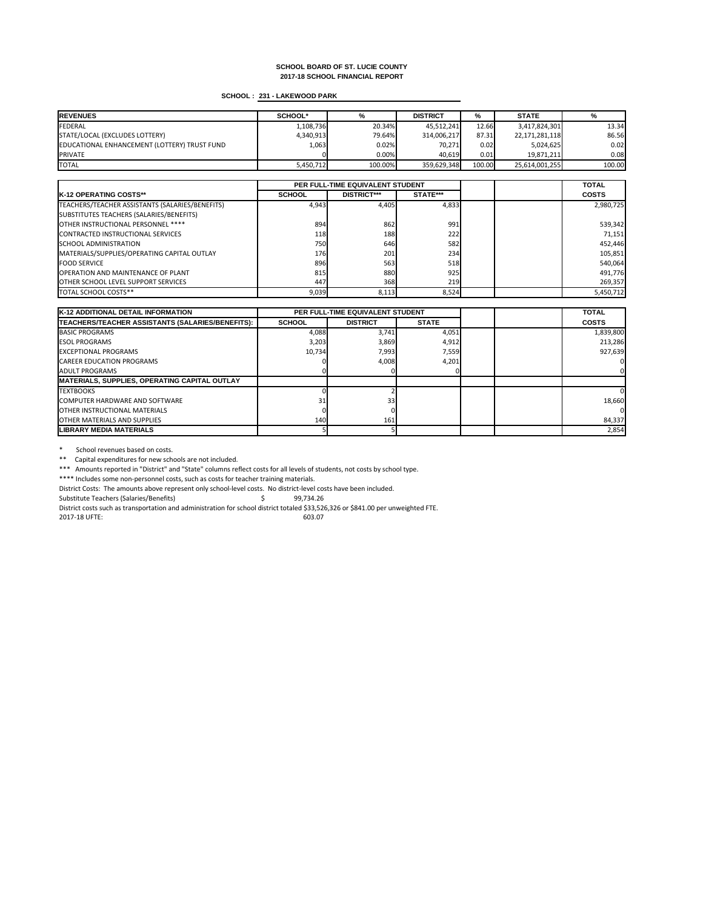**SCHOOL BOARD OF ST. LUCIE COUNTY**
**2017-18 SCHOOL FINANCIAL REPORT**

**SCHOOL : 231 - LAKEWOOD PARK**

| REVENUES | SCHOOL* | % | DISTRICT | % | STATE | % |
|---|---|---|---|---|---|---|
| FEDERAL | 1,108,736 | 20.34% | 45,512,241 | 12.66 | 3,417,824,301 | 13.34 |
| STATE/LOCAL (EXCLUDES LOTTERY) | 4,340,913 | 79.64% | 314,006,217 | 87.31 | 22,171,281,118 | 86.56 |
| EDUCATIONAL ENHANCEMENT (LOTTERY) TRUST FUND | 1,063 | 0.02% | 70,271 | 0.02 | 5,024,625 | 0.02 |
| PRIVATE | 0 | 0.00% | 40,619 | 0.01 | 19,871,211 | 0.08 |
| TOTAL | 5,450,712 | 100.00% | 359,629,348 | 100.00 | 25,614,001,255 | 100.00 |

| | PER FULL-TIME EQUIVALENT STUDENT | | | | | TOTAL |
|---|---|---|---|---|---|---|
| **K-12 OPERATING COSTS\*\*** | **SCHOOL** | **DISTRICT\*\*\*** | **STATE\*\*\*** | | | **COSTS** |
| TEACHERS/TEACHER ASSISTANTS (SALARIES/BENEFITS) | 4,943 | 4,405 | 4,833 | | | 2,980,725 |
| SUBSTITUTES TEACHERS (SALARIES/BENEFITS) | | | | | | |
| OTHER INSTRUCTIONAL PERSONNEL **** | 894 | 862 | 991 | | | 539,342 |
| CONTRACTED INSTRUCTIONAL SERVICES | 118 | 188 | 222 | | | 71,151 |
| SCHOOL ADMINISTRATION | 750 | 646 | 582 | | | 452,446 |
| MATERIALS/SUPPLIES/OPERATING CAPITAL OUTLAY | 176 | 201 | 234 | | | 105,851 |
| FOOD SERVICE | 896 | 563 | 518 | | | 540,064 |
| OPERATION AND MAINTENANCE OF PLANT | 815 | 880 | 925 | | | 491,776 |
| OTHER SCHOOL LEVEL SUPPORT SERVICES | 447 | 368 | 219 | | | 269,357 |
| TOTAL SCHOOL COSTS** | 9,039 | 8,113 | 8,524 | | | 5,450,712 |

| K-12 ADDITIONAL DETAIL INFORMATION | PER FULL-TIME EQUIVALENT STUDENT | | | | | TOTAL |
|---|---|---|---|---|---|---|
| **TEACHERS/TEACHER ASSISTANTS (SALARIES/BENEFITS):** | **SCHOOL** | **DISTRICT** | **STATE** | | | **COSTS** |
| BASIC PROGRAMS | 4,088 | 3,741 | 4,051 | | | 1,839,800 |
| ESOL PROGRAMS | 3,203 | 3,869 | 4,912 | | | 213,286 |
| EXCEPTIONAL PROGRAMS | 10,734 | 7,993 | 7,559 | | | 927,639 |
| CAREER EDUCATION PROGRAMS | 0 | 4,008 | 4,201 | | | 0 |
| ADULT PROGRAMS | 0 | 0 | 0 | | | 0 |
| **MATERIALS, SUPPLIES, OPERATING CAPITAL OUTLAY** | | | | | | |
| TEXTBOOKS | 0 | 2 | | | | 0 |
| COMPUTER HARDWARE AND SOFTWARE | 31 | 33 | | | | 18,660 |
| OTHER INSTRUCTIONAL MATERIALS | 0 | 0 | | | | 0 |
| OTHER MATERIALS AND SUPPLIES | 140 | 161 | | | | 84,337 |
| **LIBRARY MEDIA MATERIALS** | 5 | 5 | | | | 2,854 |

\* School revenues based on costs.

** Capital expenditures for new schools are not included.

*** Amounts reported in "District" and "State" columns reflect costs for all levels of students, not costs by school type.

**** Includes some non-personnel costs, such as costs for teacher training materials.

District Costs: The amounts above represent only school-level costs. No district-level costs have been included.

Substitute Teachers (Salaries/Benefits) $ 99,734.26

District costs such as transportation and administration for school district totaled $33,526,326 or $841.00 per unweighted FTE.

2017-18 UFTE: 603.07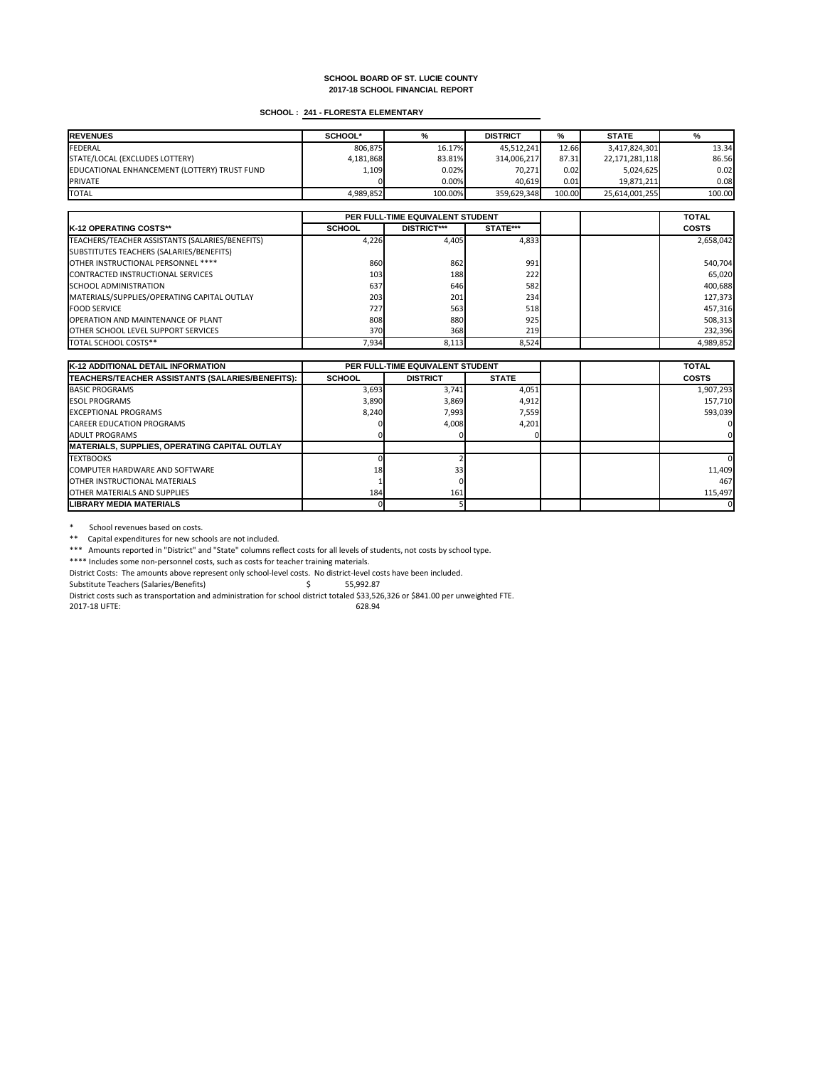# SCHOOL BOARD OF ST. LUCIE COUNTY
## 2017-18 SCHOOL FINANCIAL REPORT

**SCHOOL : 241 - FLORESTA ELEMENTARY**

| REVENUES | SCHOOL* | % | DISTRICT | % | STATE | % |
|---|---|---|---|---|---|---|
| FEDERAL | 806,875 | 16.17% | 45,512,241 | 12.66 | 3,417,824,301 | 13.34 |
| STATE/LOCAL (EXCLUDES LOTTERY) | 4,181,868 | 83.81% | 314,006,217 | 87.31 | 22,171,281,118 | 86.56 |
| EDUCATIONAL ENHANCEMENT (LOTTERY) TRUST FUND | 1,109 | 0.02% | 70,271 | 0.02 | 5,024,625 | 0.02 |
| PRIVATE | 0 | 0.00% | 40,619 | 0.01 | 19,871,211 | 0.08 |
| TOTAL | 4,989,852 | 100.00% | 359,629,348 | 100.00 | 25,614,001,255 | 100.00 |

| | PER FULL-TIME EQUIVALENT STUDENT | | | | | TOTAL |
|---|---|---|---|---|---|---|
| **K-12 OPERATING COSTS**** | **SCHOOL** | **DISTRICT***** | **STATE***** | | | **COSTS** |
| TEACHERS/TEACHER ASSISTANTS (SALARIES/BENEFITS) | 4,226 | 4,405 | 4,833 | | | 2,658,042 |
| SUBSTITUTES TEACHERS (SALARIES/BENEFITS) | | | | | | |
| OTHER INSTRUCTIONAL PERSONNEL **** | 860 | 862 | 991 | | | 540,704 |
| CONTRACTED INSTRUCTIONAL SERVICES | 103 | 188 | 222 | | | 65,020 |
| SCHOOL ADMINISTRATION | 637 | 646 | 582 | | | 400,688 |
| MATERIALS/SUPPLIES/OPERATING CAPITAL OUTLAY | 203 | 201 | 234 | | | 127,373 |
| FOOD SERVICE | 727 | 563 | 518 | | | 457,316 |
| OPERATION AND MAINTENANCE OF PLANT | 808 | 880 | 925 | | | 508,313 |
| OTHER SCHOOL LEVEL SUPPORT SERVICES | 370 | 368 | 219 | | | 232,396 |
| TOTAL SCHOOL COSTS** | 7,934 | 8,113 | 8,524 | | | 4,989,852 |

| K-12 ADDITIONAL DETAIL INFORMATION | PER FULL-TIME EQUIVALENT STUDENT | | | | | TOTAL |
|---|---|---|---|---|---|---|
| **TEACHERS/TEACHER ASSISTANTS (SALARIES/BENEFITS):** | **SCHOOL** | **DISTRICT** | **STATE** | | | **COSTS** |
| BASIC PROGRAMS | 3,693 | 3,741 | 4,051 | | | 1,907,293 |
| ESOL PROGRAMS | 3,890 | 3,869 | 4,912 | | | 157,710 |
| EXCEPTIONAL PROGRAMS | 8,240 | 7,993 | 7,559 | | | 593,039 |
| CAREER EDUCATION PROGRAMS | 0 | 4,008 | 4,201 | | | 0 |
| ADULT PROGRAMS | 0 | 0 | 0 | | | 0 |
| **MATERIALS, SUPPLIES, OPERATING CAPITAL OUTLAY** | | | | | | |
| TEXTBOOKS | 0 | 2 | | | | 0 |
| COMPUTER HARDWARE AND SOFTWARE | 18 | 33 | | | | 11,409 |
| OTHER INSTRUCTIONAL MATERIALS | 1 | 0 | | | | 467 |
| OTHER MATERIALS AND SUPPLIES | 184 | 161 | | | | 115,497 |
| **LIBRARY MEDIA MATERIALS** | 0 | 5 | | | | 0 |

\* School revenues based on costs.

** Capital expenditures for new schools are not included.

*** Amounts reported in "District" and "State" columns reflect costs for all levels of students, not costs by school type.

**** Includes some non-personnel costs, such as costs for teacher training materials.

District Costs: The amounts above represent only school-level costs. No district-level costs have been included.

Substitute Teachers (Salaries/Benefits) $ 55,992.87

District costs such as transportation and administration for school district totaled $33,526,326 or $841.00 per unweighted FTE.

2017-18 UFTE: 628.94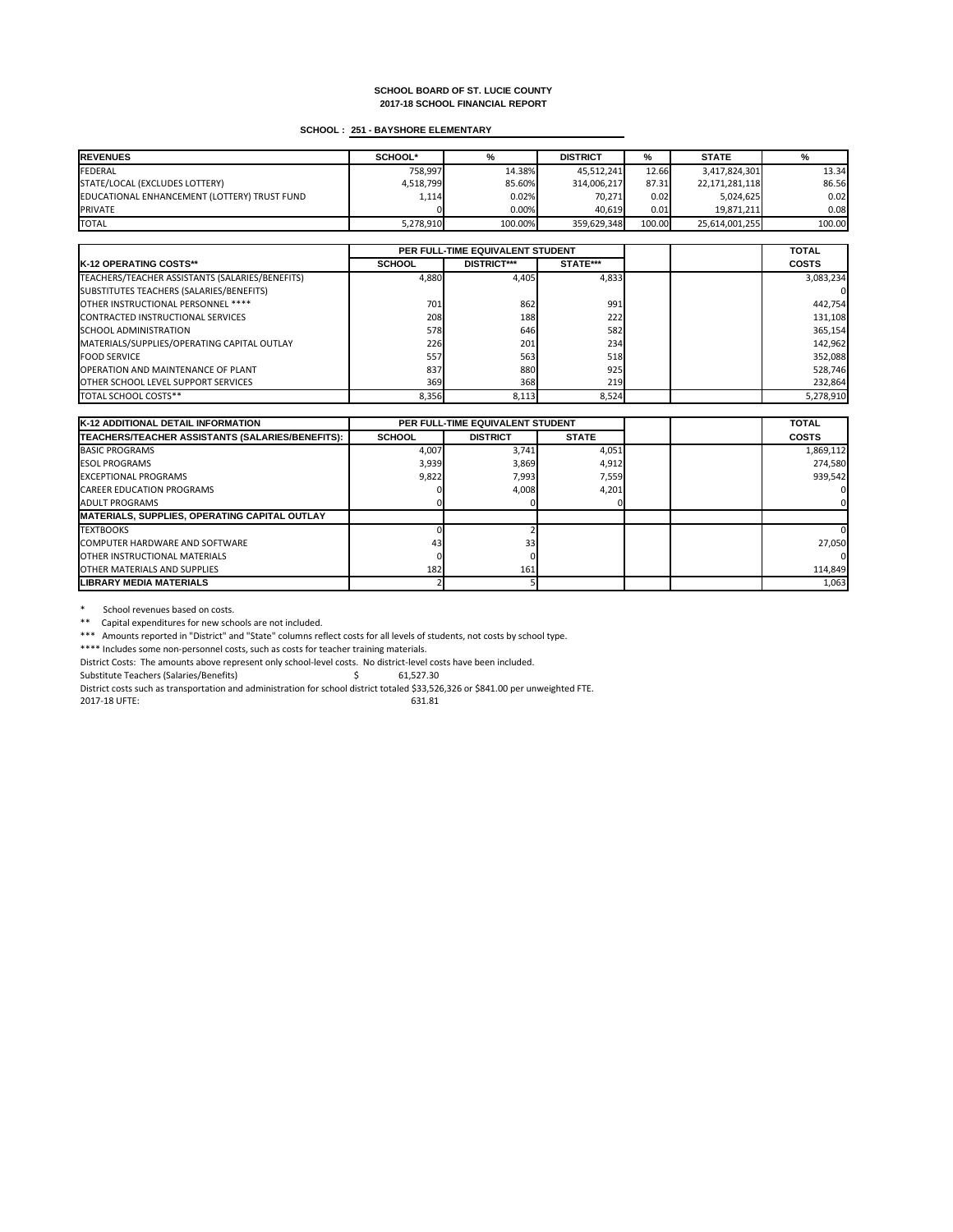**SCHOOL BOARD OF ST. LUCIE COUNTY**
**2017-18 SCHOOL FINANCIAL REPORT**

**SCHOOL : 251 - BAYSHORE ELEMENTARY**

| REVENUES | SCHOOL* | % | DISTRICT | % | STATE | % |
|---|---|---|---|---|---|---|
| FEDERAL | 758,997 | 14.38% | 45,512,241 | 12.66 | 3,417,824,301 | 13.34 |
| STATE/LOCAL (EXCLUDES LOTTERY) | 4,518,799 | 85.60% | 314,006,217 | 87.31 | 22,171,281,118 | 86.56 |
| EDUCATIONAL ENHANCEMENT (LOTTERY) TRUST FUND | 1,114 | 0.02% | 70,271 | 0.02 | 5,024,625 | 0.02 |
| PRIVATE | 0 | 0.00% | 40,619 | 0.01 | 19,871,211 | 0.08 |
| TOTAL | 5,278,910 | 100.00% | 359,629,348 | 100.00 | 25,614,001,255 | 100.00 |

| | PER FULL-TIME EQUIVALENT STUDENT | | | | | TOTAL |
|---|---|---|---|---|---|---|
| K-12 OPERATING COSTS** | SCHOOL | DISTRICT*** | STATE*** | | | COSTS |
| TEACHERS/TEACHER ASSISTANTS (SALARIES/BENEFITS) | 4,880 | 4,405 | 4,833 | | | 3,083,234 |
| SUBSTITUTES TEACHERS (SALARIES/BENEFITS) | | | | | | 0 |
| OTHER INSTRUCTIONAL PERSONNEL **** | 701 | 862 | 991 | | | 442,754 |
| CONTRACTED INSTRUCTIONAL SERVICES | 208 | 188 | 222 | | | 131,108 |
| SCHOOL ADMINISTRATION | 578 | 646 | 582 | | | 365,154 |
| MATERIALS/SUPPLIES/OPERATING CAPITAL OUTLAY | 226 | 201 | 234 | | | 142,962 |
| FOOD SERVICE | 557 | 563 | 518 | | | 352,088 |
| OPERATION AND MAINTENANCE OF PLANT | 837 | 880 | 925 | | | 528,746 |
| OTHER SCHOOL LEVEL SUPPORT SERVICES | 369 | 368 | 219 | | | 232,864 |
| TOTAL SCHOOL COSTS** | 8,356 | 8,113 | 8,524 | | | 5,278,910 |

| K-12 ADDITIONAL DETAIL INFORMATION | PER FULL-TIME EQUIVALENT STUDENT | | | | | TOTAL |
|---|---|---|---|---|---|---|
| TEACHERS/TEACHER ASSISTANTS (SALARIES/BENEFITS): | SCHOOL | DISTRICT | STATE | | | COSTS |
| BASIC PROGRAMS | 4,007 | 3,741 | 4,051 | | | 1,869,112 |
| ESOL PROGRAMS | 3,939 | 3,869 | 4,912 | | | 274,580 |
| EXCEPTIONAL PROGRAMS | 9,822 | 7,993 | 7,559 | | | 939,542 |
| CAREER EDUCATION PROGRAMS | 0 | 4,008 | 4,201 | | | 0 |
| ADULT PROGRAMS | 0 | 0 | 0 | | | 0 |
| MATERIALS, SUPPLIES, OPERATING CAPITAL OUTLAY | | | | | | |
| TEXTBOOKS | 0 | 2 | | | | 0 |
| COMPUTER HARDWARE AND SOFTWARE | 43 | 33 | | | | 27,050 |
| OTHER INSTRUCTIONAL MATERIALS | 0 | 0 | | | | 0 |
| OTHER MATERIALS AND SUPPLIES | 182 | 161 | | | | 114,849 |
| LIBRARY MEDIA MATERIALS | 2 | 5 | | | | 1,063 |

\* School revenues based on costs.

** Capital expenditures for new schools are not included.

*** Amounts reported in "District" and "State" columns reflect costs for all levels of students, not costs by school type.

**** Includes some non-personnel costs, such as costs for teacher training materials.

District Costs: The amounts above represent only school-level costs. No district-level costs have been included.

Substitute Teachers (Salaries/Benefits) $ 61,527.30

District costs such as transportation and administration for school district totaled $33,526,326 or $841.00 per unweighted FTE.

2017-18 UFTE: 631.81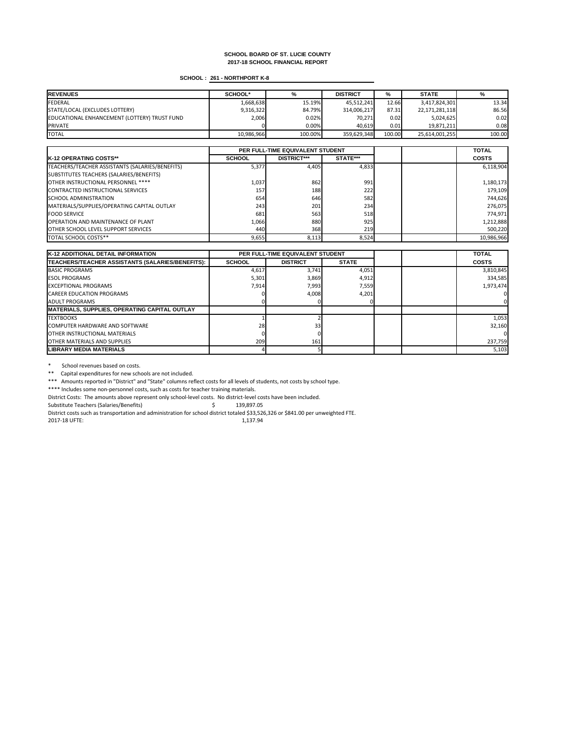**SCHOOL BOARD OF ST. LUCIE COUNTY**
**2017-18 SCHOOL FINANCIAL REPORT**

**SCHOOL : 261 - NORTHPORT K-8**

| REVENUES | SCHOOL* | % | DISTRICT | % | STATE | % |
|---|---|---|---|---|---|---|
| FEDERAL | 1,668,638 | 15.19% | 45,512,241 | 12.66 | 3,417,824,301 | 13.34 |
| STATE/LOCAL (EXCLUDES LOTTERY) | 9,316,322 | 84.79% | 314,006,217 | 87.31 | 22,171,281,118 | 86.56 |
| EDUCATIONAL ENHANCEMENT (LOTTERY) TRUST FUND | 2,006 | 0.02% | 70,271 | 0.02 | 5,024,625 | 0.02 |
| PRIVATE | 0 | 0.00% | 40,619 | 0.01 | 19,871,211 | 0.08 |
| TOTAL | 10,986,966 | 100.00% | 359,629,348 | 100.00 | 25,614,001,255 | 100.00 |

| | PER FULL-TIME EQUIVALENT STUDENT | | | | | TOTAL |
|---|---|---|---|---|---|---|
| **K-12 OPERATING COSTS**** | **SCHOOL** | **DISTRICT***** | **STATE***** | | | **COSTS** |
| TEACHERS/TEACHER ASSISTANTS (SALARIES/BENEFITS) | 5,377 | 4,405 | 4,833 | | | 6,118,904 |
| SUBSTITUTES TEACHERS (SALARIES/BENEFITS) | | | | | | |
| OTHER INSTRUCTIONAL PERSONNEL **** | 1,037 | 862 | 991 | | | 1,180,173 |
| CONTRACTED INSTRUCTIONAL SERVICES | 157 | 188 | 222 | | | 179,109 |
| SCHOOL ADMINISTRATION | 654 | 646 | 582 | | | 744,626 |
| MATERIALS/SUPPLIES/OPERATING CAPITAL OUTLAY | 243 | 201 | 234 | | | 276,075 |
| FOOD SERVICE | 681 | 563 | 518 | | | 774,971 |
| OPERATION AND MAINTENANCE OF PLANT | 1,066 | 880 | 925 | | | 1,212,888 |
| OTHER SCHOOL LEVEL SUPPORT SERVICES | 440 | 368 | 219 | | | 500,220 |
| TOTAL SCHOOL COSTS** | 9,655 | 8,113 | 8,524 | | | 10,986,966 |

| K-12 ADDITIONAL DETAIL INFORMATION | PER FULL-TIME EQUIVALENT STUDENT | | | | | TOTAL |
|---|---|---|---|---|---|---|
| **TEACHERS/TEACHER ASSISTANTS (SALARIES/BENEFITS):** | **SCHOOL** | **DISTRICT** | **STATE** | | | **COSTS** |
| BASIC PROGRAMS | 4,617 | 3,741 | 4,051 | | | 3,810,845 |
| ESOL PROGRAMS | 5,301 | 3,869 | 4,912 | | | 334,585 |
| EXCEPTIONAL PROGRAMS | 7,914 | 7,993 | 7,559 | | | 1,973,474 |
| CAREER EDUCATION PROGRAMS | 0 | 4,008 | 4,201 | | | 0 |
| ADULT PROGRAMS | 0 | 0 | 0 | | | 0 |
| **MATERIALS, SUPPLIES, OPERATING CAPITAL OUTLAY** | | | | | | |
| TEXTBOOKS | 1 | 2 | | | | 1,053 |
| COMPUTER HARDWARE AND SOFTWARE | 28 | 33 | | | | 32,160 |
| OTHER INSTRUCTIONAL MATERIALS | 0 | 0 | | | | 0 |
| OTHER MATERIALS AND SUPPLIES | 209 | 161 | | | | 237,759 |
| **LIBRARY MEDIA MATERIALS** | 4 | 5 | | | | 5,103 |

\* School revenues based on costs.

** Capital expenditures for new schools are not included.

*** Amounts reported in "District" and "State" columns reflect costs for all levels of students, not costs by school type.

**** Includes some non-personnel costs, such as costs for teacher training materials.

District Costs: The amounts above represent only school-level costs. No district-level costs have been included.

Substitute Teachers (Salaries/Benefits) $ 139,897.05

District costs such as transportation and administration for school district totaled $33,526,326 or $841.00 per unweighted FTE.

2017-18 UFTE: 1,137.94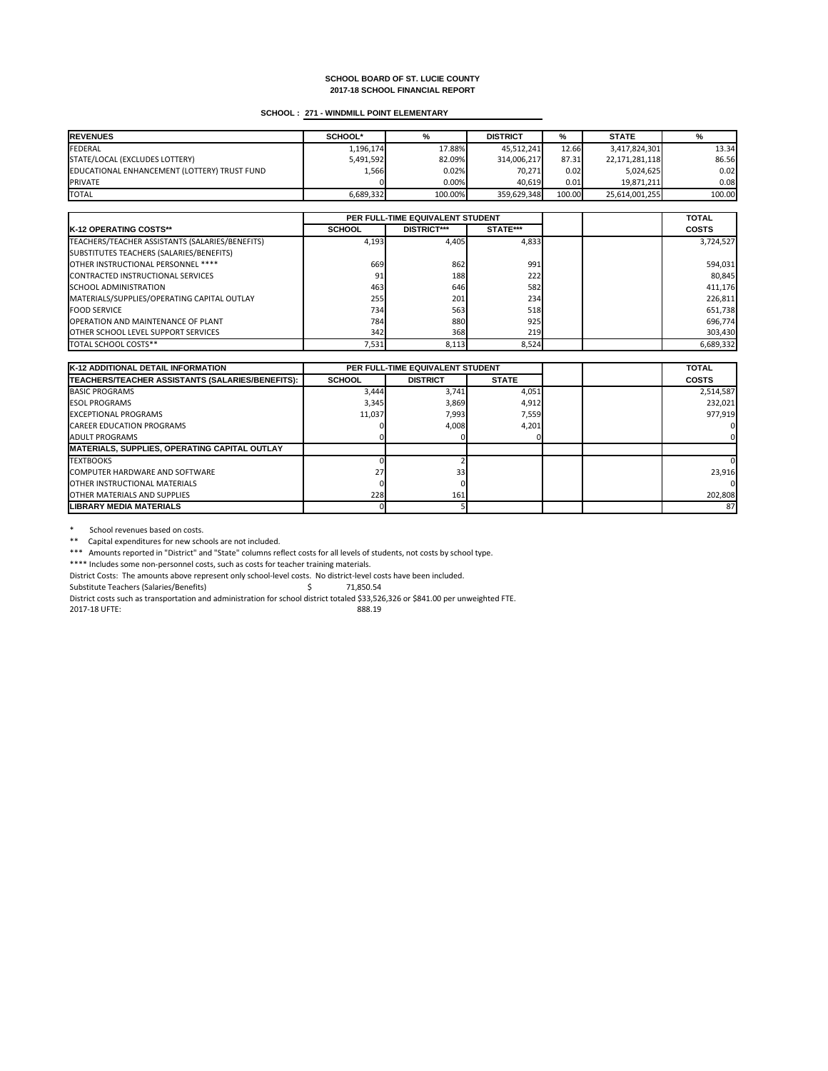# SCHOOL BOARD OF ST. LUCIE COUNTY
## 2017-18 SCHOOL FINANCIAL REPORT

**SCHOOL : 271 - WINDMILL POINT ELEMENTARY**

| REVENUES | SCHOOL* | % | DISTRICT | % | STATE | % |
|---|---|---|---|---|---|---|
| FEDERAL | 1,196,174 | 17.88% | 45,512,241 | 12.66 | 3,417,824,301 | 13.34 |
| STATE/LOCAL (EXCLUDES LOTTERY) | 5,491,592 | 82.09% | 314,006,217 | 87.31 | 22,171,281,118 | 86.56 |
| EDUCATIONAL ENHANCEMENT (LOTTERY) TRUST FUND | 1,566 | 0.02% | 70,271 | 0.02 | 5,024,625 | 0.02 |
| PRIVATE | 0 | 0.00% | 40,619 | 0.01 | 19,871,211 | 0.08 |
| TOTAL | 6,689,332 | 100.00% | 359,629,348 | 100.00 | 25,614,001,255 | 100.00 |

| | PER FULL-TIME EQUIVALENT STUDENT | | | | | TOTAL |
|---|---|---|---|---|---|---|
| **K-12 OPERATING COSTS**** | **SCHOOL** | **DISTRICT***** | **STATE***** | | | **COSTS** |
| TEACHERS/TEACHER ASSISTANTS (SALARIES/BENEFITS) | 4,193 | 4,405 | 4,833 | | | 3,724,527 |
| SUBSTITUTES TEACHERS (SALARIES/BENEFITS) | | | | | | |
| OTHER INSTRUCTIONAL PERSONNEL **** | 669 | 862 | 991 | | | 594,031 |
| CONTRACTED INSTRUCTIONAL SERVICES | 91 | 188 | 222 | | | 80,845 |
| SCHOOL ADMINISTRATION | 463 | 646 | 582 | | | 411,176 |
| MATERIALS/SUPPLIES/OPERATING CAPITAL OUTLAY | 255 | 201 | 234 | | | 226,811 |
| FOOD SERVICE | 734 | 563 | 518 | | | 651,738 |
| OPERATION AND MAINTENANCE OF PLANT | 784 | 880 | 925 | | | 696,774 |
| OTHER SCHOOL LEVEL SUPPORT SERVICES | 342 | 368 | 219 | | | 303,430 |
| TOTAL SCHOOL COSTS** | 7,531 | 8,113 | 8,524 | | | 6,689,332 |

| **K-12 ADDITIONAL DETAIL INFORMATION** | PER FULL-TIME EQUIVALENT STUDENT | | | | | TOTAL |
|---|---|---|---|---|---|---|
| **TEACHERS/TEACHER ASSISTANTS (SALARIES/BENEFITS):** | **SCHOOL** | **DISTRICT** | **STATE** | | | **COSTS** |
| BASIC PROGRAMS | 3,444 | 3,741 | 4,051 | | | 2,514,587 |
| ESOL PROGRAMS | 3,345 | 3,869 | 4,912 | | | 232,021 |
| EXCEPTIONAL PROGRAMS | 11,037 | 7,993 | 7,559 | | | 977,919 |
| CAREER EDUCATION PROGRAMS | 0 | 4,008 | 4,201 | | | 0 |
| ADULT PROGRAMS | 0 | 0 | 0 | | | 0 |
| **MATERIALS, SUPPLIES, OPERATING CAPITAL OUTLAY** | | | | | | |
| TEXTBOOKS | 0 | 2 | | | | 0 |
| COMPUTER HARDWARE AND SOFTWARE | 27 | 33 | | | | 23,916 |
| OTHER INSTRUCTIONAL MATERIALS | 0 | 0 | | | | 0 |
| OTHER MATERIALS AND SUPPLIES | 228 | 161 | | | | 202,808 |
| **LIBRARY MEDIA MATERIALS** | 0 | 5 | | | | 87 |

\* School revenues based on costs.

** Capital expenditures for new schools are not included.

*** Amounts reported in "District" and "State" columns reflect costs for all levels of students, not costs by school type.

**** Includes some non-personnel costs, such as costs for teacher training materials.

District Costs: The amounts above represent only school-level costs. No district-level costs have been included.

Substitute Teachers (Salaries/Benefits) $ 71,850.54

District costs such as transportation and administration for school district totaled $33,526,326 or $841.00 per unweighted FTE.

2017-18 UFTE: 888.19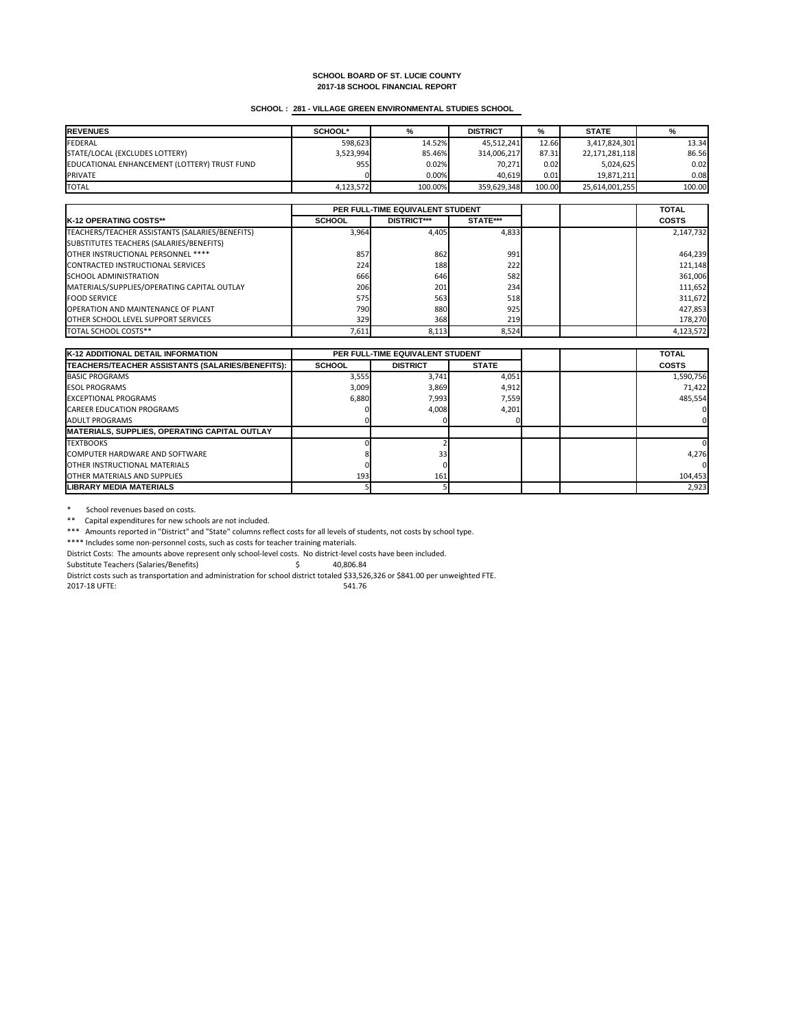**SCHOOL BOARD OF ST. LUCIE COUNTY**
**2017-18 SCHOOL FINANCIAL REPORT**

**SCHOOL : 281 - VILLAGE GREEN ENVIRONMENTAL STUDIES SCHOOL**

| REVENUES | SCHOOL* | % | DISTRICT | % | STATE | % |
|---|---|---|---|---|---|---|
| FEDERAL | 598,623 | 14.52% | 45,512,241 | 12.66 | 3,417,824,301 | 13.34 |
| STATE/LOCAL (EXCLUDES LOTTERY) | 3,523,994 | 85.46% | 314,006,217 | 87.31 | 22,171,281,118 | 86.56 |
| EDUCATIONAL ENHANCEMENT (LOTTERY) TRUST FUND | 955 | 0.02% | 70,271 | 0.02 | 5,024,625 | 0.02 |
| PRIVATE | 0 | 0.00% | 40,619 | 0.01 | 19,871,211 | 0.08 |
| TOTAL | 4,123,572 | 100.00% | 359,629,348 | 100.00 | 25,614,001,255 | 100.00 |

| | PER FULL-TIME EQUIVALENT STUDENT | | | | | TOTAL |
|---|---|---|---|---|---|---|
| **K-12 OPERATING COSTS**** | **SCHOOL** | **DISTRICT***** | **STATE***** | | | **COSTS** |
| TEACHERS/TEACHER ASSISTANTS (SALARIES/BENEFITS) | 3,964 | 4,405 | 4,833 | | | 2,147,732 |
| SUBSTITUTES TEACHERS (SALARIES/BENEFITS) | | | | | | |
| OTHER INSTRUCTIONAL PERSONNEL **** | 857 | 862 | 991 | | | 464,239 |
| CONTRACTED INSTRUCTIONAL SERVICES | 224 | 188 | 222 | | | 121,148 |
| SCHOOL ADMINISTRATION | 666 | 646 | 582 | | | 361,006 |
| MATERIALS/SUPPLIES/OPERATING CAPITAL OUTLAY | 206 | 201 | 234 | | | 111,652 |
| FOOD SERVICE | 575 | 563 | 518 | | | 311,672 |
| OPERATION AND MAINTENANCE OF PLANT | 790 | 880 | 925 | | | 427,853 |
| OTHER SCHOOL LEVEL SUPPORT SERVICES | 329 | 368 | 219 | | | 178,270 |
| TOTAL SCHOOL COSTS** | 7,611 | 8,113 | 8,524 | | | 4,123,572 |

| **K-12 ADDITIONAL DETAIL INFORMATION** | PER FULL-TIME EQUIVALENT STUDENT | | | | | TOTAL |
|---|---|---|---|---|---|---|
| **TEACHERS/TEACHER ASSISTANTS (SALARIES/BENEFITS):** | **SCHOOL** | **DISTRICT** | **STATE** | | | **COSTS** |
| BASIC PROGRAMS | 3,555 | 3,741 | 4,051 | | | 1,590,756 |
| ESOL PROGRAMS | 3,009 | 3,869 | 4,912 | | | 71,422 |
| EXCEPTIONAL PROGRAMS | 6,880 | 7,993 | 7,559 | | | 485,554 |
| CAREER EDUCATION PROGRAMS | 0 | 4,008 | 4,201 | | | 0 |
| ADULT PROGRAMS | 0 | 0 | 0 | | | 0 |
| **MATERIALS, SUPPLIES, OPERATING CAPITAL OUTLAY** | | | | | | |
| TEXTBOOKS | 0 | 2 | | | | 0 |
| COMPUTER HARDWARE AND SOFTWARE | 8 | 33 | | | | 4,276 |
| OTHER INSTRUCTIONAL MATERIALS | 0 | 0 | | | | 0 |
| OTHER MATERIALS AND SUPPLIES | 193 | 161 | | | | 104,453 |
| **LIBRARY MEDIA MATERIALS** | 5 | 5 | | | | 2,923 |

\* School revenues based on costs.

** Capital expenditures for new schools are not included.

*** Amounts reported in "District" and "State" columns reflect costs for all levels of students, not costs by school type.

**** Includes some non-personnel costs, such as costs for teacher training materials.

District Costs: The amounts above represent only school-level costs. No district-level costs have been included.

Substitute Teachers (Salaries/Benefits) $ 40,806.84

District costs such as transportation and administration for school district totaled $33,526,326 or $841.00 per unweighted FTE.

2017-18 UFTE: 541.76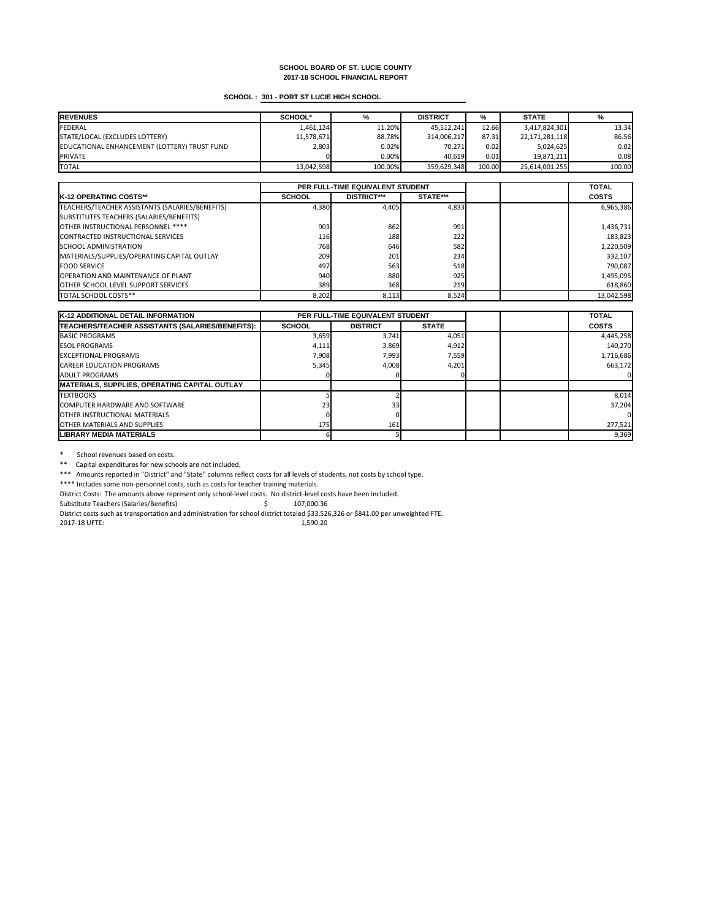**SCHOOL BOARD OF ST. LUCIE COUNTY**
**2017-18 SCHOOL FINANCIAL REPORT**

**SCHOOL : 301 - PORT ST LUCIE HIGH SCHOOL**

| REVENUES | SCHOOL* | % | DISTRICT | % | STATE | % |
|---|---|---|---|---|---|---|
| FEDERAL | 1,461,124 | 11.20% | 45,512,241 | 12.66 | 3,417,824,301 | 13.34 |
| STATE/LOCAL (EXCLUDES LOTTERY) | 11,578,671 | 88.78% | 314,006,217 | 87.31 | 22,171,281,118 | 86.56 |
| EDUCATIONAL ENHANCEMENT (LOTTERY) TRUST FUND | 2,803 | 0.02% | 70,271 | 0.02 | 5,024,625 | 0.02 |
| PRIVATE | 0 | 0.00% | 40,619 | 0.01 | 19,871,211 | 0.08 |
| TOTAL | 13,042,598 | 100.00% | 359,629,348 | 100.00 | 25,614,001,255 | 100.00 |

| | PER FULL-TIME EQUIVALENT STUDENT | | | | | TOTAL |
|---|---|---|---|---|---|---|
| K-12 OPERATING COSTS** | SCHOOL | DISTRICT*** | STATE*** | | | COSTS |
| TEACHERS/TEACHER ASSISTANTS (SALARIES/BENEFITS) | 4,380 | 4,405 | 4,833 | | | 6,965,386 |
| SUBSTITUTES TEACHERS (SALARIES/BENEFITS) | | | | | | |
| OTHER INSTRUCTIONAL PERSONNEL **** | 903 | 862 | 991 | | | 1,436,731 |
| CONTRACTED INSTRUCTIONAL SERVICES | 116 | 188 | 222 | | | 183,823 |
| SCHOOL ADMINISTRATION | 768 | 646 | 582 | | | 1,220,509 |
| MATERIALS/SUPPLIES/OPERATING CAPITAL OUTLAY | 209 | 201 | 234 | | | 332,107 |
| FOOD SERVICE | 497 | 563 | 518 | | | 790,087 |
| OPERATION AND MAINTENANCE OF PLANT | 940 | 880 | 925 | | | 1,495,095 |
| OTHER SCHOOL LEVEL SUPPORT SERVICES | 389 | 368 | 219 | | | 618,860 |
| TOTAL SCHOOL COSTS** | 8,202 | 8,113 | 8,524 | | | 13,042,598 |

| K-12 ADDITIONAL DETAIL INFORMATION | PER FULL-TIME EQUIVALENT STUDENT | | | | | TOTAL |
|---|---|---|---|---|---|---|
| TEACHERS/TEACHER ASSISTANTS (SALARIES/BENEFITS): | SCHOOL | DISTRICT | STATE | | | COSTS |
| BASIC PROGRAMS | 3,659 | 3,741 | 4,051 | | | 4,445,258 |
| ESOL PROGRAMS | 4,111 | 3,869 | 4,912 | | | 140,270 |
| EXCEPTIONAL PROGRAMS | 7,908 | 7,993 | 7,559 | | | 1,716,686 |
| CAREER EDUCATION PROGRAMS | 5,345 | 4,008 | 4,201 | | | 663,172 |
| ADULT PROGRAMS | 0 | 0 | 0 | | | 0 |
| MATERIALS, SUPPLIES, OPERATING CAPITAL OUTLAY | | | | | | |
| TEXTBOOKS | 5 | 2 | | | | 8,014 |
| COMPUTER HARDWARE AND SOFTWARE | 23 | 33 | | | | 37,204 |
| OTHER INSTRUCTIONAL MATERIALS | 0 | 0 | | | | 0 |
| OTHER MATERIALS AND SUPPLIES | 175 | 161 | | | | 277,521 |
| LIBRARY MEDIA MATERIALS | 6 | 5 | | | | 9,369 |

\* School revenues based on costs.

** Capital expenditures for new schools are not included.

*** Amounts reported in "District" and "State" columns reflect costs for all levels of students, not costs by school type.

**** Includes some non-personnel costs, such as costs for teacher training materials.

District Costs: The amounts above represent only school-level costs. No district-level costs have been included.

Substitute Teachers (Salaries/Benefits) $ 107,000.36

District costs such as transportation and administration for school district totaled $33,526,326 or $841.00 per unweighted FTE.

2017-18 UFTE: 1,590.20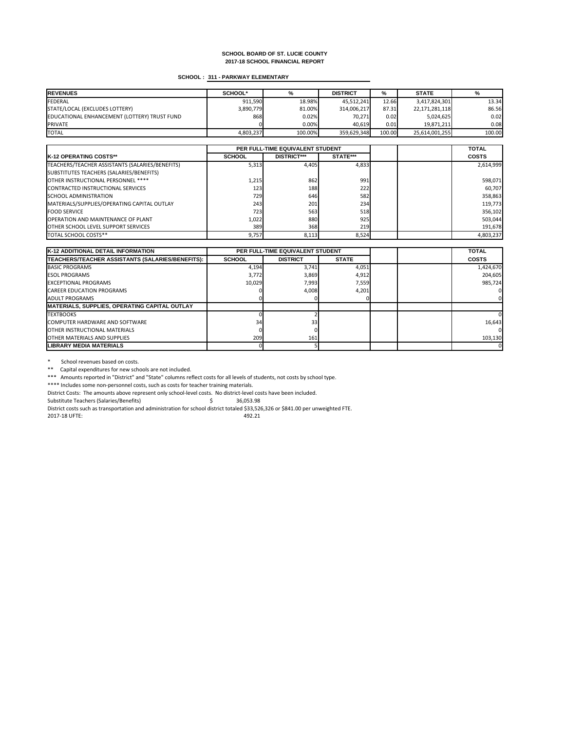**SCHOOL BOARD OF ST. LUCIE COUNTY**
**2017-18 SCHOOL FINANCIAL REPORT**

**SCHOOL : 311 - PARKWAY ELEMENTARY**

| REVENUES | SCHOOL* | % | DISTRICT | % | STATE | % |
|---|---|---|---|---|---|---|
| FEDERAL | 911,590 | 18.98% | 45,512,241 | 12.66 | 3,417,824,301 | 13.34 |
| STATE/LOCAL (EXCLUDES LOTTERY) | 3,890,779 | 81.00% | 314,006,217 | 87.31 | 22,171,281,118 | 86.56 |
| EDUCATIONAL ENHANCEMENT (LOTTERY) TRUST FUND | 868 | 0.02% | 70,271 | 0.02 | 5,024,625 | 0.02 |
| PRIVATE | 0 | 0.00% | 40,619 | 0.01 | 19,871,211 | 0.08 |
| TOTAL | 4,803,237 | 100.00% | 359,629,348 | 100.00 | 25,614,001,255 | 100.00 |

| | PER FULL-TIME EQUIVALENT STUDENT | | | | | TOTAL |
|---|---|---|---|---|---|---|
| K-12 OPERATING COSTS** | SCHOOL | DISTRICT*** | STATE*** | | | COSTS |
| TEACHERS/TEACHER ASSISTANTS (SALARIES/BENEFITS) | 5,313 | 4,405 | 4,833 | | | 2,614,999 |
| SUBSTITUTES TEACHERS (SALARIES/BENEFITS) | | | | | | |
| OTHER INSTRUCTIONAL PERSONNEL **** | 1,215 | 862 | 991 | | | 598,071 |
| CONTRACTED INSTRUCTIONAL SERVICES | 123 | 188 | 222 | | | 60,707 |
| SCHOOL ADMINISTRATION | 729 | 646 | 582 | | | 358,863 |
| MATERIALS/SUPPLIES/OPERATING CAPITAL OUTLAY | 243 | 201 | 234 | | | 119,773 |
| FOOD SERVICE | 723 | 563 | 518 | | | 356,102 |
| OPERATION AND MAINTENANCE OF PLANT | 1,022 | 880 | 925 | | | 503,044 |
| OTHER SCHOOL LEVEL SUPPORT SERVICES | 389 | 368 | 219 | | | 191,678 |
| TOTAL SCHOOL COSTS** | 9,757 | 8,113 | 8,524 | | | 4,803,237 |

| K-12 ADDITIONAL DETAIL INFORMATION | PER FULL-TIME EQUIVALENT STUDENT | | | | | TOTAL |
|---|---|---|---|---|---|---|
| TEACHERS/TEACHER ASSISTANTS (SALARIES/BENEFITS): | SCHOOL | DISTRICT | STATE | | | COSTS |
| BASIC PROGRAMS | 4,194 | 3,741 | 4,051 | | | 1,424,670 |
| ESOL PROGRAMS | 3,772 | 3,869 | 4,912 | | | 204,605 |
| EXCEPTIONAL PROGRAMS | 10,029 | 7,993 | 7,559 | | | 985,724 |
| CAREER EDUCATION PROGRAMS | 0 | 4,008 | 4,201 | | | 0 |
| ADULT PROGRAMS | 0 | 0 | 0 | | | 0 |
| MATERIALS, SUPPLIES, OPERATING CAPITAL OUTLAY | | | | | | |
| TEXTBOOKS | 0 | 2 | | | | 0 |
| COMPUTER HARDWARE AND SOFTWARE | 34 | 33 | | | | 16,643 |
| OTHER INSTRUCTIONAL MATERIALS | 0 | 0 | | | | 0 |
| OTHER MATERIALS AND SUPPLIES | 209 | 161 | | | | 103,130 |
| LIBRARY MEDIA MATERIALS | 0 | 5 | | | | 0 |

\* School revenues based on costs.

** Capital expenditures for new schools are not included.

*** Amounts reported in "District" and "State" columns reflect costs for all levels of students, not costs by school type.

**** Includes some non-personnel costs, such as costs for teacher training materials.

District Costs: The amounts above represent only school-level costs. No district-level costs have been included.

Substitute Teachers (Salaries/Benefits) $ 36,053.98

District costs such as transportation and administration for school district totaled $33,526,326 or $841.00 per unweighted FTE.

2017-18 UFTE: 492.21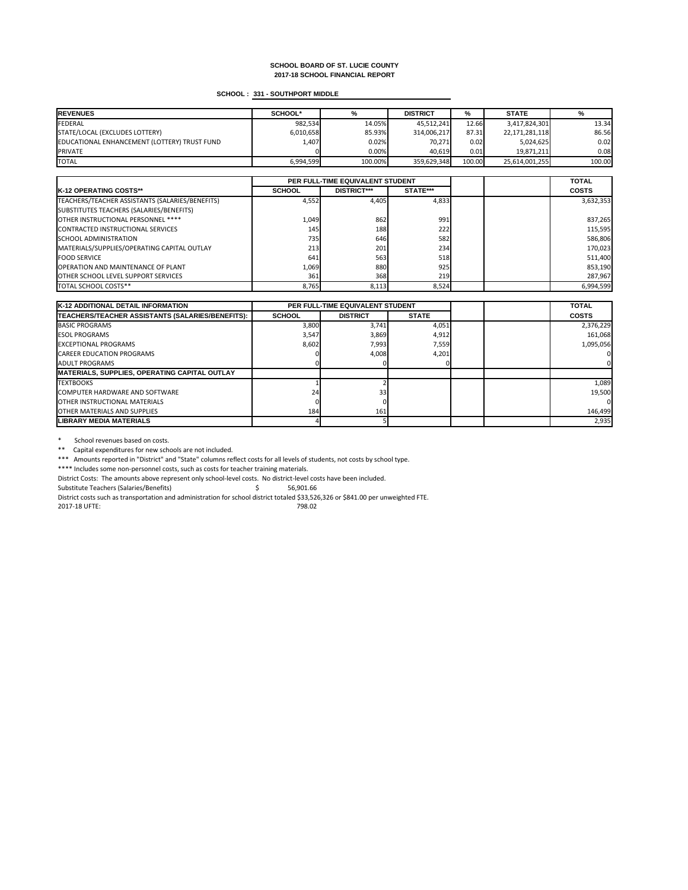**SCHOOL BOARD OF ST. LUCIE COUNTY**
**2017-18 SCHOOL FINANCIAL REPORT**

**SCHOOL : 331 - SOUTHPORT MIDDLE**

| REVENUES | SCHOOL* | % | DISTRICT | % | STATE | % |
|---|---|---|---|---|---|---|
| FEDERAL | 982,534 | 14.05% | 45,512,241 | 12.66 | 3,417,824,301 | 13.34 |
| STATE/LOCAL (EXCLUDES LOTTERY) | 6,010,658 | 85.93% | 314,006,217 | 87.31 | 22,171,281,118 | 86.56 |
| EDUCATIONAL ENHANCEMENT (LOTTERY) TRUST FUND | 1,407 | 0.02% | 70,271 | 0.02 | 5,024,625 | 0.02 |
| PRIVATE | 0 | 0.00% | 40,619 | 0.01 | 19,871,211 | 0.08 |
| TOTAL | 6,994,599 | 100.00% | 359,629,348 | 100.00 | 25,614,001,255 | 100.00 |

| | PER FULL-TIME EQUIVALENT STUDENT | | | | | TOTAL |
|---|---|---|---|---|---|---|
| K-12 OPERATING COSTS** | SCHOOL | DISTRICT*** | STATE*** | | | COSTS |
| TEACHERS/TEACHER ASSISTANTS (SALARIES/BENEFITS) | 4,552 | 4,405 | 4,833 | | | 3,632,353 |
| SUBSTITUTES TEACHERS (SALARIES/BENEFITS) | | | | | | |
| OTHER INSTRUCTIONAL PERSONNEL **** | 1,049 | 862 | 991 | | | 837,265 |
| CONTRACTED INSTRUCTIONAL SERVICES | 145 | 188 | 222 | | | 115,595 |
| SCHOOL ADMINISTRATION | 735 | 646 | 582 | | | 586,806 |
| MATERIALS/SUPPLIES/OPERATING CAPITAL OUTLAY | 213 | 201 | 234 | | | 170,023 |
| FOOD SERVICE | 641 | 563 | 518 | | | 511,400 |
| OPERATION AND MAINTENANCE OF PLANT | 1,069 | 880 | 925 | | | 853,190 |
| OTHER SCHOOL LEVEL SUPPORT SERVICES | 361 | 368 | 219 | | | 287,967 |
| TOTAL SCHOOL COSTS** | 8,765 | 8,113 | 8,524 | | | 6,994,599 |

| K-12 ADDITIONAL DETAIL INFORMATION | PER FULL-TIME EQUIVALENT STUDENT | | | | | TOTAL |
|---|---|---|---|---|---|---|
| TEACHERS/TEACHER ASSISTANTS (SALARIES/BENEFITS): | SCHOOL | DISTRICT | STATE | | | COSTS |
| BASIC PROGRAMS | 3,800 | 3,741 | 4,051 | | | 2,376,229 |
| ESOL PROGRAMS | 3,547 | 3,869 | 4,912 | | | 161,068 |
| EXCEPTIONAL PROGRAMS | 8,602 | 7,993 | 7,559 | | | 1,095,056 |
| CAREER EDUCATION PROGRAMS | 0 | 4,008 | 4,201 | | | 0 |
| ADULT PROGRAMS | 0 | 0 | 0 | | | 0 |
| MATERIALS, SUPPLIES, OPERATING CAPITAL OUTLAY | | | | | | |
| TEXTBOOKS | 1 | 2 | | | | 1,089 |
| COMPUTER HARDWARE AND SOFTWARE | 24 | 33 | | | | 19,500 |
| OTHER INSTRUCTIONAL MATERIALS | 0 | 0 | | | | 0 |
| OTHER MATERIALS AND SUPPLIES | 184 | 161 | | | | 146,499 |
| LIBRARY MEDIA MATERIALS | 4 | 5 | | | | 2,935 |

\* School revenues based on costs.

** Capital expenditures for new schools are not included.

*** Amounts reported in "District" and "State" columns reflect costs for all levels of students, not costs by school type.

**** Includes some non-personnel costs, such as costs for teacher training materials.

District Costs: The amounts above represent only school-level costs. No district-level costs have been included.

Substitute Teachers (Salaries/Benefits) $ 56,901.66

District costs such as transportation and administration for school district totaled $33,526,326 or $841.00 per unweighted FTE.

2017-18 UFTE: 798.02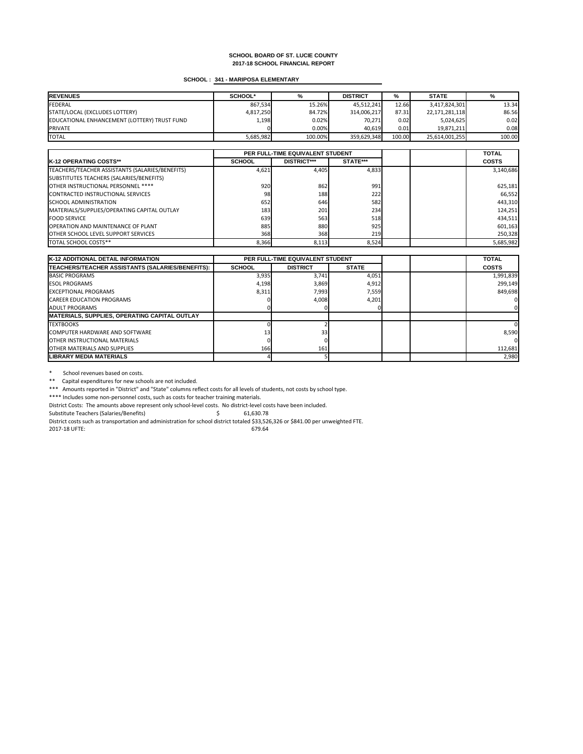**SCHOOL BOARD OF ST. LUCIE COUNTY**
**2017-18 SCHOOL FINANCIAL REPORT**

**SCHOOL : 341 - MARIPOSA ELEMENTARY**

| REVENUES | SCHOOL* | % | DISTRICT | % | STATE | % |
|---|---|---|---|---|---|---|
| FEDERAL | 867,534 | 15.26% | 45,512,241 | 12.66 | 3,417,824,301 | 13.34 |
| STATE/LOCAL (EXCLUDES LOTTERY) | 4,817,250 | 84.72% | 314,006,217 | 87.31 | 22,171,281,118 | 86.56 |
| EDUCATIONAL ENHANCEMENT (LOTTERY) TRUST FUND | 1,198 | 0.02% | 70,271 | 0.02 | 5,024,625 | 0.02 |
| PRIVATE | 0 | 0.00% | 40,619 | 0.01 | 19,871,211 | 0.08 |
| TOTAL | 5,685,982 | 100.00% | 359,629,348 | 100.00 | 25,614,001,255 | 100.00 |

| | PER FULL-TIME EQUIVALENT STUDENT | | | | | TOTAL |
|---|---|---|---|---|---|---|
| **K-12 OPERATING COSTS**** | **SCHOOL** | **DISTRICT***** | **STATE***** | | | **COSTS** |
| TEACHERS/TEACHER ASSISTANTS (SALARIES/BENEFITS) | 4,621 | 4,405 | 4,833 | | | 3,140,686 |
| SUBSTITUTES TEACHERS (SALARIES/BENEFITS) | | | | | | |
| OTHER INSTRUCTIONAL PERSONNEL **** | 920 | 862 | 991 | | | 625,181 |
| CONTRACTED INSTRUCTIONAL SERVICES | 98 | 188 | 222 | | | 66,552 |
| SCHOOL ADMINISTRATION | 652 | 646 | 582 | | | 443,310 |
| MATERIALS/SUPPLIES/OPERATING CAPITAL OUTLAY | 183 | 201 | 234 | | | 124,251 |
| FOOD SERVICE | 639 | 563 | 518 | | | 434,511 |
| OPERATION AND MAINTENANCE OF PLANT | 885 | 880 | 925 | | | 601,163 |
| OTHER SCHOOL LEVEL SUPPORT SERVICES | 368 | 368 | 219 | | | 250,328 |
| TOTAL SCHOOL COSTS** | 8,366 | 8,113 | 8,524 | | | 5,685,982 |

| K-12 ADDITIONAL DETAIL INFORMATION | PER FULL-TIME EQUIVALENT STUDENT | | | | | TOTAL |
|---|---|---|---|---|---|---|
| **TEACHERS/TEACHER ASSISTANTS (SALARIES/BENEFITS):** | **SCHOOL** | **DISTRICT** | **STATE** | | | **COSTS** |
| BASIC PROGRAMS | 3,935 | 3,741 | 4,051 | | | 1,991,839 |
| ESOL PROGRAMS | 4,198 | 3,869 | 4,912 | | | 299,149 |
| EXCEPTIONAL PROGRAMS | 8,311 | 7,993 | 7,559 | | | 849,698 |
| CAREER EDUCATION PROGRAMS | 0 | 4,008 | 4,201 | | | 0 |
| ADULT PROGRAMS | 0 | 0 | 0 | | | 0 |
| **MATERIALS, SUPPLIES, OPERATING CAPITAL OUTLAY** | | | | | | |
| TEXTBOOKS | 0 | 2 | | | | 0 |
| COMPUTER HARDWARE AND SOFTWARE | 13 | 33 | | | | 8,590 |
| OTHER INSTRUCTIONAL MATERIALS | 0 | 0 | | | | 0 |
| OTHER MATERIALS AND SUPPLIES | 166 | 161 | | | | 112,681 |
| **LIBRARY MEDIA MATERIALS** | 4 | 5 | | | | 2,980 |

\* School revenues based on costs.

** Capital expenditures for new schools are not included.

*** Amounts reported in "District" and "State" columns reflect costs for all levels of students, not costs by school type.

**** Includes some non-personnel costs, such as costs for teacher training materials.

District Costs: The amounts above represent only school-level costs. No district-level costs have been included.

Substitute Teachers (Salaries/Benefits) $ 61,630.78

District costs such as transportation and administration for school district totaled $33,526,326 or $841.00 per unweighted FTE.

2017-18 UFTE: 679.64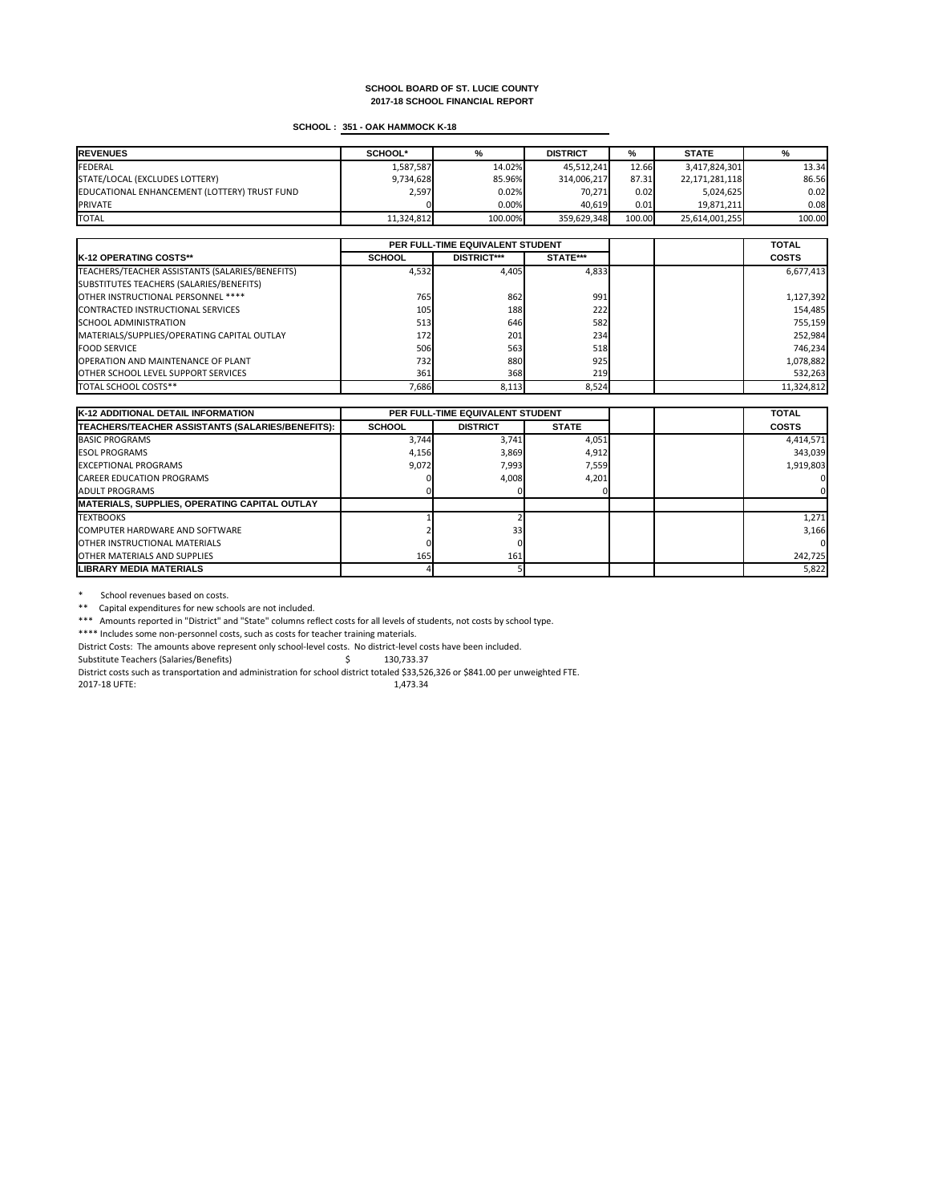**SCHOOL BOARD OF ST. LUCIE COUNTY**
**2017-18 SCHOOL FINANCIAL REPORT**

**SCHOOL : 351 - OAK HAMMOCK K-18**

| REVENUES | SCHOOL* | % | DISTRICT | % | STATE | % |
|---|---|---|---|---|---|---|
| FEDERAL | 1,587,587 | 14.02% | 45,512,241 | 12.66 | 3,417,824,301 | 13.34 |
| STATE/LOCAL (EXCLUDES LOTTERY) | 9,734,628 | 85.96% | 314,006,217 | 87.31 | 22,171,281,118 | 86.56 |
| EDUCATIONAL ENHANCEMENT (LOTTERY) TRUST FUND | 2,597 | 0.02% | 70,271 | 0.02 | 5,024,625 | 0.02 |
| PRIVATE | 0 | 0.00% | 40,619 | 0.01 | 19,871,211 | 0.08 |
| TOTAL | 11,324,812 | 100.00% | 359,629,348 | 100.00 | 25,614,001,255 | 100.00 |

| | PER FULL-TIME EQUIVALENT STUDENT | | | | | TOTAL |
|---|---|---|---|---|---|---|
| **K-12 OPERATING COSTS**** | **SCHOOL** | **DISTRICT***** | **STATE***** | | | **COSTS** |
| TEACHERS/TEACHER ASSISTANTS (SALARIES/BENEFITS) | 4,532 | 4,405 | 4,833 | | | 6,677,413 |
| SUBSTITUTES TEACHERS (SALARIES/BENEFITS) | | | | | | |
| OTHER INSTRUCTIONAL PERSONNEL **** | 765 | 862 | 991 | | | 1,127,392 |
| CONTRACTED INSTRUCTIONAL SERVICES | 105 | 188 | 222 | | | 154,485 |
| SCHOOL ADMINISTRATION | 513 | 646 | 582 | | | 755,159 |
| MATERIALS/SUPPLIES/OPERATING CAPITAL OUTLAY | 172 | 201 | 234 | | | 252,984 |
| FOOD SERVICE | 506 | 563 | 518 | | | 746,234 |
| OPERATION AND MAINTENANCE OF PLANT | 732 | 880 | 925 | | | 1,078,882 |
| OTHER SCHOOL LEVEL SUPPORT SERVICES | 361 | 368 | 219 | | | 532,263 |
| TOTAL SCHOOL COSTS** | 7,686 | 8,113 | 8,524 | | | 11,324,812 |

| K-12 ADDITIONAL DETAIL INFORMATION | PER FULL-TIME EQUIVALENT STUDENT | | | | | TOTAL |
|---|---|---|---|---|---|---|
| **TEACHERS/TEACHER ASSISTANTS (SALARIES/BENEFITS):** | **SCHOOL** | **DISTRICT** | **STATE** | | | **COSTS** |
| BASIC PROGRAMS | 3,744 | 3,741 | 4,051 | | | 4,414,571 |
| ESOL PROGRAMS | 4,156 | 3,869 | 4,912 | | | 343,039 |
| EXCEPTIONAL PROGRAMS | 9,072 | 7,993 | 7,559 | | | 1,919,803 |
| CAREER EDUCATION PROGRAMS | 0 | 4,008 | 4,201 | | | 0 |
| ADULT PROGRAMS | 0 | 0 | 0 | | | 0 |
| **MATERIALS, SUPPLIES, OPERATING CAPITAL OUTLAY** | | | | | | |
| TEXTBOOKS | 1 | 2 | | | | 1,271 |
| COMPUTER HARDWARE AND SOFTWARE | 2 | 33 | | | | 3,166 |
| OTHER INSTRUCTIONAL MATERIALS | 0 | 0 | | | | 0 |
| OTHER MATERIALS AND SUPPLIES | 165 | 161 | | | | 242,725 |
| **LIBRARY MEDIA MATERIALS** | 4 | 5 | | | | 5,822 |

\* School revenues based on costs.

** Capital expenditures for new schools are not included.

*** Amounts reported in "District" and "State" columns reflect costs for all levels of students, not costs by school type.

**** Includes some non-personnel costs, such as costs for teacher training materials.

District Costs: The amounts above represent only school-level costs. No district-level costs have been included.

Substitute Teachers (Salaries/Benefits) $ 130,733.37

District costs such as transportation and administration for school district totaled $33,526,326 or $841.00 per unweighted FTE.

2017-18 UFTE: 1,473.34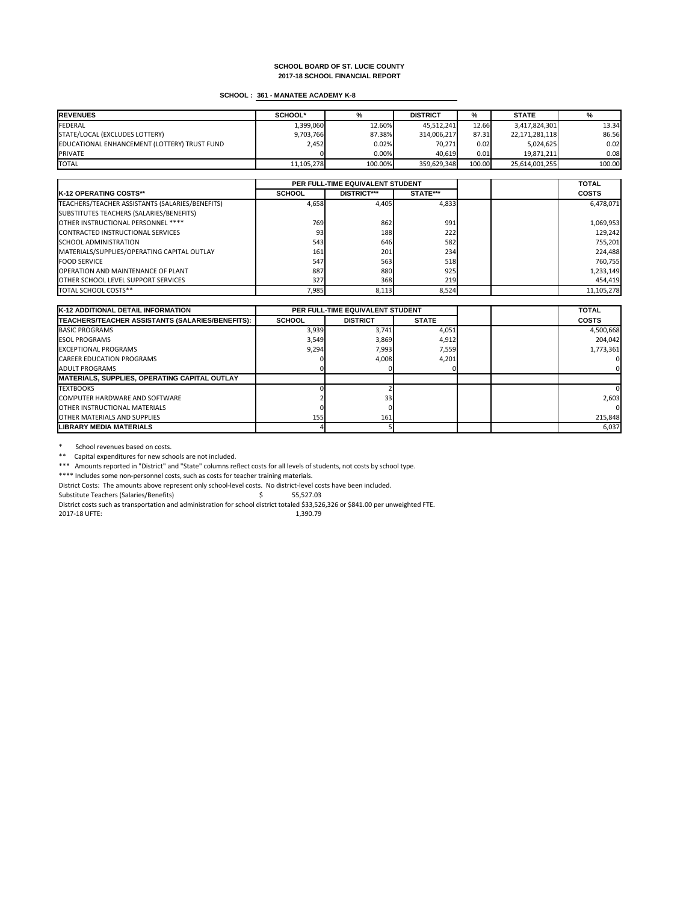**SCHOOL BOARD OF ST. LUCIE COUNTY**
**2017-18 SCHOOL FINANCIAL REPORT**

**SCHOOL : 361 - MANATEE ACADEMY K-8**

| REVENUES | SCHOOL* | % | DISTRICT | % | STATE | % |
|---|---|---|---|---|---|---|
| FEDERAL | 1,399,060 | 12.60% | 45,512,241 | 12.66 | 3,417,824,301 | 13.34 |
| STATE/LOCAL (EXCLUDES LOTTERY) | 9,703,766 | 87.38% | 314,006,217 | 87.31 | 22,171,281,118 | 86.56 |
| EDUCATIONAL ENHANCEMENT (LOTTERY) TRUST FUND | 2,452 | 0.02% | 70,271 | 0.02 | 5,024,625 | 0.02 |
| PRIVATE | 0 | 0.00% | 40,619 | 0.01 | 19,871,211 | 0.08 |
| TOTAL | 11,105,278 | 100.00% | 359,629,348 | 100.00 | 25,614,001,255 | 100.00 |

| | PER FULL-TIME EQUIVALENT STUDENT | | | | | TOTAL |
|---|---|---|---|---|---|---|
| **K-12 OPERATING COSTS**** | **SCHOOL** | **DISTRICT***** | **STATE***** | | | **COSTS** |
| TEACHERS/TEACHER ASSISTANTS (SALARIES/BENEFITS) | 4,658 | 4,405 | 4,833 | | | 6,478,071 |
| SUBSTITUTES TEACHERS (SALARIES/BENEFITS) | | | | | | |
| OTHER INSTRUCTIONAL PERSONNEL **** | 769 | 862 | 991 | | | 1,069,953 |
| CONTRACTED INSTRUCTIONAL SERVICES | 93 | 188 | 222 | | | 129,242 |
| SCHOOL ADMINISTRATION | 543 | 646 | 582 | | | 755,201 |
| MATERIALS/SUPPLIES/OPERATING CAPITAL OUTLAY | 161 | 201 | 234 | | | 224,488 |
| FOOD SERVICE | 547 | 563 | 518 | | | 760,755 |
| OPERATION AND MAINTENANCE OF PLANT | 887 | 880 | 925 | | | 1,233,149 |
| OTHER SCHOOL LEVEL SUPPORT SERVICES | 327 | 368 | 219 | | | 454,419 |
| TOTAL SCHOOL COSTS** | 7,985 | 8,113 | 8,524 | | | 11,105,278 |

| **K-12 ADDITIONAL DETAIL INFORMATION** | PER FULL-TIME EQUIVALENT STUDENT | | | | | TOTAL |
|---|---|---|---|---|---|---|
| **TEACHERS/TEACHER ASSISTANTS (SALARIES/BENEFITS):** | **SCHOOL** | **DISTRICT** | **STATE** | | | **COSTS** |
| BASIC PROGRAMS | 3,939 | 3,741 | 4,051 | | | 4,500,668 |
| ESOL PROGRAMS | 3,549 | 3,869 | 4,912 | | | 204,042 |
| EXCEPTIONAL PROGRAMS | 9,294 | 7,993 | 7,559 | | | 1,773,361 |
| CAREER EDUCATION PROGRAMS | 0 | 4,008 | 4,201 | | | 0 |
| ADULT PROGRAMS | 0 | 0 | 0 | | | 0 |
| **MATERIALS, SUPPLIES, OPERATING CAPITAL OUTLAY** | | | | | | |
| TEXTBOOKS | 0 | 2 | | | | 0 |
| COMPUTER HARDWARE AND SOFTWARE | 2 | 33 | | | | 2,603 |
| OTHER INSTRUCTIONAL MATERIALS | 0 | 0 | | | | 0 |
| OTHER MATERIALS AND SUPPLIES | 155 | 161 | | | | 215,848 |
| **LIBRARY MEDIA MATERIALS** | 4 | 5 | | | | 6,037 |

\* School revenues based on costs.

** Capital expenditures for new schools are not included.

*** Amounts reported in "District" and "State" columns reflect costs for all levels of students, not costs by school type.

**** Includes some non-personnel costs, such as costs for teacher training materials.

District Costs: The amounts above represent only school-level costs. No district-level costs have been included.

Substitute Teachers (Salaries/Benefits) $ 55,527.03

District costs such as transportation and administration for school district totaled $33,526,326 or $841.00 per unweighted FTE.

2017-18 UFTE: 1,390.79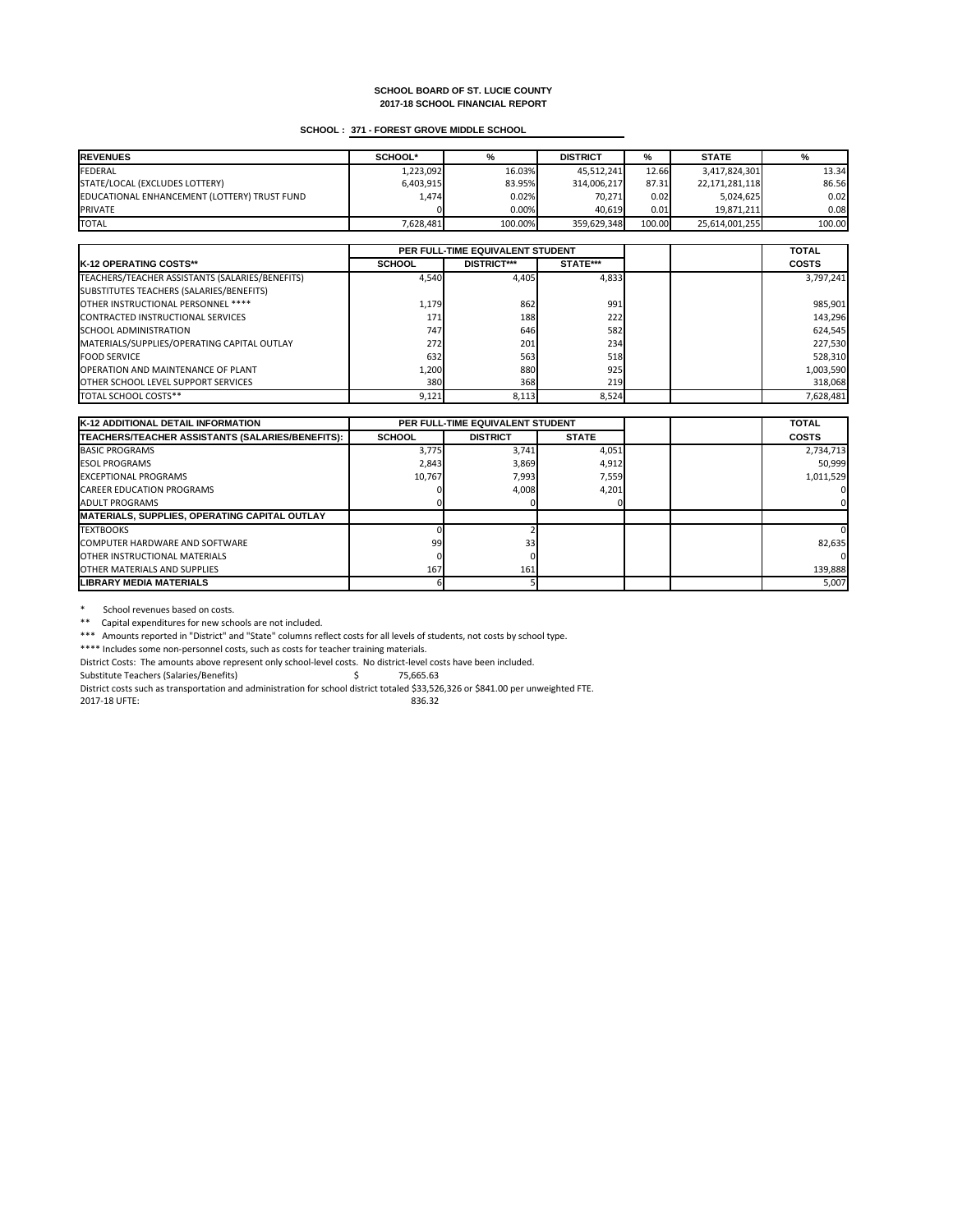**SCHOOL BOARD OF ST. LUCIE COUNTY**
**2017-18 SCHOOL FINANCIAL REPORT**

**SCHOOL : 371 - FOREST GROVE MIDDLE SCHOOL**

| REVENUES | SCHOOL* | % | DISTRICT | % | STATE | % |
|---|---|---|---|---|---|---|
| FEDERAL | 1,223,092 | 16.03% | 45,512,241 | 12.66 | 3,417,824,301 | 13.34 |
| STATE/LOCAL (EXCLUDES LOTTERY) | 6,403,915 | 83.95% | 314,006,217 | 87.31 | 22,171,281,118 | 86.56 |
| EDUCATIONAL ENHANCEMENT (LOTTERY) TRUST FUND | 1,474 | 0.02% | 70,271 | 0.02 | 5,024,625 | 0.02 |
| PRIVATE | 0 | 0.00% | 40,619 | 0.01 | 19,871,211 | 0.08 |
| TOTAL | 7,628,481 | 100.00% | 359,629,348 | 100.00 | 25,614,001,255 | 100.00 |

| | PER FULL-TIME EQUIVALENT STUDENT | | | | | TOTAL |
|---|---|---|---|---|---|---|
| K-12 OPERATING COSTS** | SCHOOL | DISTRICT*** | STATE*** | | | COSTS |
| TEACHERS/TEACHER ASSISTANTS (SALARIES/BENEFITS) | 4,540 | 4,405 | 4,833 | | | 3,797,241 |
| SUBSTITUTES TEACHERS (SALARIES/BENEFITS) | | | | | | |
| OTHER INSTRUCTIONAL PERSONNEL **** | 1,179 | 862 | 991 | | | 985,901 |
| CONTRACTED INSTRUCTIONAL SERVICES | 171 | 188 | 222 | | | 143,296 |
| SCHOOL ADMINISTRATION | 747 | 646 | 582 | | | 624,545 |
| MATERIALS/SUPPLIES/OPERATING CAPITAL OUTLAY | 272 | 201 | 234 | | | 227,530 |
| FOOD SERVICE | 632 | 563 | 518 | | | 528,310 |
| OPERATION AND MAINTENANCE OF PLANT | 1,200 | 880 | 925 | | | 1,003,590 |
| OTHER SCHOOL LEVEL SUPPORT SERVICES | 380 | 368 | 219 | | | 318,068 |
| TOTAL SCHOOL COSTS** | 9,121 | 8,113 | 8,524 | | | 7,628,481 |

| K-12 ADDITIONAL DETAIL INFORMATION | PER FULL-TIME EQUIVALENT STUDENT | | | | | TOTAL |
|---|---|---|---|---|---|---|
| TEACHERS/TEACHER ASSISTANTS (SALARIES/BENEFITS): | SCHOOL | DISTRICT | STATE | | | COSTS |
| BASIC PROGRAMS | 3,775 | 3,741 | 4,051 | | | 2,734,713 |
| ESOL PROGRAMS | 2,843 | 3,869 | 4,912 | | | 50,999 |
| EXCEPTIONAL PROGRAMS | 10,767 | 7,993 | 7,559 | | | 1,011,529 |
| CAREER EDUCATION PROGRAMS | 0 | 4,008 | 4,201 | | | 0 |
| ADULT PROGRAMS | 0 | 0 | 0 | | | 0 |
| MATERIALS, SUPPLIES, OPERATING CAPITAL OUTLAY | | | | | | |
| TEXTBOOKS | 0 | 2 | | | | 0 |
| COMPUTER HARDWARE AND SOFTWARE | 99 | 33 | | | | 82,635 |
| OTHER INSTRUCTIONAL MATERIALS | 0 | 0 | | | | 0 |
| OTHER MATERIALS AND SUPPLIES | 167 | 161 | | | | 139,888 |
| LIBRARY MEDIA MATERIALS | 6 | 5 | | | | 5,007 |

\* School revenues based on costs.

** Capital expenditures for new schools are not included.

*** Amounts reported in "District" and "State" columns reflect costs for all levels of students, not costs by school type.

**** Includes some non-personnel costs, such as costs for teacher training materials.

District Costs: The amounts above represent only school-level costs. No district-level costs have been included.

Substitute Teachers (Salaries/Benefits) $ 75,665.63

District costs such as transportation and administration for school district totaled $33,526,326 or $841.00 per unweighted FTE.

2017-18 UFTE: 836.32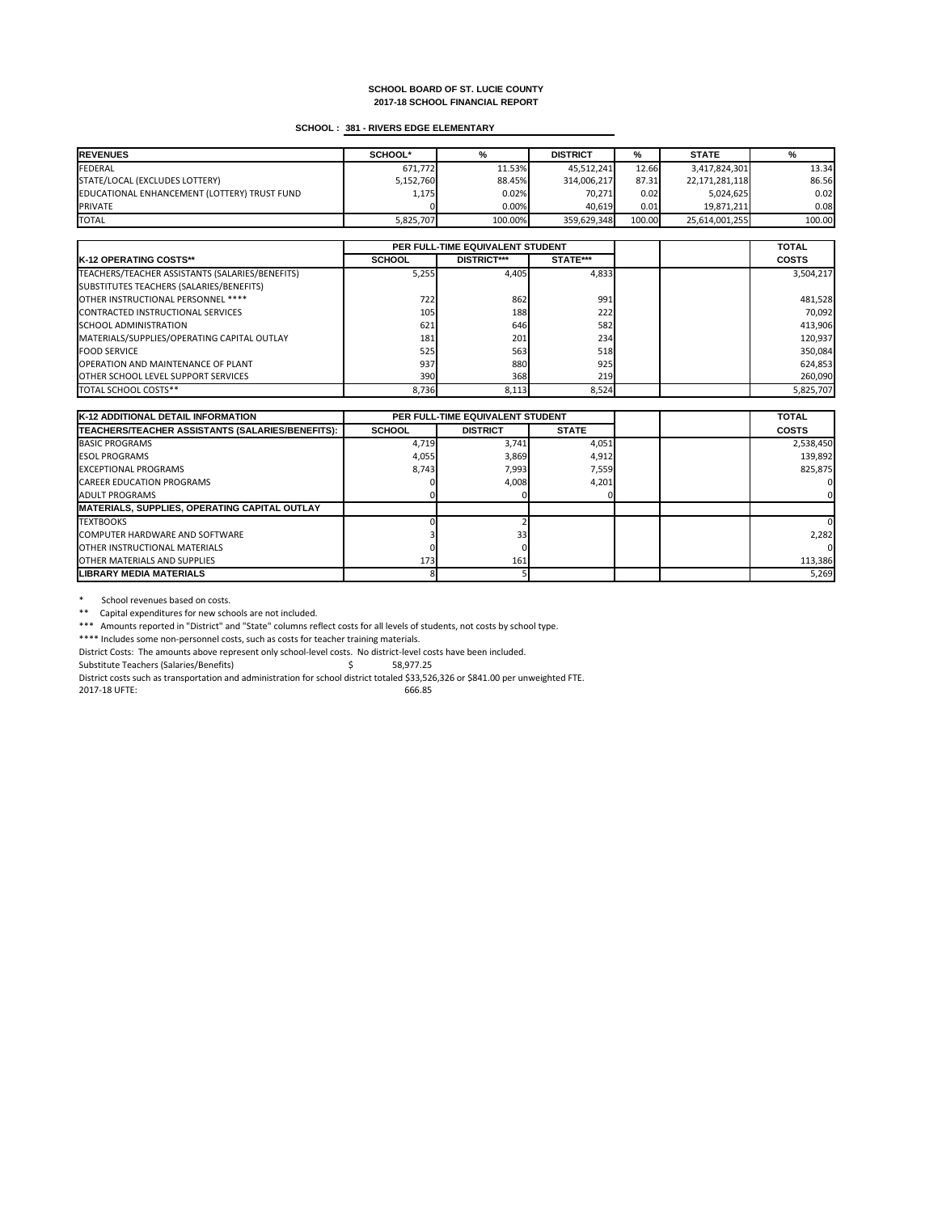**SCHOOL BOARD OF ST. LUCIE COUNTY**
**2017-18 SCHOOL FINANCIAL REPORT**

**SCHOOL : 381 - RIVERS EDGE ELEMENTARY**

| REVENUES | SCHOOL* | % | DISTRICT | % | STATE | % |
|---|---|---|---|---|---|---|
| FEDERAL | 671,772 | 11.53% | 45,512,241 | 12.66 | 3,417,824,301 | 13.34 |
| STATE/LOCAL (EXCLUDES LOTTERY) | 5,152,760 | 88.45% | 314,006,217 | 87.31 | 22,171,281,118 | 86.56 |
| EDUCATIONAL ENHANCEMENT (LOTTERY) TRUST FUND | 1,175 | 0.02% | 70,271 | 0.02 | 5,024,625 | 0.02 |
| PRIVATE | 0 | 0.00% | 40,619 | 0.01 | 19,871,211 | 0.08 |
| TOTAL | 5,825,707 | 100.00% | 359,629,348 | 100.00 | 25,614,001,255 | 100.00 |

| | PER FULL-TIME EQUIVALENT STUDENT | | | | | TOTAL |
|---|---|---|---|---|---|---|
| K-12 OPERATING COSTS** | SCHOOL | DISTRICT*** | STATE*** | | | COSTS |
| TEACHERS/TEACHER ASSISTANTS (SALARIES/BENEFITS) | 5,255 | 4,405 | 4,833 | | | 3,504,217 |
| SUBSTITUTES TEACHERS (SALARIES/BENEFITS) | | | | | | |
| OTHER INSTRUCTIONAL PERSONNEL **** | 722 | 862 | 991 | | | 481,528 |
| CONTRACTED INSTRUCTIONAL SERVICES | 105 | 188 | 222 | | | 70,092 |
| SCHOOL ADMINISTRATION | 621 | 646 | 582 | | | 413,906 |
| MATERIALS/SUPPLIES/OPERATING CAPITAL OUTLAY | 181 | 201 | 234 | | | 120,937 |
| FOOD SERVICE | 525 | 563 | 518 | | | 350,084 |
| OPERATION AND MAINTENANCE OF PLANT | 937 | 880 | 925 | | | 624,853 |
| OTHER SCHOOL LEVEL SUPPORT SERVICES | 390 | 368 | 219 | | | 260,090 |
| TOTAL SCHOOL COSTS** | 8,736 | 8,113 | 8,524 | | | 5,825,707 |

| K-12 ADDITIONAL DETAIL INFORMATION | PER FULL-TIME EQUIVALENT STUDENT | | | | | TOTAL |
|---|---|---|---|---|---|---|
| TEACHERS/TEACHER ASSISTANTS (SALARIES/BENEFITS): | SCHOOL | DISTRICT | STATE | | | COSTS |
| BASIC PROGRAMS | 4,719 | 3,741 | 4,051 | | | 2,538,450 |
| ESOL PROGRAMS | 4,055 | 3,869 | 4,912 | | | 139,892 |
| EXCEPTIONAL PROGRAMS | 8,743 | 7,993 | 7,559 | | | 825,875 |
| CAREER EDUCATION PROGRAMS | 0 | 4,008 | 4,201 | | | 0 |
| ADULT PROGRAMS | 0 | 0 | 0 | | | 0 |
| **MATERIALS, SUPPLIES, OPERATING CAPITAL OUTLAY** | | | | | | |
| TEXTBOOKS | 0 | 2 | | | | 0 |
| COMPUTER HARDWARE AND SOFTWARE | 3 | 33 | | | | 2,282 |
| OTHER INSTRUCTIONAL MATERIALS | 0 | 0 | | | | 0 |
| OTHER MATERIALS AND SUPPLIES | 173 | 161 | | | | 113,386 |
| **LIBRARY MEDIA MATERIALS** | 8 | 5 | | | | 5,269 |

\* School revenues based on costs.

** Capital expenditures for new schools are not included.

*** Amounts reported in "District" and "State" columns reflect costs for all levels of students, not costs by school type.

**** Includes some non-personnel costs, such as costs for teacher training materials.

District Costs: The amounts above represent only school-level costs. No district-level costs have been included.

Substitute Teachers (Salaries/Benefits) $ 58,977.25

District costs such as transportation and administration for school district totaled $33,526,326 or $841.00 per unweighted FTE.

2017-18 UFTE: 666.85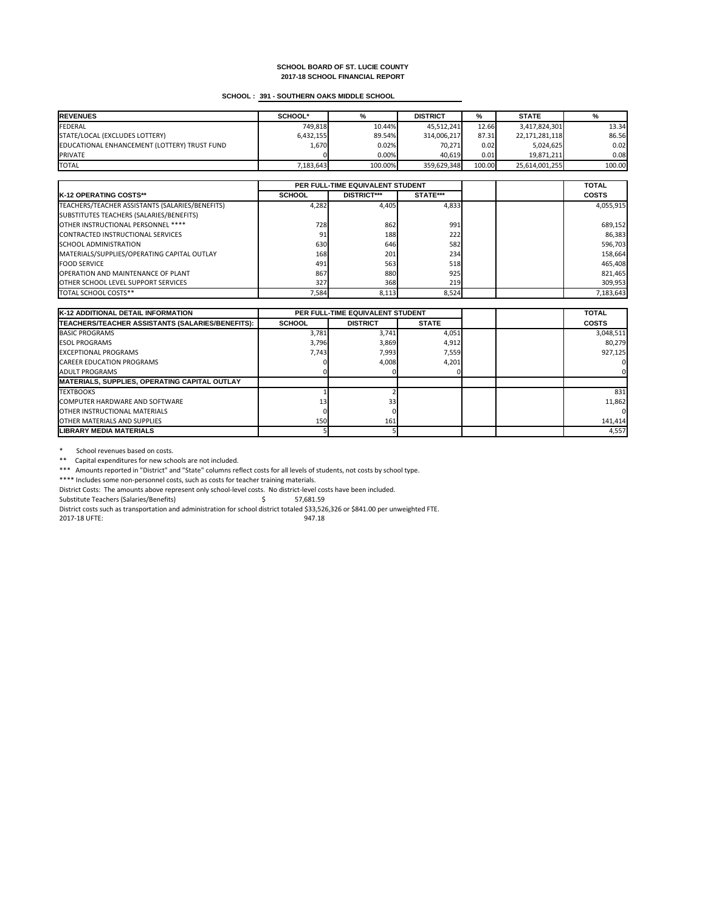**SCHOOL BOARD OF ST. LUCIE COUNTY**
**2017-18 SCHOOL FINANCIAL REPORT**

**SCHOOL : 391 - SOUTHERN OAKS MIDDLE SCHOOL**

| REVENUES | SCHOOL* | % | DISTRICT | % | STATE | % |
|---|---|---|---|---|---|---|
| FEDERAL | 749,818 | 10.44% | 45,512,241 | 12.66 | 3,417,824,301 | 13.34 |
| STATE/LOCAL (EXCLUDES LOTTERY) | 6,432,155 | 89.54% | 314,006,217 | 87.31 | 22,171,281,118 | 86.56 |
| EDUCATIONAL ENHANCEMENT (LOTTERY) TRUST FUND | 1,670 | 0.02% | 70,271 | 0.02 | 5,024,625 | 0.02 |
| PRIVATE | 0 | 0.00% | 40,619 | 0.01 | 19,871,211 | 0.08 |
| TOTAL | 7,183,643 | 100.00% | 359,629,348 | 100.00 | 25,614,001,255 | 100.00 |

| | PER FULL-TIME EQUIVALENT STUDENT | | | | | TOTAL |
|---|---|---|---|---|---|---|
| K-12 OPERATING COSTS** | SCHOOL | DISTRICT*** | STATE*** | | | COSTS |
| TEACHERS/TEACHER ASSISTANTS (SALARIES/BENEFITS) | 4,282 | 4,405 | 4,833 | | | 4,055,915 |
| SUBSTITUTES TEACHERS (SALARIES/BENEFITS) | | | | | | |
| OTHER INSTRUCTIONAL PERSONNEL **** | 728 | 862 | 991 | | | 689,152 |
| CONTRACTED INSTRUCTIONAL SERVICES | 91 | 188 | 222 | | | 86,383 |
| SCHOOL ADMINISTRATION | 630 | 646 | 582 | | | 596,703 |
| MATERIALS/SUPPLIES/OPERATING CAPITAL OUTLAY | 168 | 201 | 234 | | | 158,664 |
| FOOD SERVICE | 491 | 563 | 518 | | | 465,408 |
| OPERATION AND MAINTENANCE OF PLANT | 867 | 880 | 925 | | | 821,465 |
| OTHER SCHOOL LEVEL SUPPORT SERVICES | 327 | 368 | 219 | | | 309,953 |
| TOTAL SCHOOL COSTS** | 7,584 | 8,113 | 8,524 | | | 7,183,643 |

| K-12 ADDITIONAL DETAIL INFORMATION | PER FULL-TIME EQUIVALENT STUDENT | | | | | TOTAL |
|---|---|---|---|---|---|---|
| TEACHERS/TEACHER ASSISTANTS (SALARIES/BENEFITS): | SCHOOL | DISTRICT | STATE | | | COSTS |
| BASIC PROGRAMS | 3,781 | 3,741 | 4,051 | | | 3,048,511 |
| ESOL PROGRAMS | 3,796 | 3,869 | 4,912 | | | 80,279 |
| EXCEPTIONAL PROGRAMS | 7,743 | 7,993 | 7,559 | | | 927,125 |
| CAREER EDUCATION PROGRAMS | 0 | 4,008 | 4,201 | | | 0 |
| ADULT PROGRAMS | 0 | 0 | 0 | | | 0 |
| MATERIALS, SUPPLIES, OPERATING CAPITAL OUTLAY | | | | | | |
| TEXTBOOKS | 1 | 2 | | | | 831 |
| COMPUTER HARDWARE AND SOFTWARE | 13 | 33 | | | | 11,862 |
| OTHER INSTRUCTIONAL MATERIALS | 0 | 0 | | | | 0 |
| OTHER MATERIALS AND SUPPLIES | 150 | 161 | | | | 141,414 |
| LIBRARY MEDIA MATERIALS | 5 | 5 | | | | 4,557 |

\* School revenues based on costs.

** Capital expenditures for new schools are not included.

*** Amounts reported in "District" and "State" columns reflect costs for all levels of students, not costs by school type.

**** Includes some non-personnel costs, such as costs for teacher training materials.

District Costs: The amounts above represent only school-level costs. No district-level costs have been included.

Substitute Teachers (Salaries/Benefits) $ 57,681.59

District costs such as transportation and administration for school district totaled $33,526,326 or $841.00 per unweighted FTE.

2017-18 UFTE: 947.18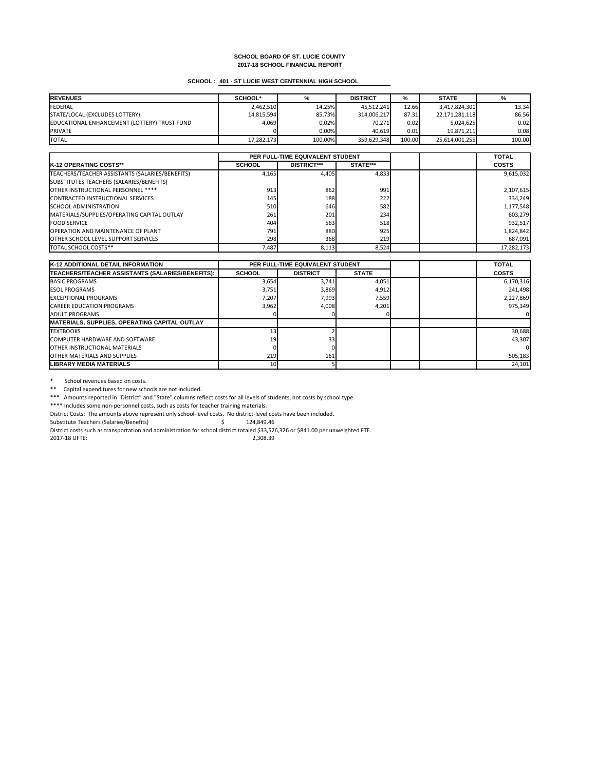**SCHOOL BOARD OF ST. LUCIE COUNTY**
**2017-18 SCHOOL FINANCIAL REPORT**

**SCHOOL : 401 - ST LUCIE WEST CENTENNIAL HIGH SCHOOL**

| REVENUES | SCHOOL* | % | DISTRICT | % | STATE | % |
|---|---|---|---|---|---|---|
| FEDERAL | 2,462,510 | 14.25% | 45,512,241 | 12.66 | 3,417,824,301 | 13.34 |
| STATE/LOCAL (EXCLUDES LOTTERY) | 14,815,594 | 85.73% | 314,006,217 | 87.31 | 22,171,281,118 | 86.56 |
| EDUCATIONAL ENHANCEMENT (LOTTERY) TRUST FUND | 4,069 | 0.02% | 70,271 | 0.02 | 5,024,625 | 0.02 |
| PRIVATE | 0 | 0.00% | 40,619 | 0.01 | 19,871,211 | 0.08 |
| TOTAL | 17,282,173 | 100.00% | 359,629,348 | 100.00 | 25,614,001,255 | 100.00 |

| | PER FULL-TIME EQUIVALENT STUDENT | | | | | TOTAL |
|---|---|---|---|---|---|---|
| K-12 OPERATING COSTS** | SCHOOL | DISTRICT*** | STATE*** | | | COSTS |
| TEACHERS/TEACHER ASSISTANTS (SALARIES/BENEFITS) | 4,165 | 4,405 | 4,833 | | | 9,615,032 |
| SUBSTITUTES TEACHERS (SALARIES/BENEFITS) | | | | | | |
| OTHER INSTRUCTIONAL PERSONNEL **** | 913 | 862 | 991 | | | 2,107,615 |
| CONTRACTED INSTRUCTIONAL SERVICES | 145 | 188 | 222 | | | 334,249 |
| SCHOOL ADMINISTRATION | 510 | 646 | 582 | | | 1,177,548 |
| MATERIALS/SUPPLIES/OPERATING CAPITAL OUTLAY | 261 | 201 | 234 | | | 603,279 |
| FOOD SERVICE | 404 | 563 | 518 | | | 932,517 |
| OPERATION AND MAINTENANCE OF PLANT | 791 | 880 | 925 | | | 1,824,842 |
| OTHER SCHOOL LEVEL SUPPORT SERVICES | 298 | 368 | 219 | | | 687,091 |
| TOTAL SCHOOL COSTS** | 7,487 | 8,113 | 8,524 | | | 17,282,173 |

| K-12 ADDITIONAL DETAIL INFORMATION | PER FULL-TIME EQUIVALENT STUDENT | | | | | TOTAL |
|---|---|---|---|---|---|---|
| TEACHERS/TEACHER ASSISTANTS (SALARIES/BENEFITS): | SCHOOL | DISTRICT | STATE | | | COSTS |
| BASIC PROGRAMS | 3,654 | 3,741 | 4,051 | | | 6,170,316 |
| ESOL PROGRAMS | 3,751 | 3,869 | 4,912 | | | 241,498 |
| EXCEPTIONAL PROGRAMS | 7,207 | 7,993 | 7,559 | | | 2,227,869 |
| CAREER EDUCATION PROGRAMS | 3,962 | 4,008 | 4,201 | | | 975,349 |
| ADULT PROGRAMS | 0 | 0 | 0 | | | 0 |
| MATERIALS, SUPPLIES, OPERATING CAPITAL OUTLAY | | | | | | |
| TEXTBOOKS | 13 | 2 | | | | 30,688 |
| COMPUTER HARDWARE AND SOFTWARE | 19 | 33 | | | | 43,307 |
| OTHER INSTRUCTIONAL MATERIALS | 0 | 0 | | | | 0 |
| OTHER MATERIALS AND SUPPLIES | 219 | 161 | | | | 505,183 |
| LIBRARY MEDIA MATERIALS | 10 | 5 | | | | 24,101 |

\* School revenues based on costs.

** Capital expenditures for new schools are not included.

*** Amounts reported in "District" and "State" columns reflect costs for all levels of students, not costs by school type.

**** Includes some non-personnel costs, such as costs for teacher training materials.

District Costs: The amounts above represent only school-level costs. No district-level costs have been included.

Substitute Teachers (Salaries/Benefits) $ 124,849.46

District costs such as transportation and administration for school district totaled $33,526,326 or $841.00 per unweighted FTE.

2017-18 UFTE: 2,308.39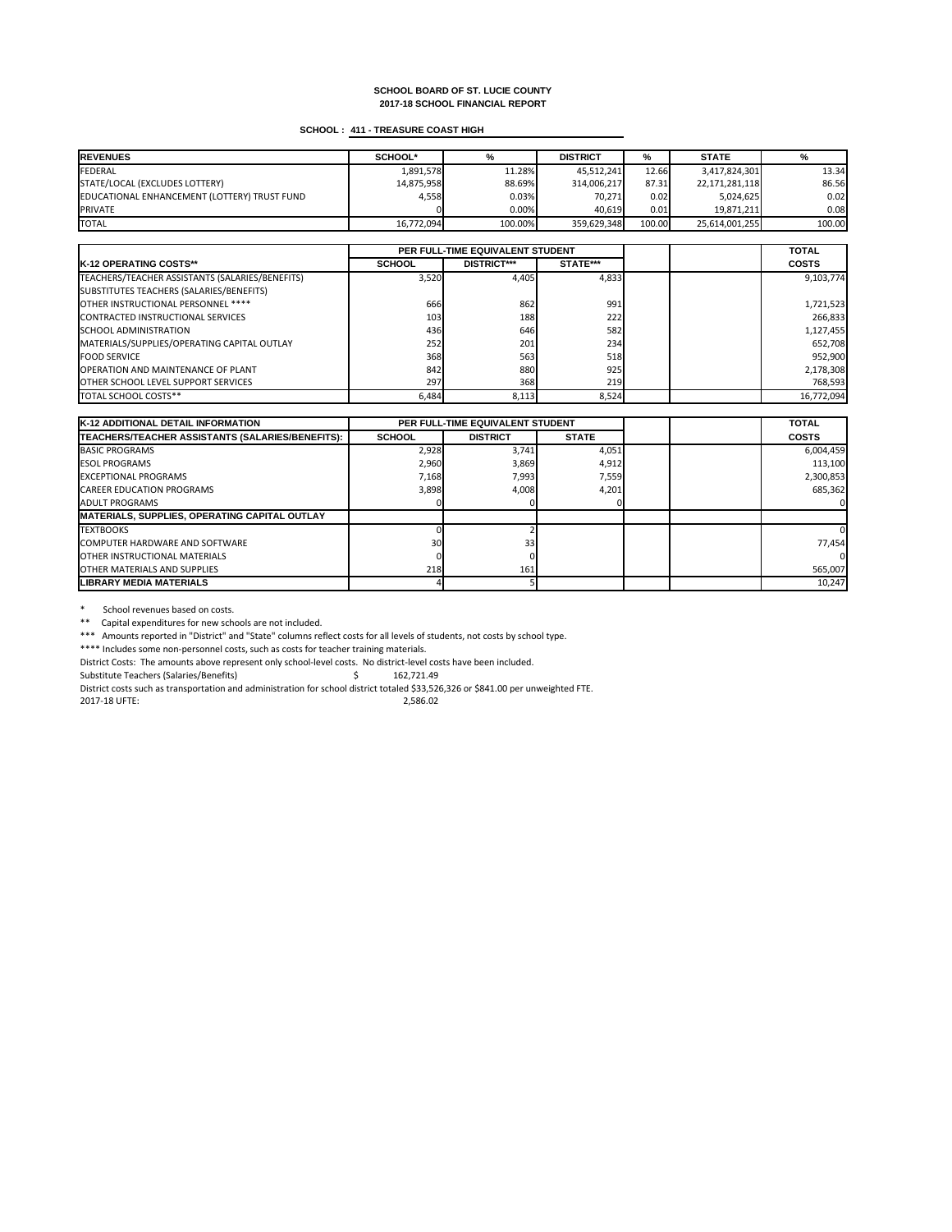# SCHOOL BOARD OF ST. LUCIE COUNTY
## 2017-18 SCHOOL FINANCIAL REPORT

**SCHOOL : 411 - TREASURE COAST HIGH**

| REVENUES | SCHOOL* | % | DISTRICT | % | STATE | % |
|---|---|---|---|---|---|---|
| FEDERAL | 1,891,578 | 11.28% | 45,512,241 | 12.66 | 3,417,824,301 | 13.34 |
| STATE/LOCAL (EXCLUDES LOTTERY) | 14,875,958 | 88.69% | 314,006,217 | 87.31 | 22,171,281,118 | 86.56 |
| EDUCATIONAL ENHANCEMENT (LOTTERY) TRUST FUND | 4,558 | 0.03% | 70,271 | 0.02 | 5,024,625 | 0.02 |
| PRIVATE | 0 | 0.00% | 40,619 | 0.01 | 19,871,211 | 0.08 |
| TOTAL | 16,772,094 | 100.00% | 359,629,348 | 100.00 | 25,614,001,255 | 100.00 |

| | PER FULL-TIME EQUIVALENT STUDENT | | | | | TOTAL |
|---|---|---|---|---|---|---|
| **K-12 OPERATING COSTS**** | **SCHOOL** | **DISTRICT***** | **STATE***** | | | **COSTS** |
| TEACHERS/TEACHER ASSISTANTS (SALARIES/BENEFITS) | 3,520 | 4,405 | 4,833 | | | 9,103,774 |
| SUBSTITUTES TEACHERS (SALARIES/BENEFITS) | | | | | | |
| OTHER INSTRUCTIONAL PERSONNEL **** | 666 | 862 | 991 | | | 1,721,523 |
| CONTRACTED INSTRUCTIONAL SERVICES | 103 | 188 | 222 | | | 266,833 |
| SCHOOL ADMINISTRATION | 436 | 646 | 582 | | | 1,127,455 |
| MATERIALS/SUPPLIES/OPERATING CAPITAL OUTLAY | 252 | 201 | 234 | | | 652,708 |
| FOOD SERVICE | 368 | 563 | 518 | | | 952,900 |
| OPERATION AND MAINTENANCE OF PLANT | 842 | 880 | 925 | | | 2,178,308 |
| OTHER SCHOOL LEVEL SUPPORT SERVICES | 297 | 368 | 219 | | | 768,593 |
| TOTAL SCHOOL COSTS** | 6,484 | 8,113 | 8,524 | | | 16,772,094 |

| K-12 ADDITIONAL DETAIL INFORMATION | PER FULL-TIME EQUIVALENT STUDENT | | | | | TOTAL |
|---|---|---|---|---|---|---|
| **TEACHERS/TEACHER ASSISTANTS (SALARIES/BENEFITS):** | **SCHOOL** | **DISTRICT** | **STATE** | | | **COSTS** |
| BASIC PROGRAMS | 2,928 | 3,741 | 4,051 | | | 6,004,459 |
| ESOL PROGRAMS | 2,960 | 3,869 | 4,912 | | | 113,100 |
| EXCEPTIONAL PROGRAMS | 7,168 | 7,993 | 7,559 | | | 2,300,853 |
| CAREER EDUCATION PROGRAMS | 3,898 | 4,008 | 4,201 | | | 685,362 |
| ADULT PROGRAMS | 0 | 0 | 0 | | | 0 |
| **MATERIALS, SUPPLIES, OPERATING CAPITAL OUTLAY** | | | | | | |
| TEXTBOOKS | 0 | 2 | | | | 0 |
| COMPUTER HARDWARE AND SOFTWARE | 30 | 33 | | | | 77,454 |
| OTHER INSTRUCTIONAL MATERIALS | 0 | 0 | | | | 0 |
| OTHER MATERIALS AND SUPPLIES | 218 | 161 | | | | 565,007 |
| **LIBRARY MEDIA MATERIALS** | 4 | 5 | | | | 10,247 |

\* School revenues based on costs.

** Capital expenditures for new schools are not included.

*** Amounts reported in "District" and "State" columns reflect costs for all levels of students, not costs by school type.

**** Includes some non-personnel costs, such as costs for teacher training materials.

District Costs: The amounts above represent only school-level costs. No district-level costs have been included.

Substitute Teachers (Salaries/Benefits) $ 162,721.49

District costs such as transportation and administration for school district totaled $33,526,326 or $841.00 per unweighted FTE.

2017-18 UFTE: 2,586.02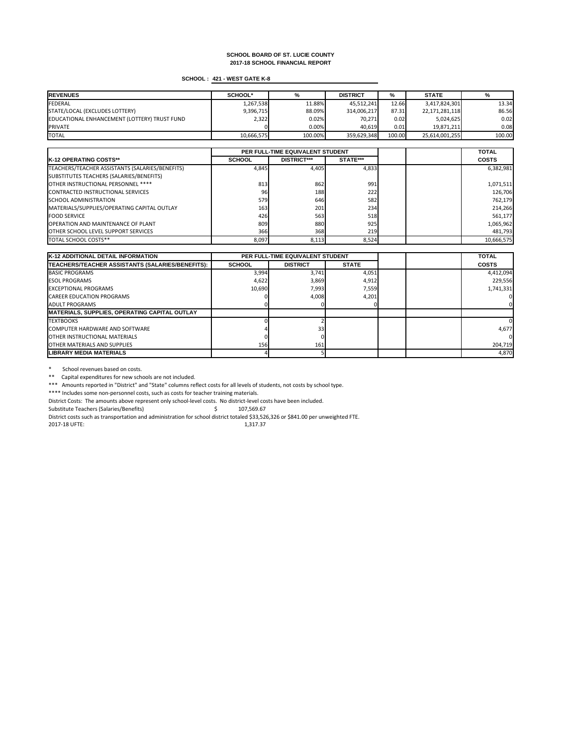**SCHOOL BOARD OF ST. LUCIE COUNTY**
**2017-18 SCHOOL FINANCIAL REPORT**

**SCHOOL : 421 - WEST GATE K-8**

| REVENUES | SCHOOL* | % | DISTRICT | % | STATE | % |
|---|---|---|---|---|---|---|
| FEDERAL | 1,267,538 | 11.88% | 45,512,241 | 12.66 | 3,417,824,301 | 13.34 |
| STATE/LOCAL (EXCLUDES LOTTERY) | 9,396,715 | 88.09% | 314,006,217 | 87.31 | 22,171,281,118 | 86.56 |
| EDUCATIONAL ENHANCEMENT (LOTTERY) TRUST FUND | 2,322 | 0.02% | 70,271 | 0.02 | 5,024,625 | 0.02 |
| PRIVATE | 0 | 0.00% | 40,619 | 0.01 | 19,871,211 | 0.08 |
| TOTAL | 10,666,575 | 100.00% | 359,629,348 | 100.00 | 25,614,001,255 | 100.00 |

| | PER FULL-TIME EQUIVALENT STUDENT | | | | | TOTAL |
|---|---|---|---|---|---|---|
| K-12 OPERATING COSTS** | SCHOOL | DISTRICT*** | STATE*** | | | COSTS |
| TEACHERS/TEACHER ASSISTANTS (SALARIES/BENEFITS) | 4,845 | 4,405 | 4,833 | | | 6,382,981 |
| SUBSTITUTES TEACHERS (SALARIES/BENEFITS) | | | | | | |
| OTHER INSTRUCTIONAL PERSONNEL **** | 813 | 862 | 991 | | | 1,071,511 |
| CONTRACTED INSTRUCTIONAL SERVICES | 96 | 188 | 222 | | | 126,706 |
| SCHOOL ADMINISTRATION | 579 | 646 | 582 | | | 762,179 |
| MATERIALS/SUPPLIES/OPERATING CAPITAL OUTLAY | 163 | 201 | 234 | | | 214,266 |
| FOOD SERVICE | 426 | 563 | 518 | | | 561,177 |
| OPERATION AND MAINTENANCE OF PLANT | 809 | 880 | 925 | | | 1,065,962 |
| OTHER SCHOOL LEVEL SUPPORT SERVICES | 366 | 368 | 219 | | | 481,793 |
| TOTAL SCHOOL COSTS** | 8,097 | 8,113 | 8,524 | | | 10,666,575 |

| K-12 ADDITIONAL DETAIL INFORMATION | PER FULL-TIME EQUIVALENT STUDENT | | | | | TOTAL |
|---|---|---|---|---|---|---|
| TEACHERS/TEACHER ASSISTANTS (SALARIES/BENEFITS): | SCHOOL | DISTRICT | STATE | | | COSTS |
| BASIC PROGRAMS | 3,994 | 3,741 | 4,051 | | | 4,412,094 |
| ESOL PROGRAMS | 4,622 | 3,869 | 4,912 | | | 229,556 |
| EXCEPTIONAL PROGRAMS | 10,690 | 7,993 | 7,559 | | | 1,741,331 |
| CAREER EDUCATION PROGRAMS | 0 | 4,008 | 4,201 | | | 0 |
| ADULT PROGRAMS | 0 | 0 | 0 | | | 0 |
| MATERIALS, SUPPLIES, OPERATING CAPITAL OUTLAY | | | | | | |
| TEXTBOOKS | 0 | 2 | | | | 0 |
| COMPUTER HARDWARE AND SOFTWARE | 4 | 33 | | | | 4,677 |
| OTHER INSTRUCTIONAL MATERIALS | 0 | 0 | | | | 0 |
| OTHER MATERIALS AND SUPPLIES | 156 | 161 | | | | 204,719 |
| LIBRARY MEDIA MATERIALS | 4 | 5 | | | | 4,870 |

\* School revenues based on costs.

** Capital expenditures for new schools are not included.

*** Amounts reported in "District" and "State" columns reflect costs for all levels of students, not costs by school type.

**** Includes some non-personnel costs, such as costs for teacher training materials.

District Costs: The amounts above represent only school-level costs. No district-level costs have been included.

Substitute Teachers (Salaries/Benefits) $ 107,569.67

District costs such as transportation and administration for school district totaled $33,526,326 or $841.00 per unweighted FTE.

2017-18 UFTE: 1,317.37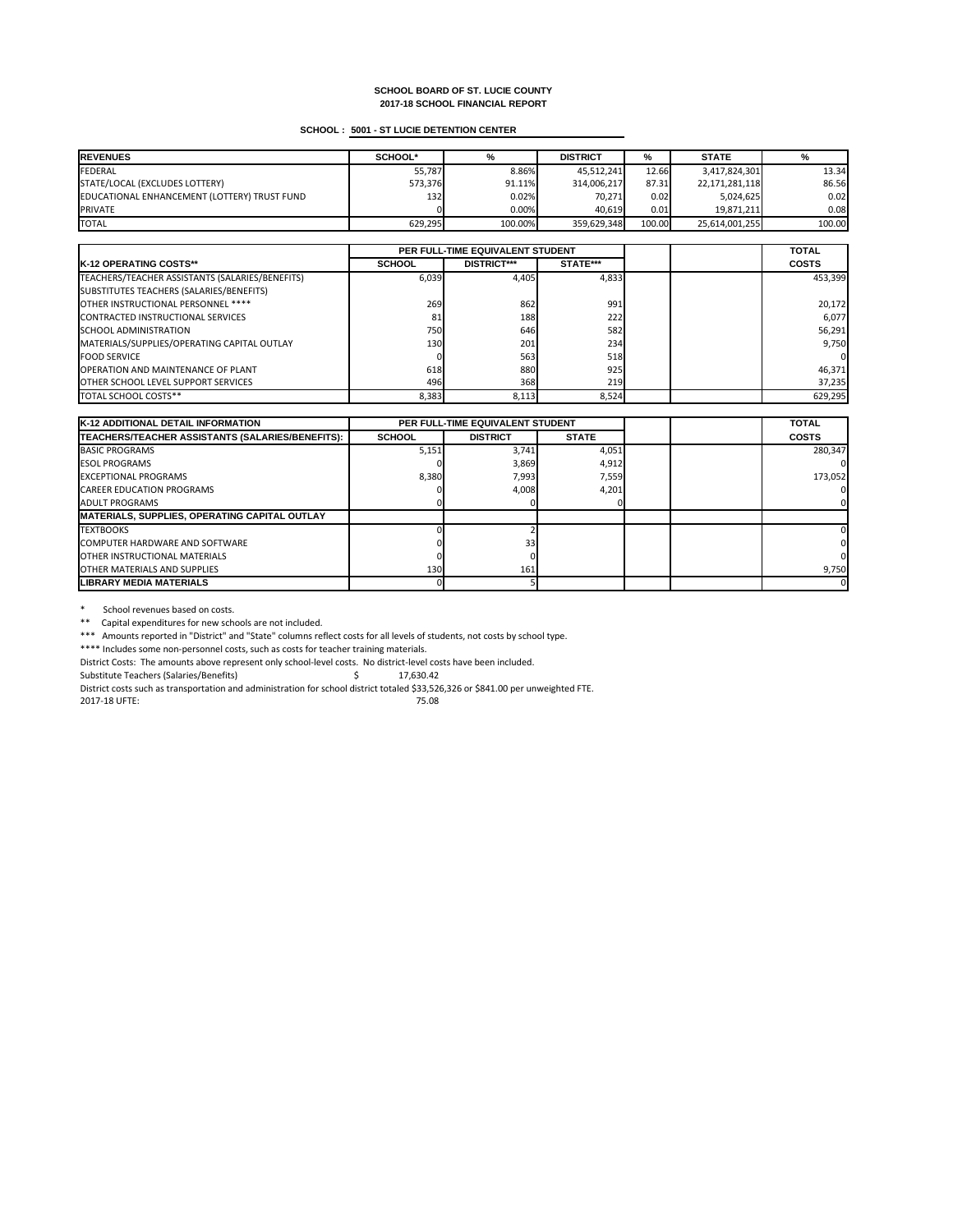**SCHOOL BOARD OF ST. LUCIE COUNTY**
**2017-18 SCHOOL FINANCIAL REPORT**

**SCHOOL : 5001 - ST LUCIE DETENTION CENTER**

| REVENUES | SCHOOL* | % | DISTRICT | % | STATE | % |
|---|---|---|---|---|---|---|
| FEDERAL | 55,787 | 8.86% | 45,512,241 | 12.66 | 3,417,824,301 | 13.34 |
| STATE/LOCAL (EXCLUDES LOTTERY) | 573,376 | 91.11% | 314,006,217 | 87.31 | 22,171,281,118 | 86.56 |
| EDUCATIONAL ENHANCEMENT (LOTTERY) TRUST FUND | 132 | 0.02% | 70,271 | 0.02 | 5,024,625 | 0.02 |
| PRIVATE | 0 | 0.00% | 40,619 | 0.01 | 19,871,211 | 0.08 |
| TOTAL | 629,295 | 100.00% | 359,629,348 | 100.00 | 25,614,001,255 | 100.00 |

| | PER FULL-TIME EQUIVALENT STUDENT | | | | | TOTAL |
|---|---|---|---|---|---|---|
| **K-12 OPERATING COSTS\*\*** | **SCHOOL** | **DISTRICT\*\*\*** | **STATE\*\*\*** | | | **COSTS** |
| TEACHERS/TEACHER ASSISTANTS (SALARIES/BENEFITS) | 6,039 | 4,405 | 4,833 | | | 453,399 |
| SUBSTITUTES TEACHERS (SALARIES/BENEFITS) | | | | | | |
| OTHER INSTRUCTIONAL PERSONNEL **** | 269 | 862 | 991 | | | 20,172 |
| CONTRACTED INSTRUCTIONAL SERVICES | 81 | 188 | 222 | | | 6,077 |
| SCHOOL ADMINISTRATION | 750 | 646 | 582 | | | 56,291 |
| MATERIALS/SUPPLIES/OPERATING CAPITAL OUTLAY | 130 | 201 | 234 | | | 9,750 |
| FOOD SERVICE | 0 | 563 | 518 | | | 0 |
| OPERATION AND MAINTENANCE OF PLANT | 618 | 880 | 925 | | | 46,371 |
| OTHER SCHOOL LEVEL SUPPORT SERVICES | 496 | 368 | 219 | | | 37,235 |
| TOTAL SCHOOL COSTS** | 8,383 | 8,113 | 8,524 | | | 629,295 |

| K-12 ADDITIONAL DETAIL INFORMATION | PER FULL-TIME EQUIVALENT STUDENT | | | | | TOTAL |
|---|---|---|---|---|---|---|
| **TEACHERS/TEACHER ASSISTANTS (SALARIES/BENEFITS):** | **SCHOOL** | **DISTRICT** | **STATE** | | | **COSTS** |
| BASIC PROGRAMS | 5,151 | 3,741 | 4,051 | | | 280,347 |
| ESOL PROGRAMS | 0 | 3,869 | 4,912 | | | 0 |
| EXCEPTIONAL PROGRAMS | 8,380 | 7,993 | 7,559 | | | 173,052 |
| CAREER EDUCATION PROGRAMS | 0 | 4,008 | 4,201 | | | 0 |
| ADULT PROGRAMS | 0 | 0 | 0 | | | 0 |
| **MATERIALS, SUPPLIES, OPERATING CAPITAL OUTLAY** | | | | | | |
| TEXTBOOKS | 0 | 2 | | | | 0 |
| COMPUTER HARDWARE AND SOFTWARE | 0 | 33 | | | | 0 |
| OTHER INSTRUCTIONAL MATERIALS | 0 | 0 | | | | 0 |
| OTHER MATERIALS AND SUPPLIES | 130 | 161 | | | | 9,750 |
| **LIBRARY MEDIA MATERIALS** | 0 | 5 | | | | 0 |

\* School revenues based on costs.

** Capital expenditures for new schools are not included.

*** Amounts reported in "District" and "State" columns reflect costs for all levels of students, not costs by school type.

**** Includes some non-personnel costs, such as costs for teacher training materials.

District Costs: The amounts above represent only school-level costs. No district-level costs have been included.

Substitute Teachers (Salaries/Benefits) $ 17,630.42

District costs such as transportation and administration for school district totaled $33,526,326 or $841.00 per unweighted FTE.

2017-18 UFTE: 75.08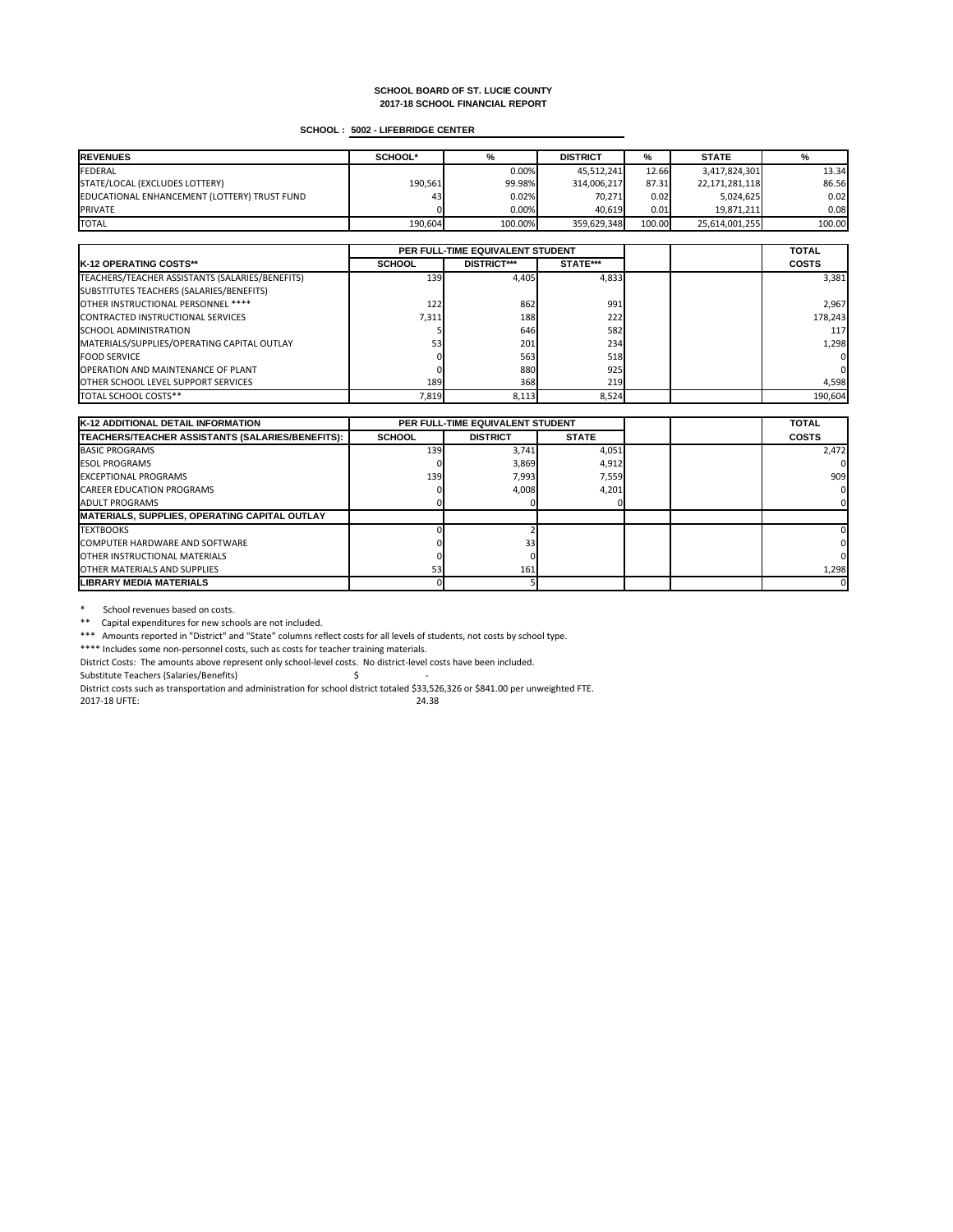**SCHOOL BOARD OF ST. LUCIE COUNTY**
**2017-18 SCHOOL FINANCIAL REPORT**

**SCHOOL : 5002 - LIFEBRIDGE CENTER**

| REVENUES | SCHOOL* | % | DISTRICT | % | STATE | % |
|---|---|---|---|---|---|---|
| FEDERAL | | 0.00% | 45,512,241 | 12.66 | 3,417,824,301 | 13.34 |
| STATE/LOCAL (EXCLUDES LOTTERY) | 190,561 | 99.98% | 314,006,217 | 87.31 | 22,171,281,118 | 86.56 |
| EDUCATIONAL ENHANCEMENT (LOTTERY) TRUST FUND | 43 | 0.02% | 70,271 | 0.02 | 5,024,625 | 0.02 |
| PRIVATE | 0 | 0.00% | 40,619 | 0.01 | 19,871,211 | 0.08 |
| TOTAL | 190,604 | 100.00% | 359,629,348 | 100.00 | 25,614,001,255 | 100.00 |

| | PER FULL-TIME EQUIVALENT STUDENT | | | | | TOTAL |
|---|---|---|---|---|---|---|
| K-12 OPERATING COSTS** | SCHOOL | DISTRICT*** | STATE*** | | | COSTS |
| TEACHERS/TEACHER ASSISTANTS (SALARIES/BENEFITS) | 139 | 4,405 | 4,833 | | | 3,381 |
| SUBSTITUTES TEACHERS (SALARIES/BENEFITS) | | | | | | |
| OTHER INSTRUCTIONAL PERSONNEL **** | 122 | 862 | 991 | | | 2,967 |
| CONTRACTED INSTRUCTIONAL SERVICES | 7,311 | 188 | 222 | | | 178,243 |
| SCHOOL ADMINISTRATION | 5 | 646 | 582 | | | 117 |
| MATERIALS/SUPPLIES/OPERATING CAPITAL OUTLAY | 53 | 201 | 234 | | | 1,298 |
| FOOD SERVICE | 0 | 563 | 518 | | | 0 |
| OPERATION AND MAINTENANCE OF PLANT | 0 | 880 | 925 | | | 0 |
| OTHER SCHOOL LEVEL SUPPORT SERVICES | 189 | 368 | 219 | | | 4,598 |
| TOTAL SCHOOL COSTS** | 7,819 | 8,113 | 8,524 | | | 190,604 |

| K-12 ADDITIONAL DETAIL INFORMATION | PER FULL-TIME EQUIVALENT STUDENT | | | | | TOTAL |
|---|---|---|---|---|---|---|
| TEACHERS/TEACHER ASSISTANTS (SALARIES/BENEFITS): | SCHOOL | DISTRICT | STATE | | | COSTS |
| BASIC PROGRAMS | 139 | 3,741 | 4,051 | | | 2,472 |
| ESOL PROGRAMS | 0 | 3,869 | 4,912 | | | 0 |
| EXCEPTIONAL PROGRAMS | 139 | 7,993 | 7,559 | | | 909 |
| CAREER EDUCATION PROGRAMS | 0 | 4,008 | 4,201 | | | 0 |
| ADULT PROGRAMS | 0 | 0 | 0 | | | 0 |
| **MATERIALS, SUPPLIES, OPERATING CAPITAL OUTLAY** | | | | | | |
| TEXTBOOKS | 0 | 2 | | | | 0 |
| COMPUTER HARDWARE AND SOFTWARE | 0 | 33 | | | | 0 |
| OTHER INSTRUCTIONAL MATERIALS | 0 | 0 | | | | 0 |
| OTHER MATERIALS AND SUPPLIES | 53 | 161 | | | | 1,298 |
| **LIBRARY MEDIA MATERIALS** | 0 | 5 | | | | 0 |

\* School revenues based on costs.

** Capital expenditures for new schools are not included.

*** Amounts reported in "District" and "State" columns reflect costs for all levels of students, not costs by school type.

**** Includes some non-personnel costs, such as costs for teacher training materials.

District Costs: The amounts above represent only school-level costs. No district-level costs have been included.

Substitute Teachers (Salaries/Benefits) $ -

District costs such as transportation and administration for school district totaled $33,526,326 or $841.00 per unweighted FTE.

2017-18 UFTE: 24.38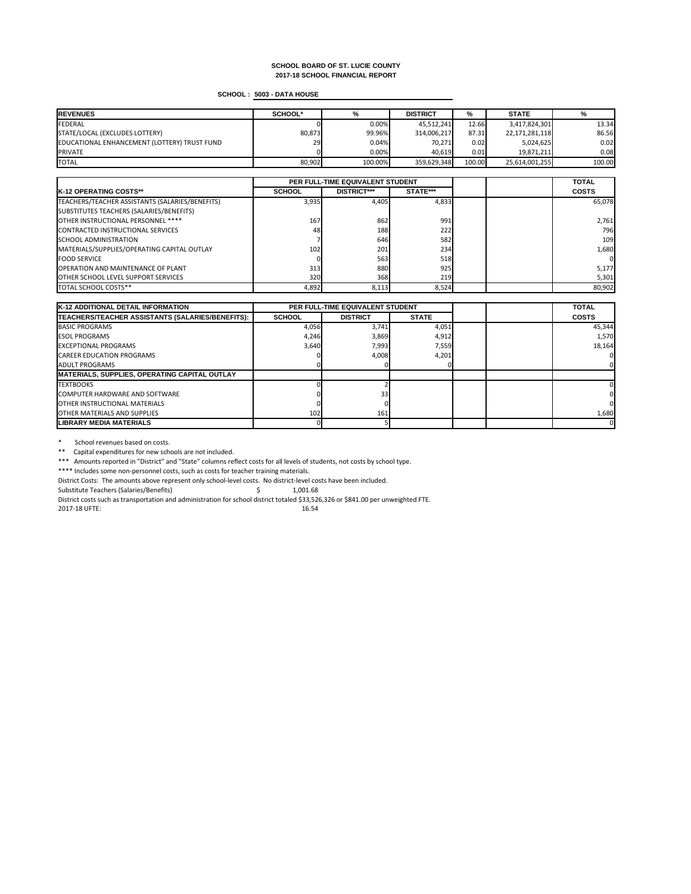**SCHOOL BOARD OF ST. LUCIE COUNTY**
**2017-18 SCHOOL FINANCIAL REPORT**

**SCHOOL : 5003 - DATA HOUSE**

| REVENUES | SCHOOL* | % | DISTRICT | % | STATE | % |
|---|---|---|---|---|---|---|
| FEDERAL | 0 | 0.00% | 45,512,241 | 12.66 | 3,417,824,301 | 13.34 |
| STATE/LOCAL (EXCLUDES LOTTERY) | 80,873 | 99.96% | 314,006,217 | 87.31 | 22,171,281,118 | 86.56 |
| EDUCATIONAL ENHANCEMENT (LOTTERY) TRUST FUND | 29 | 0.04% | 70,271 | 0.02 | 5,024,625 | 0.02 |
| PRIVATE | 0 | 0.00% | 40,619 | 0.01 | 19,871,211 | 0.08 |
| TOTAL | 80,902 | 100.00% | 359,629,348 | 100.00 | 25,614,001,255 | 100.00 |

| | PER FULL-TIME EQUIVALENT STUDENT | | | | | TOTAL |
|---|---|---|---|---|---|---|
| **K-12 OPERATING COSTS**** | **SCHOOL** | **DISTRICT***** | **STATE***** | | | **COSTS** |
| TEACHERS/TEACHER ASSISTANTS (SALARIES/BENEFITS) | 3,935 | 4,405 | 4,833 | | | 65,078 |
| SUBSTITUTES TEACHERS (SALARIES/BENEFITS) | | | | | | |
| OTHER INSTRUCTIONAL PERSONNEL **** | 167 | 862 | 991 | | | 2,761 |
| CONTRACTED INSTRUCTIONAL SERVICES | 48 | 188 | 222 | | | 796 |
| SCHOOL ADMINISTRATION | 7 | 646 | 582 | | | 109 |
| MATERIALS/SUPPLIES/OPERATING CAPITAL OUTLAY | 102 | 201 | 234 | | | 1,680 |
| FOOD SERVICE | 0 | 563 | 518 | | | 0 |
| OPERATION AND MAINTENANCE OF PLANT | 313 | 880 | 925 | | | 5,177 |
| OTHER SCHOOL LEVEL SUPPORT SERVICES | 320 | 368 | 219 | | | 5,301 |
| TOTAL SCHOOL COSTS** | 4,892 | 8,113 | 8,524 | | | 80,902 |

| K-12 ADDITIONAL DETAIL INFORMATION | PER FULL-TIME EQUIVALENT STUDENT | | | | | TOTAL |
|---|---|---|---|---|---|---|
| **TEACHERS/TEACHER ASSISTANTS (SALARIES/BENEFITS):** | **SCHOOL** | **DISTRICT** | **STATE** | | | **COSTS** |
| BASIC PROGRAMS | 4,056 | 3,741 | 4,051 | | | 45,344 |
| ESOL PROGRAMS | 4,246 | 3,869 | 4,912 | | | 1,570 |
| EXCEPTIONAL PROGRAMS | 3,640 | 7,993 | 7,559 | | | 18,164 |
| CAREER EDUCATION PROGRAMS | 0 | 4,008 | 4,201 | | | 0 |
| ADULT PROGRAMS | 0 | 0 | 0 | | | 0 |
| **MATERIALS, SUPPLIES, OPERATING CAPITAL OUTLAY** | | | | | | |
| TEXTBOOKS | 0 | 2 | | | | 0 |
| COMPUTER HARDWARE AND SOFTWARE | 0 | 33 | | | | 0 |
| OTHER INSTRUCTIONAL MATERIALS | 0 | 0 | | | | 0 |
| OTHER MATERIALS AND SUPPLIES | 102 | 161 | | | | 1,680 |
| **LIBRARY MEDIA MATERIALS** | 0 | 5 | | | | 0 |

\* School revenues based on costs.

** Capital expenditures for new schools are not included.

*** Amounts reported in "District" and "State" columns reflect costs for all levels of students, not costs by school type.

**** Includes some non-personnel costs, such as costs for teacher training materials.

District Costs: The amounts above represent only school-level costs. No district-level costs have been included.

Substitute Teachers (Salaries/Benefits) $ 1,001.68

District costs such as transportation and administration for school district totaled $33,526,326 or $841.00 per unweighted FTE.

2017-18 UFTE: 16.54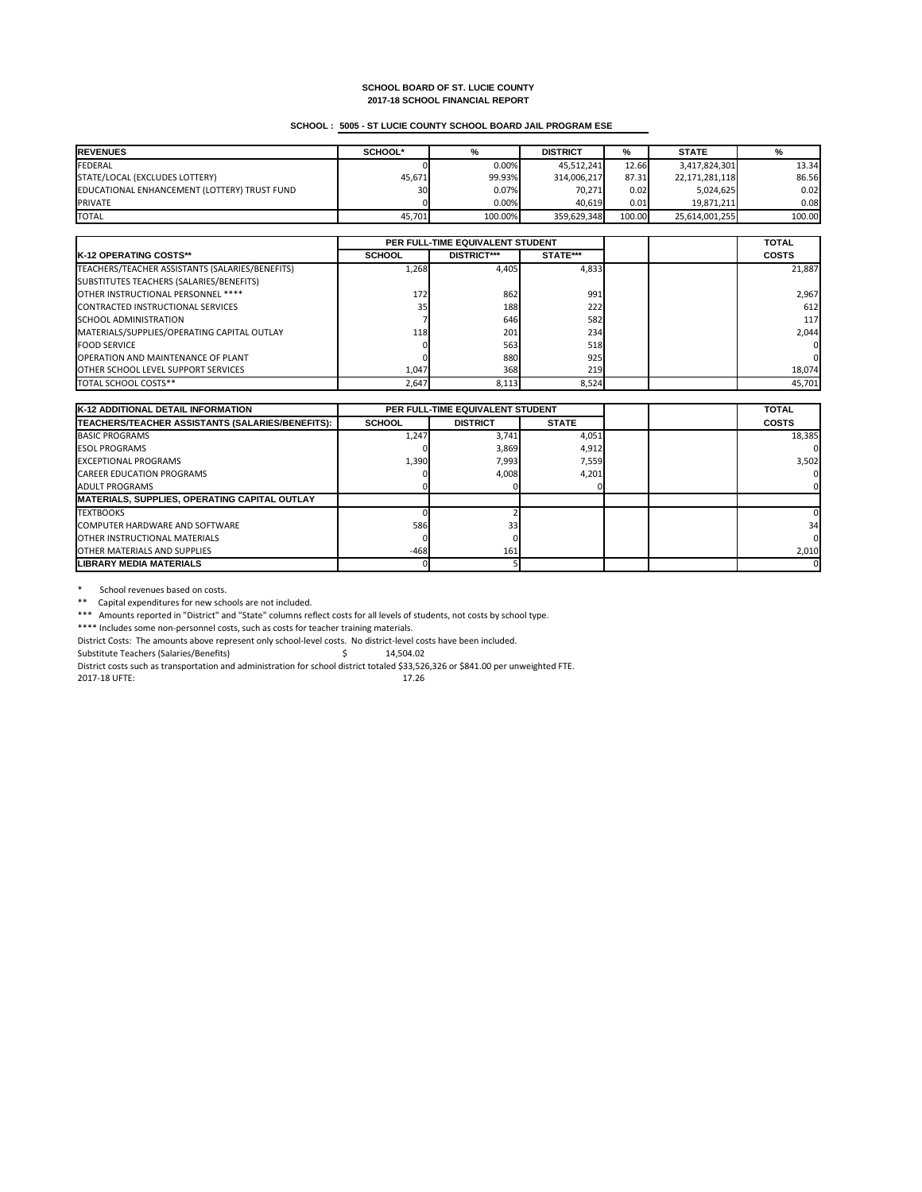**SCHOOL BOARD OF ST. LUCIE COUNTY**
**2017-18 SCHOOL FINANCIAL REPORT**

**SCHOOL : 5005 - ST LUCIE COUNTY SCHOOL BOARD JAIL PROGRAM ESE**

| REVENUES | SCHOOL* | % | DISTRICT | % | STATE | % |
|---|---|---|---|---|---|---|
| FEDERAL | 0 | 0.00% | 45,512,241 | 12.66 | 3,417,824,301 | 13.34 |
| STATE/LOCAL (EXCLUDES LOTTERY) | 45,671 | 99.93% | 314,006,217 | 87.31 | 22,171,281,118 | 86.56 |
| EDUCATIONAL ENHANCEMENT (LOTTERY) TRUST FUND | 30 | 0.07% | 70,271 | 0.02 | 5,024,625 | 0.02 |
| PRIVATE | 0 | 0.00% | 40,619 | 0.01 | 19,871,211 | 0.08 |
| TOTAL | 45,701 | 100.00% | 359,629,348 | 100.00 | 25,614,001,255 | 100.00 |

| | PER FULL-TIME EQUIVALENT STUDENT | | | | | TOTAL |
|---|---|---|---|---|---|---|
| **K-12 OPERATING COSTS**** | **SCHOOL** | **DISTRICT***** | **STATE***** | | | **COSTS** |
| TEACHERS/TEACHER ASSISTANTS (SALARIES/BENEFITS) | 1,268 | 4,405 | 4,833 | | | 21,887 |
| SUBSTITUTES TEACHERS (SALARIES/BENEFITS) | | | | | | |
| OTHER INSTRUCTIONAL PERSONNEL **** | 172 | 862 | 991 | | | 2,967 |
| CONTRACTED INSTRUCTIONAL SERVICES | 35 | 188 | 222 | | | 612 |
| SCHOOL ADMINISTRATION | 7 | 646 | 582 | | | 117 |
| MATERIALS/SUPPLIES/OPERATING CAPITAL OUTLAY | 118 | 201 | 234 | | | 2,044 |
| FOOD SERVICE | 0 | 563 | 518 | | | 0 |
| OPERATION AND MAINTENANCE OF PLANT | 0 | 880 | 925 | | | 0 |
| OTHER SCHOOL LEVEL SUPPORT SERVICES | 1,047 | 368 | 219 | | | 18,074 |
| TOTAL SCHOOL COSTS** | 2,647 | 8,113 | 8,524 | | | 45,701 |

| K-12 ADDITIONAL DETAIL INFORMATION | PER FULL-TIME EQUIVALENT STUDENT | | | | | TOTAL |
|---|---|---|---|---|---|---|
| **TEACHERS/TEACHER ASSISTANTS (SALARIES/BENEFITS):** | **SCHOOL** | **DISTRICT** | **STATE** | | | **COSTS** |
| BASIC PROGRAMS | 1,247 | 3,741 | 4,051 | | | 18,385 |
| ESOL PROGRAMS | 0 | 3,869 | 4,912 | | | 0 |
| EXCEPTIONAL PROGRAMS | 1,390 | 7,993 | 7,559 | | | 3,502 |
| CAREER EDUCATION PROGRAMS | 0 | 4,008 | 4,201 | | | 0 |
| ADULT PROGRAMS | 0 | 0 | 0 | | | 0 |
| **MATERIALS, SUPPLIES, OPERATING CAPITAL OUTLAY** | | | | | | |
| TEXTBOOKS | 0 | 2 | | | | 0 |
| COMPUTER HARDWARE AND SOFTWARE | 586 | 33 | | | | 34 |
| OTHER INSTRUCTIONAL MATERIALS | 0 | 0 | | | | 0 |
| OTHER MATERIALS AND SUPPLIES | -468 | 161 | | | | 2,010 |
| **LIBRARY MEDIA MATERIALS** | 0 | 5 | | | | 0 |

\* School revenues based on costs.

** Capital expenditures for new schools are not included.

*** Amounts reported in "District" and "State" columns reflect costs for all levels of students, not costs by school type.

**** Includes some non-personnel costs, such as costs for teacher training materials.

District Costs: The amounts above represent only school-level costs. No district-level costs have been included.

Substitute Teachers (Salaries/Benefits) $ 14,504.02

District costs such as transportation and administration for school district totaled $33,526,326 or $841.00 per unweighted FTE.

2017-18 UFTE: 17.26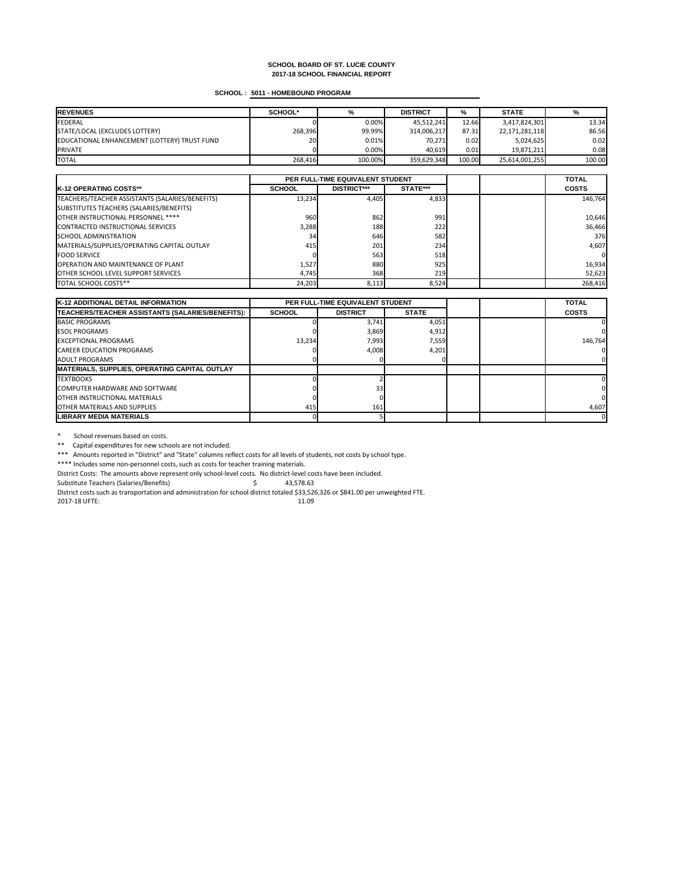**SCHOOL BOARD OF ST. LUCIE COUNTY**
**2017-18 SCHOOL FINANCIAL REPORT**

**SCHOOL : 5011 - HOMEBOUND PROGRAM**

| REVENUES | SCHOOL* | % | DISTRICT | % | STATE | % |
|---|---|---|---|---|---|---|
| FEDERAL | 0 | 0.00% | 45,512,241 | 12.66 | 3,417,824,301 | 13.34 |
| STATE/LOCAL (EXCLUDES LOTTERY) | 268,396 | 99.99% | 314,006,217 | 87.31 | 22,171,281,118 | 86.56 |
| EDUCATIONAL ENHANCEMENT (LOTTERY) TRUST FUND | 20 | 0.01% | 70,271 | 0.02 | 5,024,625 | 0.02 |
| PRIVATE | 0 | 0.00% | 40,619 | 0.01 | 19,871,211 | 0.08 |
| TOTAL | 268,416 | 100.00% | 359,629,348 | 100.00 | 25,614,001,255 | 100.00 |

| | PER FULL-TIME EQUIVALENT STUDENT | | | | | TOTAL |
|---|---|---|---|---|---|---|
| **K-12 OPERATING COSTS**** | **SCHOOL** | **DISTRICT***** | **STATE***** | | | **COSTS** |
| TEACHERS/TEACHER ASSISTANTS (SALARIES/BENEFITS) | 13,234 | 4,405 | 4,833 | | | 146,764 |
| SUBSTITUTES TEACHERS (SALARIES/BENEFITS) | | | | | | |
| OTHER INSTRUCTIONAL PERSONNEL **** | 960 | 862 | 991 | | | 10,646 |
| CONTRACTED INSTRUCTIONAL SERVICES | 3,288 | 188 | 222 | | | 36,466 |
| SCHOOL ADMINISTRATION | 34 | 646 | 582 | | | 376 |
| MATERIALS/SUPPLIES/OPERATING CAPITAL OUTLAY | 415 | 201 | 234 | | | 4,607 |
| FOOD SERVICE | 0 | 563 | 518 | | | 0 |
| OPERATION AND MAINTENANCE OF PLANT | 1,527 | 880 | 925 | | | 16,934 |
| OTHER SCHOOL LEVEL SUPPORT SERVICES | 4,745 | 368 | 219 | | | 52,623 |
| TOTAL SCHOOL COSTS** | 24,203 | 8,113 | 8,524 | | | 268,416 |

| **K-12 ADDITIONAL DETAIL INFORMATION** | PER FULL-TIME EQUIVALENT STUDENT | | | | | TOTAL |
|---|---|---|---|---|---|---|
| **TEACHERS/TEACHER ASSISTANTS (SALARIES/BENEFITS):** | **SCHOOL** | **DISTRICT** | **STATE** | | | **COSTS** |
| BASIC PROGRAMS | 0 | 3,741 | 4,051 | | | 0 |
| ESOL PROGRAMS | 0 | 3,869 | 4,912 | | | 0 |
| EXCEPTIONAL PROGRAMS | 13,234 | 7,993 | 7,559 | | | 146,764 |
| CAREER EDUCATION PROGRAMS | 0 | 4,008 | 4,201 | | | 0 |
| ADULT PROGRAMS | 0 | 0 | 0 | | | 0 |
| **MATERIALS, SUPPLIES, OPERATING CAPITAL OUTLAY** | | | | | | |
| TEXTBOOKS | 0 | 2 | | | | 0 |
| COMPUTER HARDWARE AND SOFTWARE | 0 | 33 | | | | 0 |
| OTHER INSTRUCTIONAL MATERIALS | 0 | 0 | | | | 0 |
| OTHER MATERIALS AND SUPPLIES | 415 | 161 | | | | 4,607 |
| **LIBRARY MEDIA MATERIALS** | 0 | 5 | | | | 0 |

\* School revenues based on costs.

** Capital expenditures for new schools are not included.

*** Amounts reported in "District" and "State" columns reflect costs for all levels of students, not costs by school type.

**** Includes some non-personnel costs, such as costs for teacher training materials.

District Costs: The amounts above represent only school-level costs. No district-level costs have been included.

Substitute Teachers (Salaries/Benefits) $ 43,578.63

District costs such as transportation and administration for school district totaled $33,526,326 or $841.00 per unweighted FTE.

2017-18 UFTE: 11.09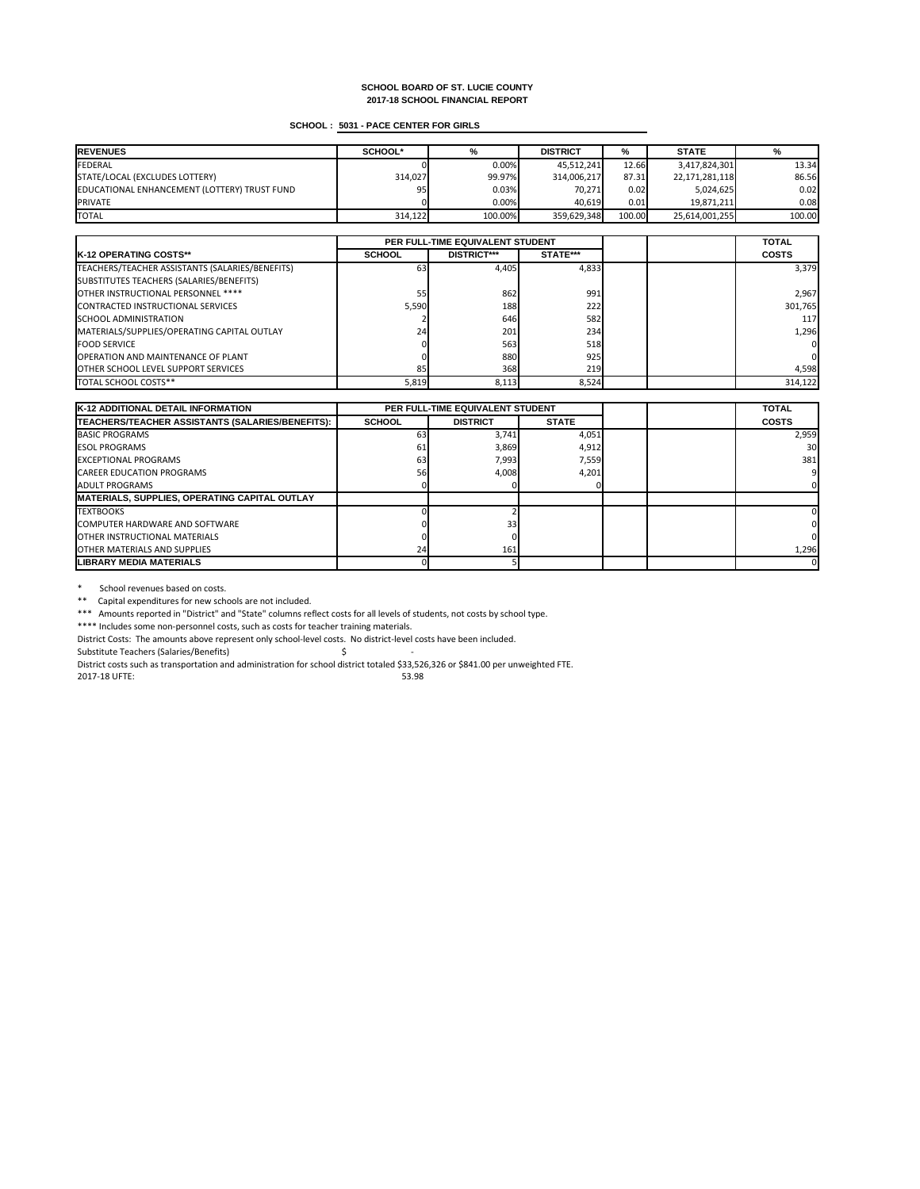**SCHOOL BOARD OF ST. LUCIE COUNTY**
**2017-18 SCHOOL FINANCIAL REPORT**

**SCHOOL : 5031 - PACE CENTER FOR GIRLS**

| REVENUES | SCHOOL* | % | DISTRICT | % | STATE | % |
|---|---|---|---|---|---|---|
| FEDERAL | 0 | 0.00% | 45,512,241 | 12.66 | 3,417,824,301 | 13.34 |
| STATE/LOCAL (EXCLUDES LOTTERY) | 314,027 | 99.97% | 314,006,217 | 87.31 | 22,171,281,118 | 86.56 |
| EDUCATIONAL ENHANCEMENT (LOTTERY) TRUST FUND | 95 | 0.03% | 70,271 | 0.02 | 5,024,625 | 0.02 |
| PRIVATE | 0 | 0.00% | 40,619 | 0.01 | 19,871,211 | 0.08 |
| TOTAL | 314,122 | 100.00% | 359,629,348 | 100.00 | 25,614,001,255 | 100.00 |

| | PER FULL-TIME EQUIVALENT STUDENT | | | | | TOTAL |
|---|---|---|---|---|---|---|
| K-12 OPERATING COSTS** | SCHOOL | DISTRICT*** | STATE*** | | | COSTS |
| TEACHERS/TEACHER ASSISTANTS (SALARIES/BENEFITS) | 63 | 4,405 | 4,833 | | | 3,379 |
| SUBSTITUTES TEACHERS (SALARIES/BENEFITS) | | | | | | |
| OTHER INSTRUCTIONAL PERSONNEL **** | 55 | 862 | 991 | | | 2,967 |
| CONTRACTED INSTRUCTIONAL SERVICES | 5,590 | 188 | 222 | | | 301,765 |
| SCHOOL ADMINISTRATION | 2 | 646 | 582 | | | 117 |
| MATERIALS/SUPPLIES/OPERATING CAPITAL OUTLAY | 24 | 201 | 234 | | | 1,296 |
| FOOD SERVICE | 0 | 563 | 518 | | | 0 |
| OPERATION AND MAINTENANCE OF PLANT | 0 | 880 | 925 | | | 0 |
| OTHER SCHOOL LEVEL SUPPORT SERVICES | 85 | 368 | 219 | | | 4,598 |
| TOTAL SCHOOL COSTS** | 5,819 | 8,113 | 8,524 | | | 314,122 |

| K-12 ADDITIONAL DETAIL INFORMATION | PER FULL-TIME EQUIVALENT STUDENT | | | | | TOTAL |
|---|---|---|---|---|---|---|
| TEACHERS/TEACHER ASSISTANTS (SALARIES/BENEFITS): | SCHOOL | DISTRICT | STATE | | | COSTS |
| BASIC PROGRAMS | 63 | 3,741 | 4,051 | | | 2,959 |
| ESOL PROGRAMS | 61 | 3,869 | 4,912 | | | 30 |
| EXCEPTIONAL PROGRAMS | 63 | 7,993 | 7,559 | | | 381 |
| CAREER EDUCATION PROGRAMS | 56 | 4,008 | 4,201 | | | 9 |
| ADULT PROGRAMS | 0 | 0 | 0 | | | 0 |
| MATERIALS, SUPPLIES, OPERATING CAPITAL OUTLAY | | | | | | |
| TEXTBOOKS | 0 | 2 | | | | 0 |
| COMPUTER HARDWARE AND SOFTWARE | 0 | 33 | | | | 0 |
| OTHER INSTRUCTIONAL MATERIALS | 0 | 0 | | | | 0 |
| OTHER MATERIALS AND SUPPLIES | 24 | 161 | | | | 1,296 |
| LIBRARY MEDIA MATERIALS | 0 | 5 | | | | 0 |

\* School revenues based on costs.

\*\* Capital expenditures for new schools are not included.

\*\*\* Amounts reported in "District" and "State" columns reflect costs for all levels of students, not costs by school type.

\*\*\*\* Includes some non-personnel costs, such as costs for teacher training materials.

District Costs: The amounts above represent only school-level costs. No district-level costs have been included.

Substitute Teachers (Salaries/Benefits) $ -

District costs such as transportation and administration for school district totaled $33,526,326 or $841.00 per unweighted FTE.

2017-18 UFTE: 53.98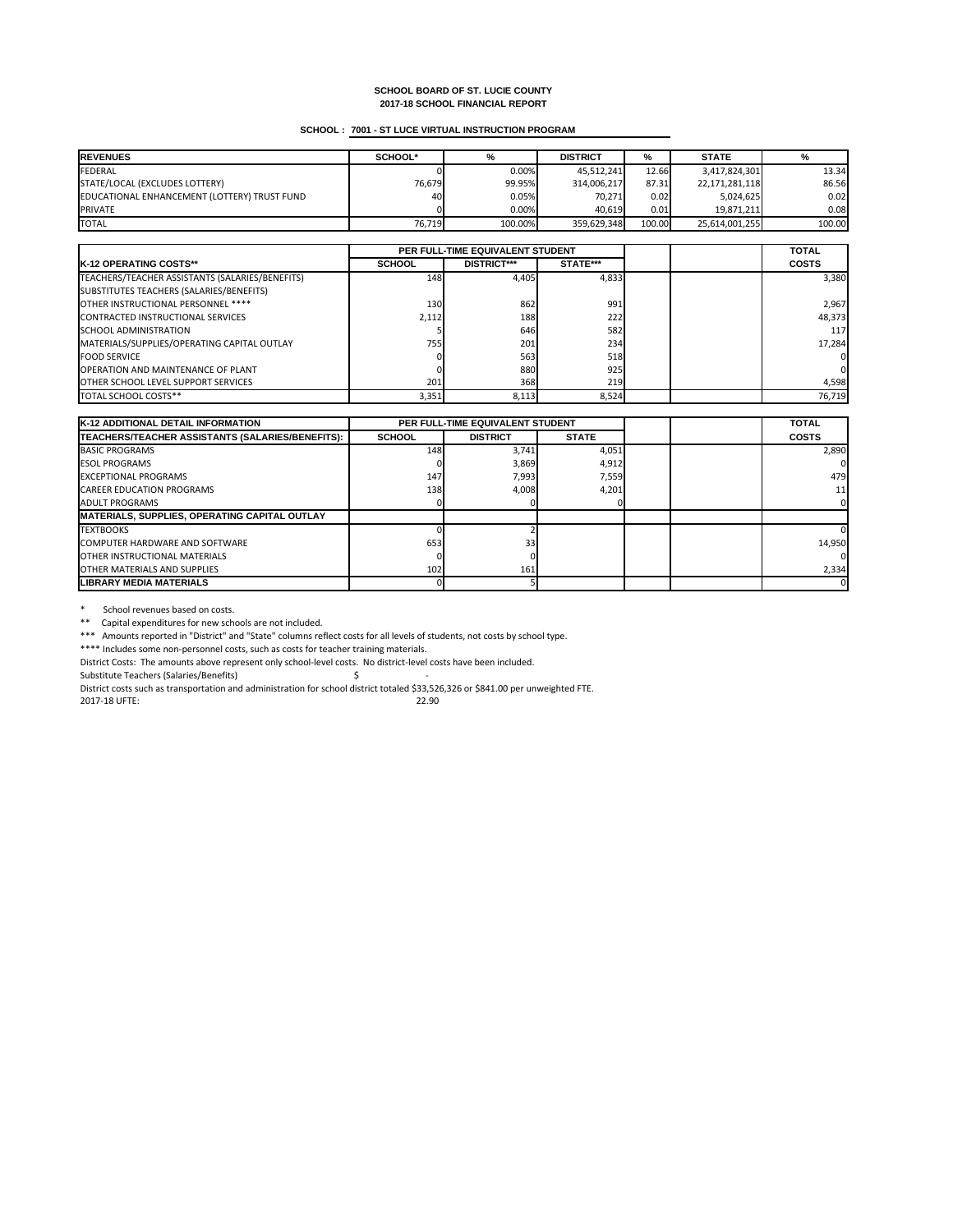**SCHOOL BOARD OF ST. LUCIE COUNTY**
**2017-18 SCHOOL FINANCIAL REPORT**

**SCHOOL : 7001 - ST LUCE VIRTUAL INSTRUCTION PROGRAM**

| REVENUES | SCHOOL* | % | DISTRICT | % | STATE | % |
|---|---|---|---|---|---|---|
| FEDERAL | 0 | 0.00% | 45,512,241 | 12.66 | 3,417,824,301 | 13.34 |
| STATE/LOCAL (EXCLUDES LOTTERY) | 76,679 | 99.95% | 314,006,217 | 87.31 | 22,171,281,118 | 86.56 |
| EDUCATIONAL ENHANCEMENT (LOTTERY) TRUST FUND | 40 | 0.05% | 70,271 | 0.02 | 5,024,625 | 0.02 |
| PRIVATE | 0 | 0.00% | 40,619 | 0.01 | 19,871,211 | 0.08 |
| TOTAL | 76,719 | 100.00% | 359,629,348 | 100.00 | 25,614,001,255 | 100.00 |

| | PER FULL-TIME EQUIVALENT STUDENT | | | | | TOTAL |
|---|---|---|---|---|---|---|
| K-12 OPERATING COSTS** | SCHOOL | DISTRICT*** | STATE*** | | | COSTS |
| TEACHERS/TEACHER ASSISTANTS (SALARIES/BENEFITS) | 148 | 4,405 | 4,833 | | | 3,380 |
| SUBSTITUTES TEACHERS (SALARIES/BENEFITS) | | | | | | |
| OTHER INSTRUCTIONAL PERSONNEL **** | 130 | 862 | 991 | | | 2,967 |
| CONTRACTED INSTRUCTIONAL SERVICES | 2,112 | 188 | 222 | | | 48,373 |
| SCHOOL ADMINISTRATION | 5 | 646 | 582 | | | 117 |
| MATERIALS/SUPPLIES/OPERATING CAPITAL OUTLAY | 755 | 201 | 234 | | | 17,284 |
| FOOD SERVICE | 0 | 563 | 518 | | | 0 |
| OPERATION AND MAINTENANCE OF PLANT | 0 | 880 | 925 | | | 0 |
| OTHER SCHOOL LEVEL SUPPORT SERVICES | 201 | 368 | 219 | | | 4,598 |
| TOTAL SCHOOL COSTS** | 3,351 | 8,113 | 8,524 | | | 76,719 |

| K-12 ADDITIONAL DETAIL INFORMATION | PER FULL-TIME EQUIVALENT STUDENT | | | | | TOTAL |
|---|---|---|---|---|---|---|
| TEACHERS/TEACHER ASSISTANTS (SALARIES/BENEFITS): | SCHOOL | DISTRICT | STATE | | | COSTS |
| BASIC PROGRAMS | 148 | 3,741 | 4,051 | | | 2,890 |
| ESOL PROGRAMS | 0 | 3,869 | 4,912 | | | 0 |
| EXCEPTIONAL PROGRAMS | 147 | 7,993 | 7,559 | | | 479 |
| CAREER EDUCATION PROGRAMS | 138 | 4,008 | 4,201 | | | 11 |
| ADULT PROGRAMS | 0 | 0 | 0 | | | 0 |
| MATERIALS, SUPPLIES, OPERATING CAPITAL OUTLAY | | | | | | |
| TEXTBOOKS | 0 | 2 | | | | 0 |
| COMPUTER HARDWARE AND SOFTWARE | 653 | 33 | | | | 14,950 |
| OTHER INSTRUCTIONAL MATERIALS | 0 | 0 | | | | 0 |
| OTHER MATERIALS AND SUPPLIES | 102 | 161 | | | | 2,334 |
| LIBRARY MEDIA MATERIALS | 0 | 5 | | | | 0 |

\* School revenues based on costs.

** Capital expenditures for new schools are not included.

*** Amounts reported in "District" and "State" columns reflect costs for all levels of students, not costs by school type.

**** Includes some non-personnel costs, such as costs for teacher training materials.

District Costs: The amounts above represent only school-level costs. No district-level costs have been included.

Substitute Teachers (Salaries/Benefits) $ -

District costs such as transportation and administration for school district totaled $33,526,326 or $841.00 per unweighted FTE.

2017-18 UFTE: 22.90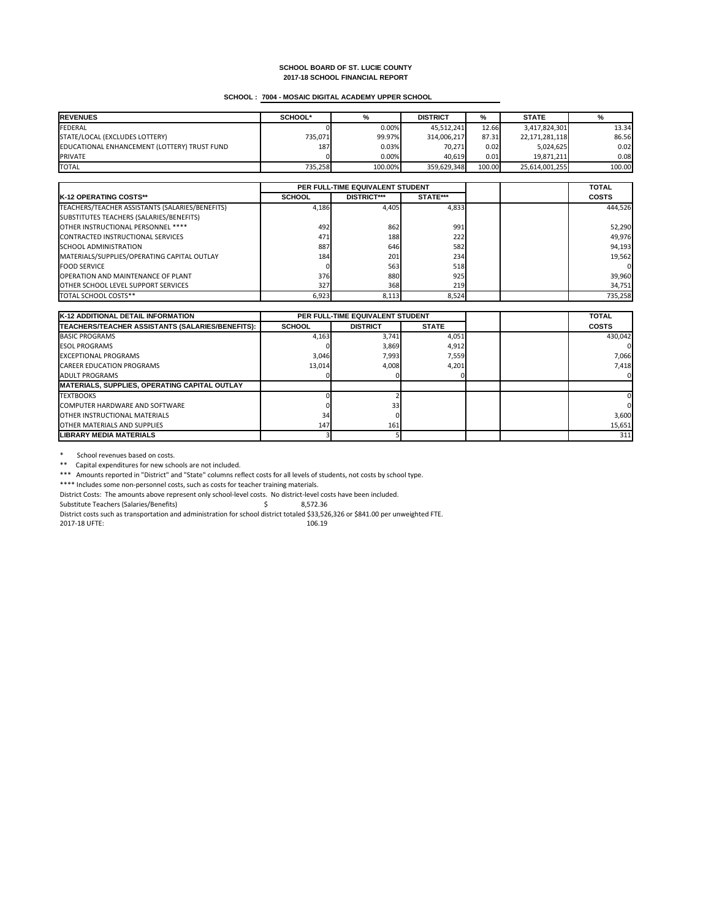**SCHOOL BOARD OF ST. LUCIE COUNTY**
**2017-18 SCHOOL FINANCIAL REPORT**

**SCHOOL : 7004 - MOSAIC DIGITAL ACADEMY UPPER SCHOOL**

| REVENUES | SCHOOL* | % | DISTRICT | % | STATE | % |
|---|---|---|---|---|---|---|
| FEDERAL | 0 | 0.00% | 45,512,241 | 12.66 | 3,417,824,301 | 13.34 |
| STATE/LOCAL (EXCLUDES LOTTERY) | 735,071 | 99.97% | 314,006,217 | 87.31 | 22,171,281,118 | 86.56 |
| EDUCATIONAL ENHANCEMENT (LOTTERY) TRUST FUND | 187 | 0.03% | 70,271 | 0.02 | 5,024,625 | 0.02 |
| PRIVATE | 0 | 0.00% | 40,619 | 0.01 | 19,871,211 | 0.08 |
| TOTAL | 735,258 | 100.00% | 359,629,348 | 100.00 | 25,614,001,255 | 100.00 |

| | PER FULL-TIME EQUIVALENT STUDENT | | | | | TOTAL |
|---|---|---|---|---|---|---|
| K-12 OPERATING COSTS** | SCHOOL | DISTRICT*** | STATE*** | | | COSTS |
| TEACHERS/TEACHER ASSISTANTS (SALARIES/BENEFITS) | 4,186 | 4,405 | 4,833 | | | 444,526 |
| SUBSTITUTES TEACHERS (SALARIES/BENEFITS) | | | | | | |
| OTHER INSTRUCTIONAL PERSONNEL **** | 492 | 862 | 991 | | | 52,290 |
| CONTRACTED INSTRUCTIONAL SERVICES | 471 | 188 | 222 | | | 49,976 |
| SCHOOL ADMINISTRATION | 887 | 646 | 582 | | | 94,193 |
| MATERIALS/SUPPLIES/OPERATING CAPITAL OUTLAY | 184 | 201 | 234 | | | 19,562 |
| FOOD SERVICE | 0 | 563 | 518 | | | 0 |
| OPERATION AND MAINTENANCE OF PLANT | 376 | 880 | 925 | | | 39,960 |
| OTHER SCHOOL LEVEL SUPPORT SERVICES | 327 | 368 | 219 | | | 34,751 |
| TOTAL SCHOOL COSTS** | 6,923 | 8,113 | 8,524 | | | 735,258 |

| K-12 ADDITIONAL DETAIL INFORMATION | PER FULL-TIME EQUIVALENT STUDENT | | | | | TOTAL |
|---|---|---|---|---|---|---|
| TEACHERS/TEACHER ASSISTANTS (SALARIES/BENEFITS): | SCHOOL | DISTRICT | STATE | | | COSTS |
| BASIC PROGRAMS | 4,163 | 3,741 | 4,051 | | | 430,042 |
| ESOL PROGRAMS | 0 | 3,869 | 4,912 | | | 0 |
| EXCEPTIONAL PROGRAMS | 3,046 | 7,993 | 7,559 | | | 7,066 |
| CAREER EDUCATION PROGRAMS | 13,014 | 4,008 | 4,201 | | | 7,418 |
| ADULT PROGRAMS | 0 | 0 | 0 | | | 0 |
| MATERIALS, SUPPLIES, OPERATING CAPITAL OUTLAY | | | | | | |
| TEXTBOOKS | 0 | 2 | | | | 0 |
| COMPUTER HARDWARE AND SOFTWARE | 0 | 33 | | | | 0 |
| OTHER INSTRUCTIONAL MATERIALS | 34 | 0 | | | | 3,600 |
| OTHER MATERIALS AND SUPPLIES | 147 | 161 | | | | 15,651 |
| LIBRARY MEDIA MATERIALS | 3 | 5 | | | | 311 |

\* School revenues based on costs.

** Capital expenditures for new schools are not included.

*** Amounts reported in "District" and "State" columns reflect costs for all levels of students, not costs by school type.

**** Includes some non-personnel costs, such as costs for teacher training materials.

District Costs: The amounts above represent only school-level costs. No district-level costs have been included.

Substitute Teachers (Salaries/Benefits) $ 8,572.36

District costs such as transportation and administration for school district totaled $33,526,326 or $841.00 per unweighted FTE.

2017-18 UFTE: 106.19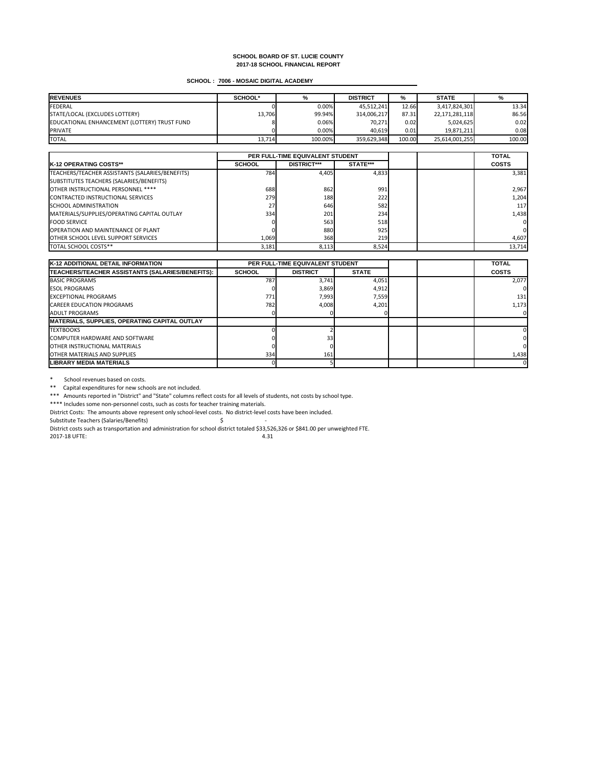**SCHOOL BOARD OF ST. LUCIE COUNTY**
**2017-18 SCHOOL FINANCIAL REPORT**

**SCHOOL : 7006 - MOSAIC DIGITAL ACADEMY**

| REVENUES | SCHOOL* | % | DISTRICT | % | STATE | % |
|---|---|---|---|---|---|---|
| FEDERAL | 0 | 0.00% | 45,512,241 | 12.66 | 3,417,824,301 | 13.34 |
| STATE/LOCAL (EXCLUDES LOTTERY) | 13,706 | 99.94% | 314,006,217 | 87.31 | 22,171,281,118 | 86.56 |
| EDUCATIONAL ENHANCEMENT (LOTTERY) TRUST FUND | 8 | 0.06% | 70,271 | 0.02 | 5,024,625 | 0.02 |
| PRIVATE | 0 | 0.00% | 40,619 | 0.01 | 19,871,211 | 0.08 |
| TOTAL | 13,714 | 100.00% | 359,629,348 | 100.00 | 25,614,001,255 | 100.00 |

| | PER FULL-TIME EQUIVALENT STUDENT | | | | | TOTAL |
|---|---|---|---|---|---|---|
| K-12 OPERATING COSTS** | SCHOOL | DISTRICT*** | STATE*** | | | COSTS |
| TEACHERS/TEACHER ASSISTANTS (SALARIES/BENEFITS) | 784 | 4,405 | 4,833 | | | 3,381 |
| SUBSTITUTES TEACHERS (SALARIES/BENEFITS) | | | | | | |
| OTHER INSTRUCTIONAL PERSONNEL **** | 688 | 862 | 991 | | | 2,967 |
| CONTRACTED INSTRUCTIONAL SERVICES | 279 | 188 | 222 | | | 1,204 |
| SCHOOL ADMINISTRATION | 27 | 646 | 582 | | | 117 |
| MATERIALS/SUPPLIES/OPERATING CAPITAL OUTLAY | 334 | 201 | 234 | | | 1,438 |
| FOOD SERVICE | 0 | 563 | 518 | | | 0 |
| OPERATION AND MAINTENANCE OF PLANT | 0 | 880 | 925 | | | 0 |
| OTHER SCHOOL LEVEL SUPPORT SERVICES | 1,069 | 368 | 219 | | | 4,607 |
| TOTAL SCHOOL COSTS** | 3,181 | 8,113 | 8,524 | | | 13,714 |

| K-12 ADDITIONAL DETAIL INFORMATION | PER FULL-TIME EQUIVALENT STUDENT | | | | | TOTAL |
|---|---|---|---|---|---|---|
| TEACHERS/TEACHER ASSISTANTS (SALARIES/BENEFITS): | SCHOOL | DISTRICT | STATE | | | COSTS |
| BASIC PROGRAMS | 787 | 3,741 | 4,051 | | | 2,077 |
| ESOL PROGRAMS | 0 | 3,869 | 4,912 | | | 0 |
| EXCEPTIONAL PROGRAMS | 771 | 7,993 | 7,559 | | | 131 |
| CAREER EDUCATION PROGRAMS | 782 | 4,008 | 4,201 | | | 1,173 |
| ADULT PROGRAMS | 0 | 0 | 0 | | | 0 |
| **MATERIALS, SUPPLIES, OPERATING CAPITAL OUTLAY** | | | | | | |
| TEXTBOOKS | 0 | 2 | | | | 0 |
| COMPUTER HARDWARE AND SOFTWARE | 0 | 33 | | | | 0 |
| OTHER INSTRUCTIONAL MATERIALS | 0 | 0 | | | | 0 |
| OTHER MATERIALS AND SUPPLIES | 334 | 161 | | | | 1,438 |
| **LIBRARY MEDIA MATERIALS** | 0 | 5 | | | | 0 |

\* School revenues based on costs.

** Capital expenditures for new schools are not included.

*** Amounts reported in "District" and "State" columns reflect costs for all levels of students, not costs by school type.

**** Includes some non-personnel costs, such as costs for teacher training materials.

District Costs: The amounts above represent only school-level costs. No district-level costs have been included.

Substitute Teachers (Salaries/Benefits) $ -

District costs such as transportation and administration for school district totaled $33,526,326 or $841.00 per unweighted FTE.

2017-18 UFTE: 4.31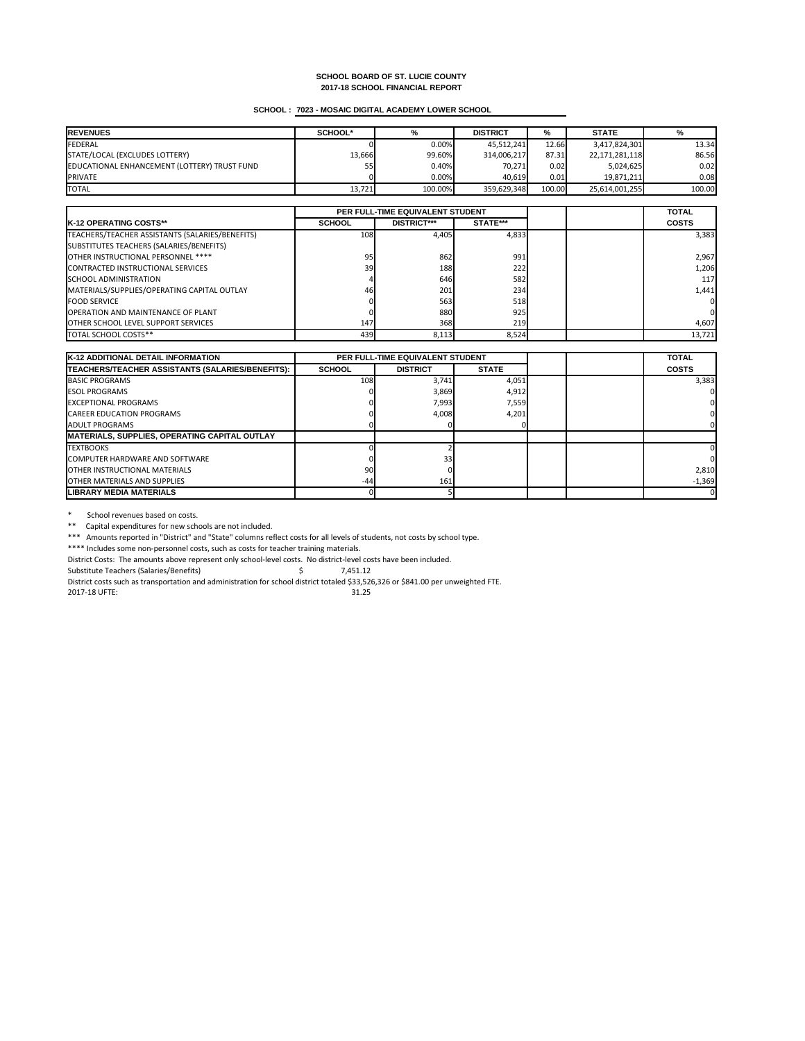**SCHOOL BOARD OF ST. LUCIE COUNTY**
**2017-18 SCHOOL FINANCIAL REPORT**

**SCHOOL : 7023 - MOSAIC DIGITAL ACADEMY LOWER SCHOOL**

| REVENUES | SCHOOL* | % | DISTRICT | % | STATE | % |
|---|---|---|---|---|---|---|
| FEDERAL | 0 | 0.00% | 45,512,241 | 12.66 | 3,417,824,301 | 13.34 |
| STATE/LOCAL (EXCLUDES LOTTERY) | 13,666 | 99.60% | 314,006,217 | 87.31 | 22,171,281,118 | 86.56 |
| EDUCATIONAL ENHANCEMENT (LOTTERY) TRUST FUND | 55 | 0.40% | 70,271 | 0.02 | 5,024,625 | 0.02 |
| PRIVATE | 0 | 0.00% | 40,619 | 0.01 | 19,871,211 | 0.08 |
| TOTAL | 13,721 | 100.00% | 359,629,348 | 100.00 | 25,614,001,255 | 100.00 |

| | PER FULL-TIME EQUIVALENT STUDENT | | | | | TOTAL |
|---|---|---|---|---|---|---|
| **K-12 OPERATING COSTS**** | **SCHOOL** | **DISTRICT***** | **STATE***** | | | **COSTS** |
| TEACHERS/TEACHER ASSISTANTS (SALARIES/BENEFITS) | 108 | 4,405 | 4,833 | | | 3,383 |
| SUBSTITUTES TEACHERS (SALARIES/BENEFITS) | | | | | | |
| OTHER INSTRUCTIONAL PERSONNEL **** | 95 | 862 | 991 | | | 2,967 |
| CONTRACTED INSTRUCTIONAL SERVICES | 39 | 188 | 222 | | | 1,206 |
| SCHOOL ADMINISTRATION | 4 | 646 | 582 | | | 117 |
| MATERIALS/SUPPLIES/OPERATING CAPITAL OUTLAY | 46 | 201 | 234 | | | 1,441 |
| FOOD SERVICE | 0 | 563 | 518 | | | 0 |
| OPERATION AND MAINTENANCE OF PLANT | 0 | 880 | 925 | | | 0 |
| OTHER SCHOOL LEVEL SUPPORT SERVICES | 147 | 368 | 219 | | | 4,607 |
| TOTAL SCHOOL COSTS** | 439 | 8,113 | 8,524 | | | 13,721 |

| K-12 ADDITIONAL DETAIL INFORMATION | PER FULL-TIME EQUIVALENT STUDENT | | | | | TOTAL |
|---|---|---|---|---|---|---|
| **TEACHERS/TEACHER ASSISTANTS (SALARIES/BENEFITS):** | **SCHOOL** | **DISTRICT** | **STATE** | | | **COSTS** |
| BASIC PROGRAMS | 108 | 3,741 | 4,051 | | | 3,383 |
| ESOL PROGRAMS | 0 | 3,869 | 4,912 | | | 0 |
| EXCEPTIONAL PROGRAMS | 0 | 7,993 | 7,559 | | | 0 |
| CAREER EDUCATION PROGRAMS | 0 | 4,008 | 4,201 | | | 0 |
| ADULT PROGRAMS | 0 | 0 | 0 | | | 0 |
| **MATERIALS, SUPPLIES, OPERATING CAPITAL OUTLAY** | | | | | | |
| TEXTBOOKS | 0 | 2 | | | | 0 |
| COMPUTER HARDWARE AND SOFTWARE | 0 | 33 | | | | 0 |
| OTHER INSTRUCTIONAL MATERIALS | 90 | 0 | | | | 2,810 |
| OTHER MATERIALS AND SUPPLIES | -44 | 161 | | | | -1,369 |
| **LIBRARY MEDIA MATERIALS** | 0 | 5 | | | | 0 |

\* School revenues based on costs.

** Capital expenditures for new schools are not included.

*** Amounts reported in "District" and "State" columns reflect costs for all levels of students, not costs by school type.

**** Includes some non-personnel costs, such as costs for teacher training materials.

District Costs: The amounts above represent only school-level costs. No district-level costs have been included.

Substitute Teachers (Salaries/Benefits) $ 7,451.12

District costs such as transportation and administration for school district totaled $33,526,326 or $841.00 per unweighted FTE.

2017-18 UFTE: 31.25